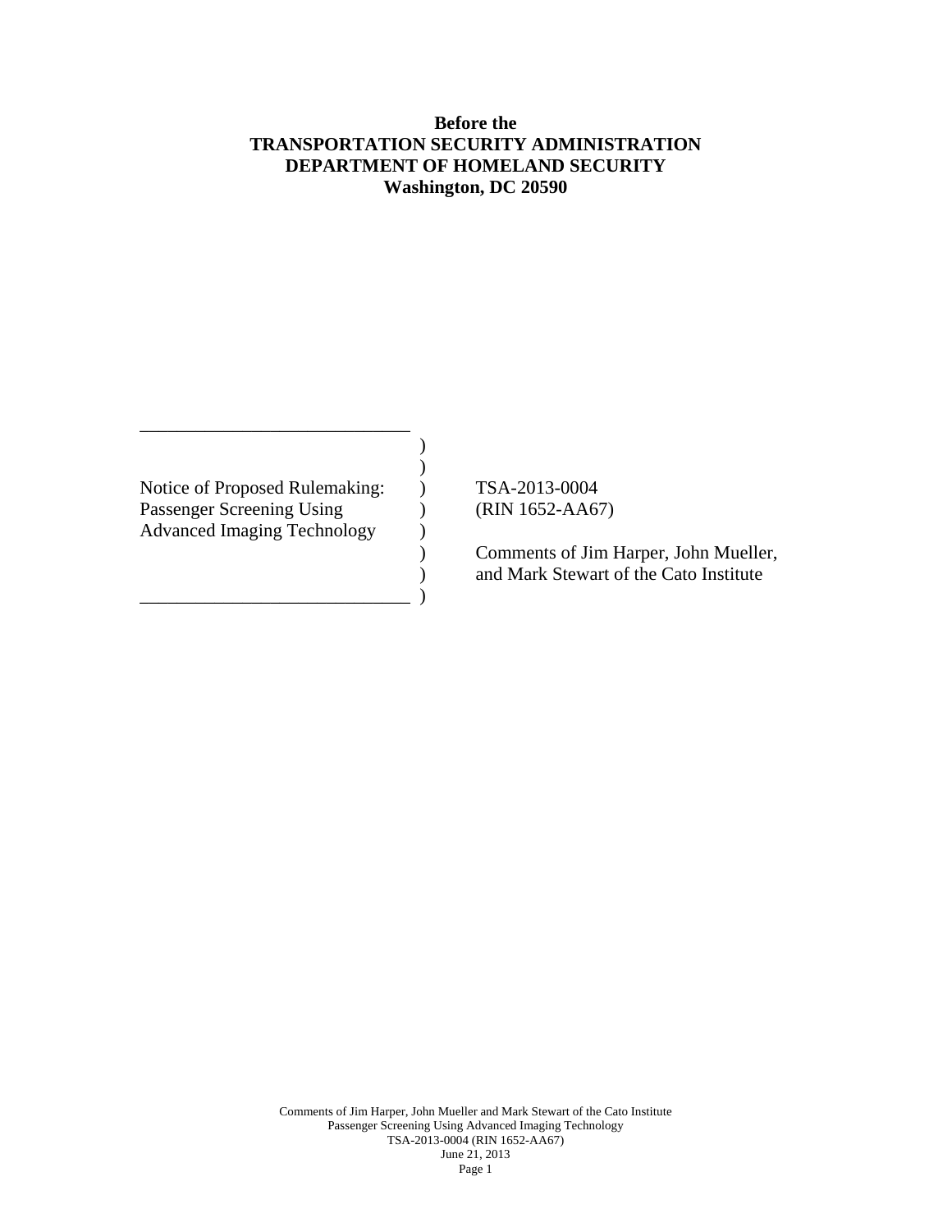**Before the**
**TRANSPORTATION SECURITY ADMINISTRATION**
**DEPARTMENT OF HOMELAND SECURITY**
**Washington, DC 20590**

| | |
|---|---|
| Notice of Proposed Rulemaking: Passenger Screening Using Advanced Imaging Technology | TSA-2013-0004 (RIN 1652-AA67) |
| | Comments of Jim Harper, John Mueller, and Mark Stewart of the Cato Institute |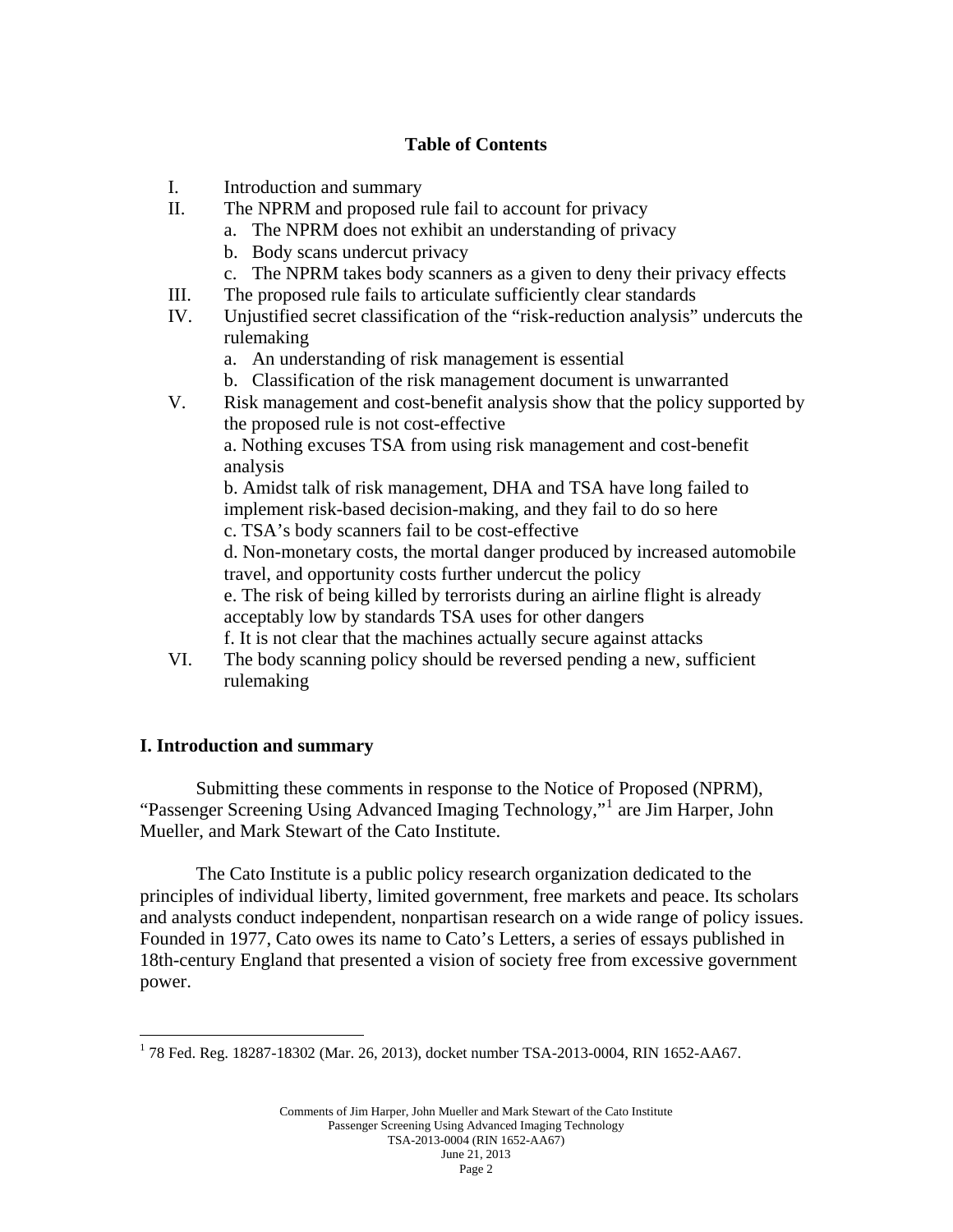**Table of Contents**

- I. Introduction and summary
- II. The NPRM and proposed rule fail to account for privacy
    - a. The NPRM does not exhibit an understanding of privacy
    - b. Body scans undercut privacy
    - c. The NPRM takes body scanners as a given to deny their privacy effects
- III. The proposed rule fails to articulate sufficiently clear standards
- IV. Unjustified secret classification of the "risk-reduction analysis" undercuts the rulemaking
    - a. An understanding of risk management is essential
    - b. Classification of the risk management document is unwarranted
- V. Risk management and cost-benefit analysis show that the policy supported by the proposed rule is not cost-effective
    - a. Nothing excuses TSA from using risk management and cost-benefit analysis
    - b. Amidst talk of risk management, DHA and TSA have long failed to implement risk-based decision-making, and they fail to do so here
    - c. TSA's body scanners fail to be cost-effective
    - d. Non-monetary costs, the mortal danger produced by increased automobile travel, and opportunity costs further undercut the policy
    - e. The risk of being killed by terrorists during an airline flight is already acceptably low by standards TSA uses for other dangers
    - f. It is not clear that the machines actually secure against attacks
- VI. The body scanning policy should be reversed pending a new, sufficient rulemaking

## I. Introduction and summary

Submitting these comments in response to the Notice of Proposed (NPRM), "Passenger Screening Using Advanced Imaging Technology,"[1] are Jim Harper, John Mueller, and Mark Stewart of the Cato Institute.

The Cato Institute is a public policy research organization dedicated to the principles of individual liberty, limited government, free markets and peace. Its scholars and analysts conduct independent, nonpartisan research on a wide range of policy issues. Founded in 1977, Cato owes its name to Cato's Letters, a series of essays published in 18th-century England that presented a vision of society free from excessive government power.

---

[1] 78 Fed. Reg. 18287-18302 (Mar. 26, 2013), docket number TSA-2013-0004, RIN 1652-AA67.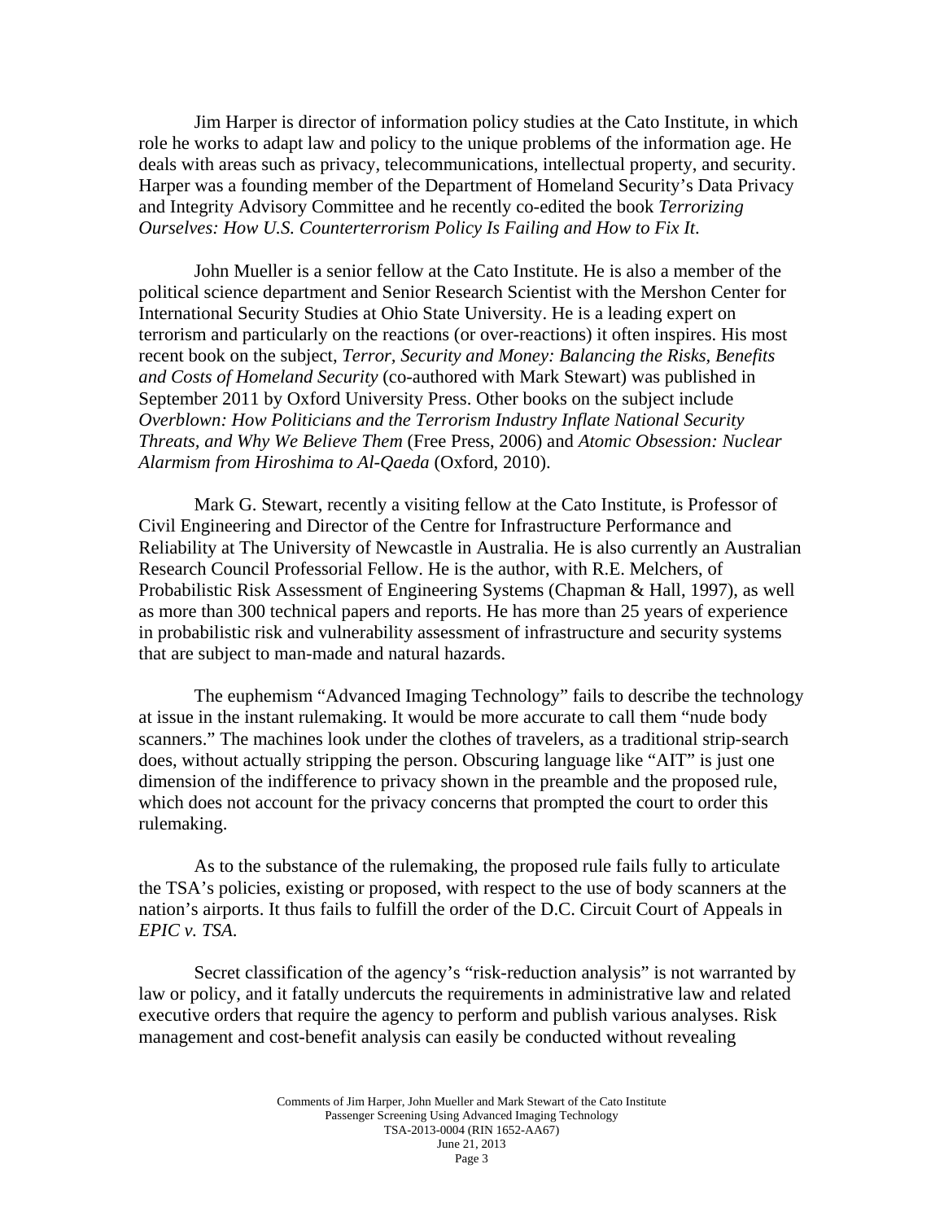Jim Harper is director of information policy studies at the Cato Institute, in which role he works to adapt law and policy to the unique problems of the information age. He deals with areas such as privacy, telecommunications, intellectual property, and security. Harper was a founding member of the Department of Homeland Security's Data Privacy and Integrity Advisory Committee and he recently co-edited the book *Terrorizing Ourselves: How U.S. Counterterrorism Policy Is Failing and How to Fix It*.

John Mueller is a senior fellow at the Cato Institute. He is also a member of the political science department and Senior Research Scientist with the Mershon Center for International Security Studies at Ohio State University. He is a leading expert on terrorism and particularly on the reactions (or over-reactions) it often inspires. His most recent book on the subject, *Terror, Security and Money: Balancing the Risks, Benefits and Costs of Homeland Security* (co-authored with Mark Stewart) was published in September 2011 by Oxford University Press. Other books on the subject include *Overblown: How Politicians and the Terrorism Industry Inflate National Security Threats, and Why We Believe Them* (Free Press, 2006) and *Atomic Obsession: Nuclear Alarmism from Hiroshima to Al-Qaeda* (Oxford, 2010).

Mark G. Stewart, recently a visiting fellow at the Cato Institute, is Professor of Civil Engineering and Director of the Centre for Infrastructure Performance and Reliability at The University of Newcastle in Australia. He is also currently an Australian Research Council Professorial Fellow. He is the author, with R.E. Melchers, of Probabilistic Risk Assessment of Engineering Systems (Chapman & Hall, 1997), as well as more than 300 technical papers and reports. He has more than 25 years of experience in probabilistic risk and vulnerability assessment of infrastructure and security systems that are subject to man-made and natural hazards.

The euphemism "Advanced Imaging Technology" fails to describe the technology at issue in the instant rulemaking. It would be more accurate to call them "nude body scanners." The machines look under the clothes of travelers, as a traditional strip-search does, without actually stripping the person. Obscuring language like "AIT" is just one dimension of the indifference to privacy shown in the preamble and the proposed rule, which does not account for the privacy concerns that prompted the court to order this rulemaking.

As to the substance of the rulemaking, the proposed rule fails fully to articulate the TSA's policies, existing or proposed, with respect to the use of body scanners at the nation's airports. It thus fails to fulfill the order of the D.C. Circuit Court of Appeals in *EPIC v. TSA*.

Secret classification of the agency's "risk-reduction analysis" is not warranted by law or policy, and it fatally undercuts the requirements in administrative law and related executive orders that require the agency to perform and publish various analyses. Risk management and cost-benefit analysis can easily be conducted without revealing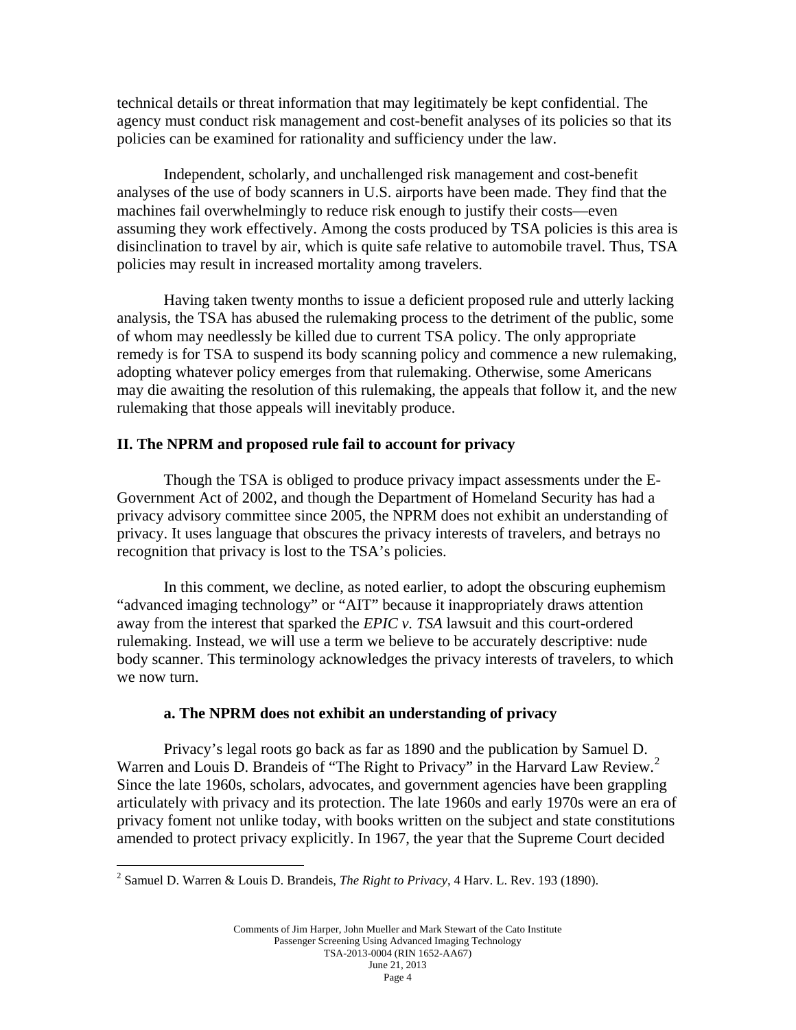technical details or threat information that may legitimately be kept confidential. The agency must conduct risk management and cost-benefit analyses of its policies so that its policies can be examined for rationality and sufficiency under the law.

Independent, scholarly, and unchallenged risk management and cost-benefit analyses of the use of body scanners in U.S. airports have been made. They find that the machines fail overwhelmingly to reduce risk enough to justify their costs—even assuming they work effectively. Among the costs produced by TSA policies is this area is disinclination to travel by air, which is quite safe relative to automobile travel. Thus, TSA policies may result in increased mortality among travelers.

Having taken twenty months to issue a deficient proposed rule and utterly lacking analysis, the TSA has abused the rulemaking process to the detriment of the public, some of whom may needlessly be killed due to current TSA policy. The only appropriate remedy is for TSA to suspend its body scanning policy and commence a new rulemaking, adopting whatever policy emerges from that rulemaking. Otherwise, some Americans may die awaiting the resolution of this rulemaking, the appeals that follow it, and the new rulemaking that those appeals will inevitably produce.

## II. The NPRM and proposed rule fail to account for privacy

Though the TSA is obliged to produce privacy impact assessments under the E-Government Act of 2002, and though the Department of Homeland Security has had a privacy advisory committee since 2005, the NPRM does not exhibit an understanding of privacy. It uses language that obscures the privacy interests of travelers, and betrays no recognition that privacy is lost to the TSA's policies.

In this comment, we decline, as noted earlier, to adopt the obscuring euphemism "advanced imaging technology" or "AIT" because it inappropriately draws attention away from the interest that sparked the *EPIC v. TSA* lawsuit and this court-ordered rulemaking. Instead, we will use a term we believe to be accurately descriptive: nude body scanner. This terminology acknowledges the privacy interests of travelers, to which we now turn.

### a. The NPRM does not exhibit an understanding of privacy

Privacy's legal roots go back as far as 1890 and the publication by Samuel D. Warren and Louis D. Brandeis of "The Right to Privacy" in the Harvard Law Review.[2] Since the late 1960s, scholars, advocates, and government agencies have been grappling articulately with privacy and its protection. The late 1960s and early 1970s were an era of privacy foment not unlike today, with books written on the subject and state constitutions amended to protect privacy explicitly. In 1967, the year that the Supreme Court decided

[2] Samuel D. Warren & Louis D. Brandeis, *The Right to Privacy*, 4 Harv. L. Rev. 193 (1890).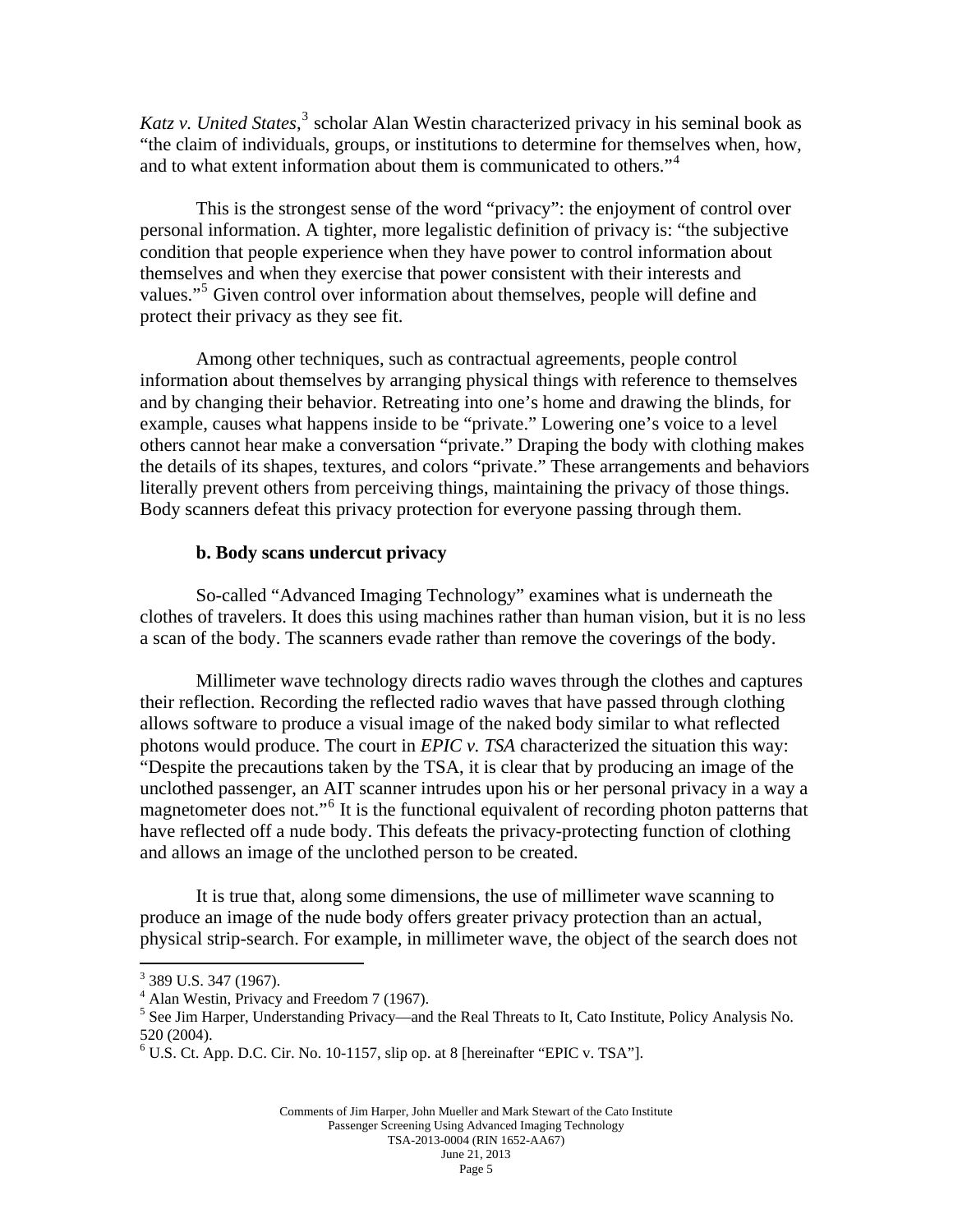*Katz v. United States*,[3] scholar Alan Westin characterized privacy in his seminal book as "the claim of individuals, groups, or institutions to determine for themselves when, how, and to what extent information about them is communicated to others."[4]

This is the strongest sense of the word "privacy": the enjoyment of control over personal information. A tighter, more legalistic definition of privacy is: "the subjective condition that people experience when they have power to control information about themselves and when they exercise that power consistent with their interests and values."[5] Given control over information about themselves, people will define and protect their privacy as they see fit.

Among other techniques, such as contractual agreements, people control information about themselves by arranging physical things with reference to themselves and by changing their behavior. Retreating into one's home and drawing the blinds, for example, causes what happens inside to be "private." Lowering one's voice to a level others cannot hear make a conversation "private." Draping the body with clothing makes the details of its shapes, textures, and colors "private." These arrangements and behaviors literally prevent others from perceiving things, maintaining the privacy of those things. Body scanners defeat this privacy protection for everyone passing through them.

**b. Body scans undercut privacy**

So-called "Advanced Imaging Technology" examines what is underneath the clothes of travelers. It does this using machines rather than human vision, but it is no less a scan of the body. The scanners evade rather than remove the coverings of the body.

Millimeter wave technology directs radio waves through the clothes and captures their reflection. Recording the reflected radio waves that have passed through clothing allows software to produce a visual image of the naked body similar to what reflected photons would produce. The court in *EPIC v. TSA* characterized the situation this way: "Despite the precautions taken by the TSA, it is clear that by producing an image of the unclothed passenger, an AIT scanner intrudes upon his or her personal privacy in a way a magnetometer does not."[6] It is the functional equivalent of recording photon patterns that have reflected off a nude body. This defeats the privacy-protecting function of clothing and allows an image of the unclothed person to be created.

It is true that, along some dimensions, the use of millimeter wave scanning to produce an image of the nude body offers greater privacy protection than an actual, physical strip-search. For example, in millimeter wave, the object of the search does not

---

[3] 389 U.S. 347 (1967).

[4] Alan Westin, Privacy and Freedom 7 (1967).

[5] See Jim Harper, Understanding Privacy—and the Real Threats to It, Cato Institute, Policy Analysis No. 520 (2004).

[6] U.S. Ct. App. D.C. Cir. No. 10-1157, slip op. at 8 [hereinafter "EPIC v. TSA"].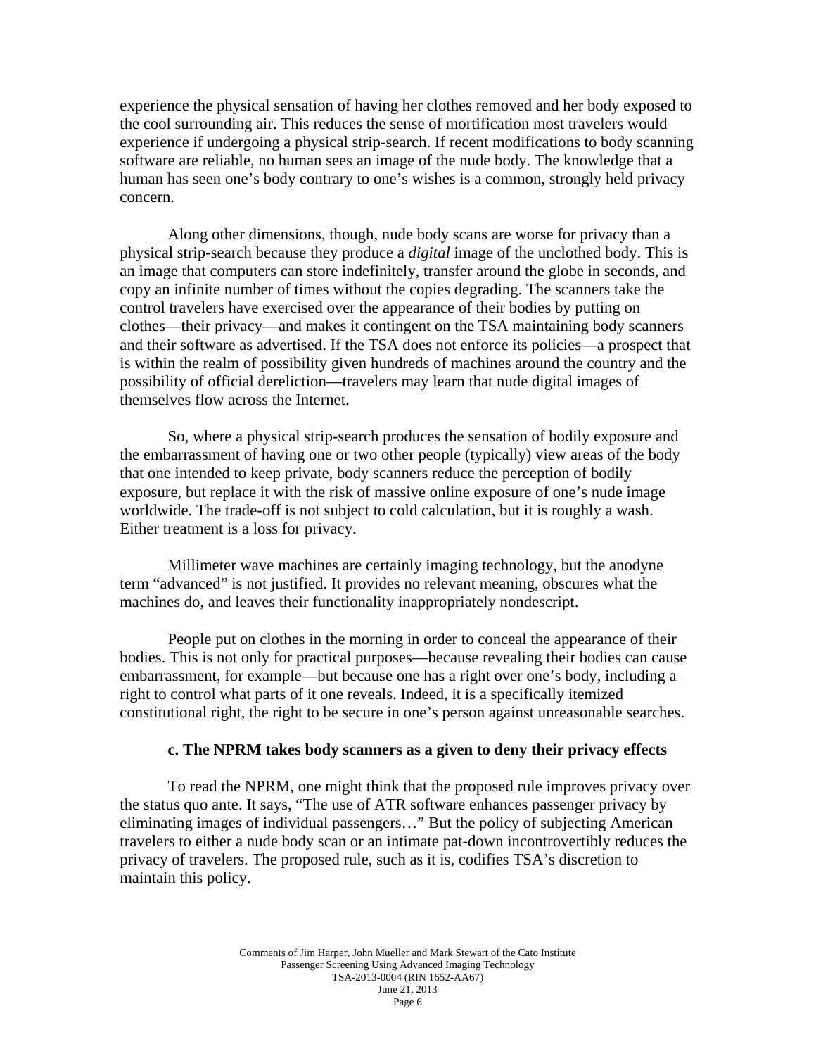experience the physical sensation of having her clothes removed and her body exposed to the cool surrounding air. This reduces the sense of mortification most travelers would experience if undergoing a physical strip-search. If recent modifications to body scanning software are reliable, no human sees an image of the nude body. The knowledge that a human has seen one's body contrary to one's wishes is a common, strongly held privacy concern.

Along other dimensions, though, nude body scans are worse for privacy than a physical strip-search because they produce a *digital* image of the unclothed body. This is an image that computers can store indefinitely, transfer around the globe in seconds, and copy an infinite number of times without the copies degrading. The scanners take the control travelers have exercised over the appearance of their bodies by putting on clothes—their privacy—and makes it contingent on the TSA maintaining body scanners and their software as advertised. If the TSA does not enforce its policies—a prospect that is within the realm of possibility given hundreds of machines around the country and the possibility of official dereliction—travelers may learn that nude digital images of themselves flow across the Internet.

So, where a physical strip-search produces the sensation of bodily exposure and the embarrassment of having one or two other people (typically) view areas of the body that one intended to keep private, body scanners reduce the perception of bodily exposure, but replace it with the risk of massive online exposure of one's nude image worldwide. The trade-off is not subject to cold calculation, but it is roughly a wash. Either treatment is a loss for privacy.

Millimeter wave machines are certainly imaging technology, but the anodyne term "advanced" is not justified. It provides no relevant meaning, obscures what the machines do, and leaves their functionality inappropriately nondescript.

People put on clothes in the morning in order to conceal the appearance of their bodies. This is not only for practical purposes—because revealing their bodies can cause embarrassment, for example—but because one has a right over one's body, including a right to control what parts of it one reveals. Indeed, it is a specifically itemized constitutional right, the right to be secure in one's person against unreasonable searches.

### c. The NPRM takes body scanners as a given to deny their privacy effects

To read the NPRM, one might think that the proposed rule improves privacy over the status quo ante. It says, "The use of ATR software enhances passenger privacy by eliminating images of individual passengers…" But the policy of subjecting American travelers to either a nude body scan or an intimate pat-down incontrovertibly reduces the privacy of travelers. The proposed rule, such as it is, codifies TSA's discretion to maintain this policy.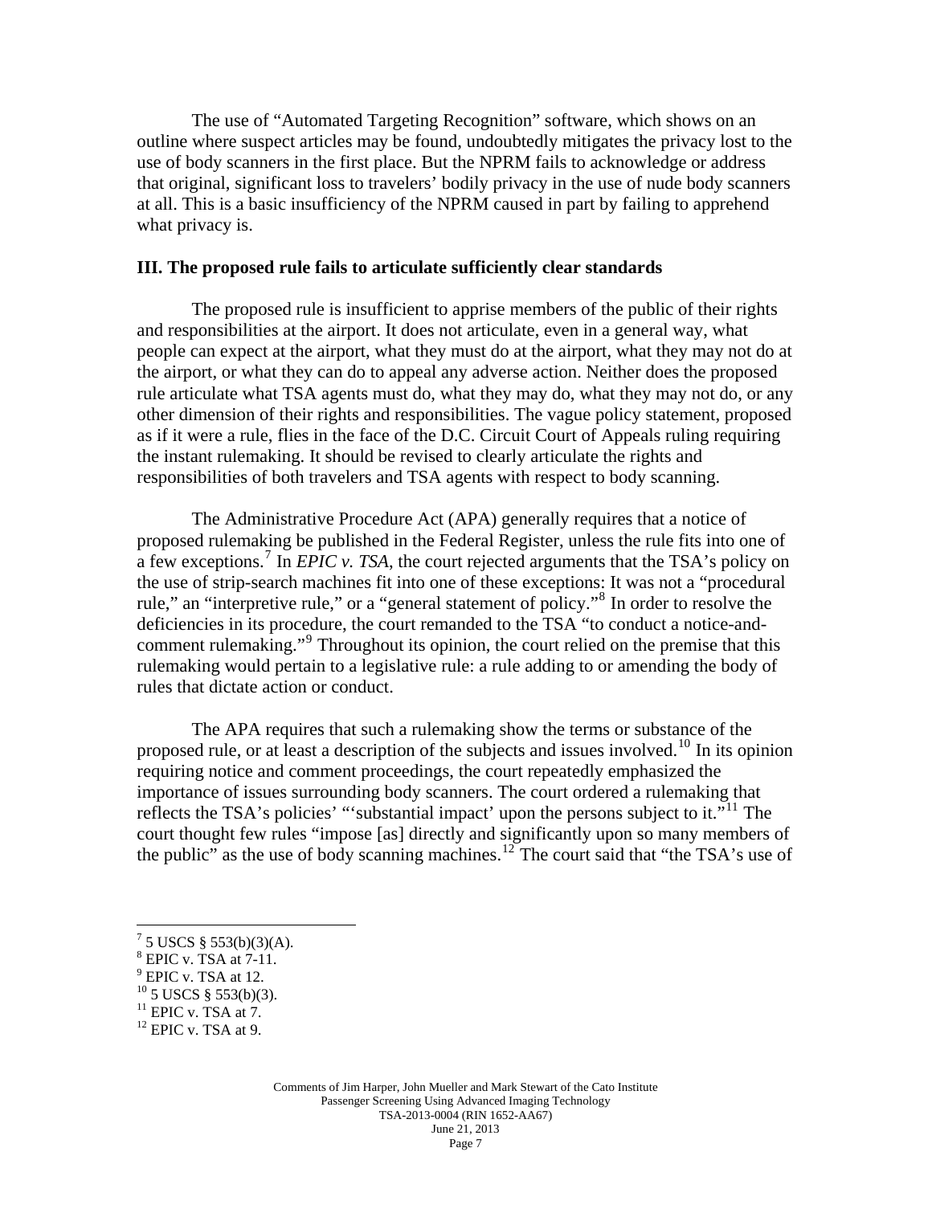The use of "Automated Targeting Recognition" software, which shows on an outline where suspect articles may be found, undoubtedly mitigates the privacy lost to the use of body scanners in the first place. But the NPRM fails to acknowledge or address that original, significant loss to travelers' bodily privacy in the use of nude body scanners at all. This is a basic insufficiency of the NPRM caused in part by failing to apprehend what privacy is.

## III. The proposed rule fails to articulate sufficiently clear standards

The proposed rule is insufficient to apprise members of the public of their rights and responsibilities at the airport. It does not articulate, even in a general way, what people can expect at the airport, what they must do at the airport, what they may not do at the airport, or what they can do to appeal any adverse action. Neither does the proposed rule articulate what TSA agents must do, what they may do, what they may not do, or any other dimension of their rights and responsibilities. The vague policy statement, proposed as if it were a rule, flies in the face of the D.C. Circuit Court of Appeals ruling requiring the instant rulemaking. It should be revised to clearly articulate the rights and responsibilities of both travelers and TSA agents with respect to body scanning.

The Administrative Procedure Act (APA) generally requires that a notice of proposed rulemaking be published in the Federal Register, unless the rule fits into one of a few exceptions.[7] In *EPIC v. TSA*, the court rejected arguments that the TSA's policy on the use of strip-search machines fit into one of these exceptions: It was not a "procedural rule," an "interpretive rule," or a "general statement of policy."[8] In order to resolve the deficiencies in its procedure, the court remanded to the TSA "to conduct a notice-and-comment rulemaking."[9] Throughout its opinion, the court relied on the premise that this rulemaking would pertain to a legislative rule: a rule adding to or amending the body of rules that dictate action or conduct.

The APA requires that such a rulemaking show the terms or substance of the proposed rule, or at least a description of the subjects and issues involved.[10] In its opinion requiring notice and comment proceedings, the court repeatedly emphasized the importance of issues surrounding body scanners. The court ordered a rulemaking that reflects the TSA's policies' "'substantial impact' upon the persons subject to it."[11] The court thought few rules "impose [as] directly and significantly upon so many members of the public" as the use of body scanning machines.[12] The court said that "the TSA's use of

---

[7] 5 USCS § 553(b)(3)(A).
[8] EPIC v. TSA at 7-11.
[9] EPIC v. TSA at 12.
[10] 5 USCS § 553(b)(3).
[11] EPIC v. TSA at 7.
[12] EPIC v. TSA at 9.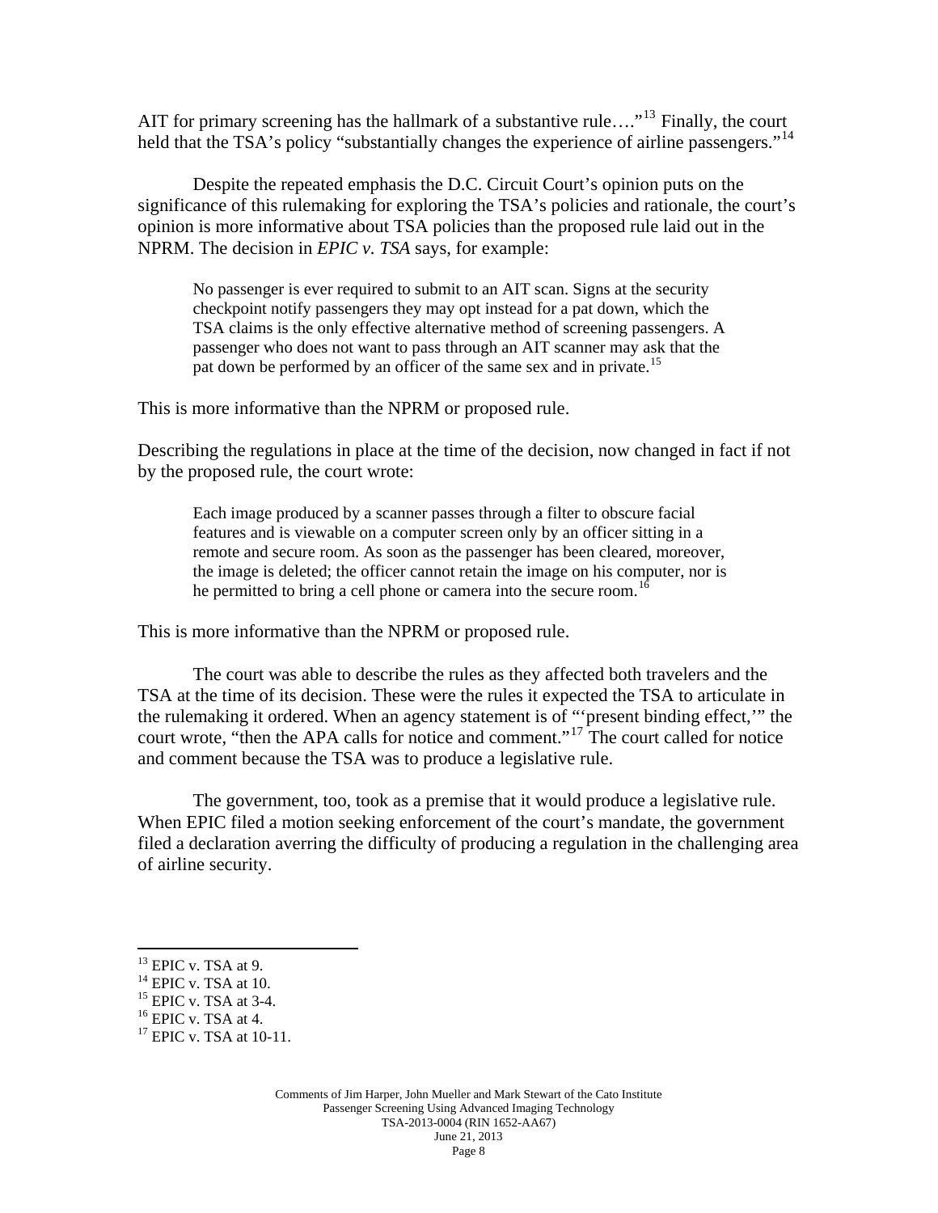AIT for primary screening has the hallmark of a substantive rule…."[13] Finally, the court held that the TSA's policy "substantially changes the experience of airline passengers."[14]

Despite the repeated emphasis the D.C. Circuit Court's opinion puts on the significance of this rulemaking for exploring the TSA's policies and rationale, the court's opinion is more informative about TSA policies than the proposed rule laid out in the NPRM. The decision in *EPIC v. TSA* says, for example:

> No passenger is ever required to submit to an AIT scan. Signs at the security checkpoint notify passengers they may opt instead for a pat down, which the TSA claims is the only effective alternative method of screening passengers. A passenger who does not want to pass through an AIT scanner may ask that the pat down be performed by an officer of the same sex and in private.[15]

This is more informative than the NPRM or proposed rule.

Describing the regulations in place at the time of the decision, now changed in fact if not by the proposed rule, the court wrote:

> Each image produced by a scanner passes through a filter to obscure facial features and is viewable on a computer screen only by an officer sitting in a remote and secure room. As soon as the passenger has been cleared, moreover, the image is deleted; the officer cannot retain the image on his computer, nor is he permitted to bring a cell phone or camera into the secure room.[16]

This is more informative than the NPRM or proposed rule.

The court was able to describe the rules as they affected both travelers and the TSA at the time of its decision. These were the rules it expected the TSA to articulate in the rulemaking it ordered. When an agency statement is of "'present binding effect,'" the court wrote, "then the APA calls for notice and comment."[17] The court called for notice and comment because the TSA was to produce a legislative rule.

The government, too, took as a premise that it would produce a legislative rule. When EPIC filed a motion seeking enforcement of the court's mandate, the government filed a declaration averring the difficulty of producing a regulation in the challenging area of airline security.

---

[13] EPIC v. TSA at 9.
[14] EPIC v. TSA at 10.
[15] EPIC v. TSA at 3-4.
[16] EPIC v. TSA at 4.
[17] EPIC v. TSA at 10-11.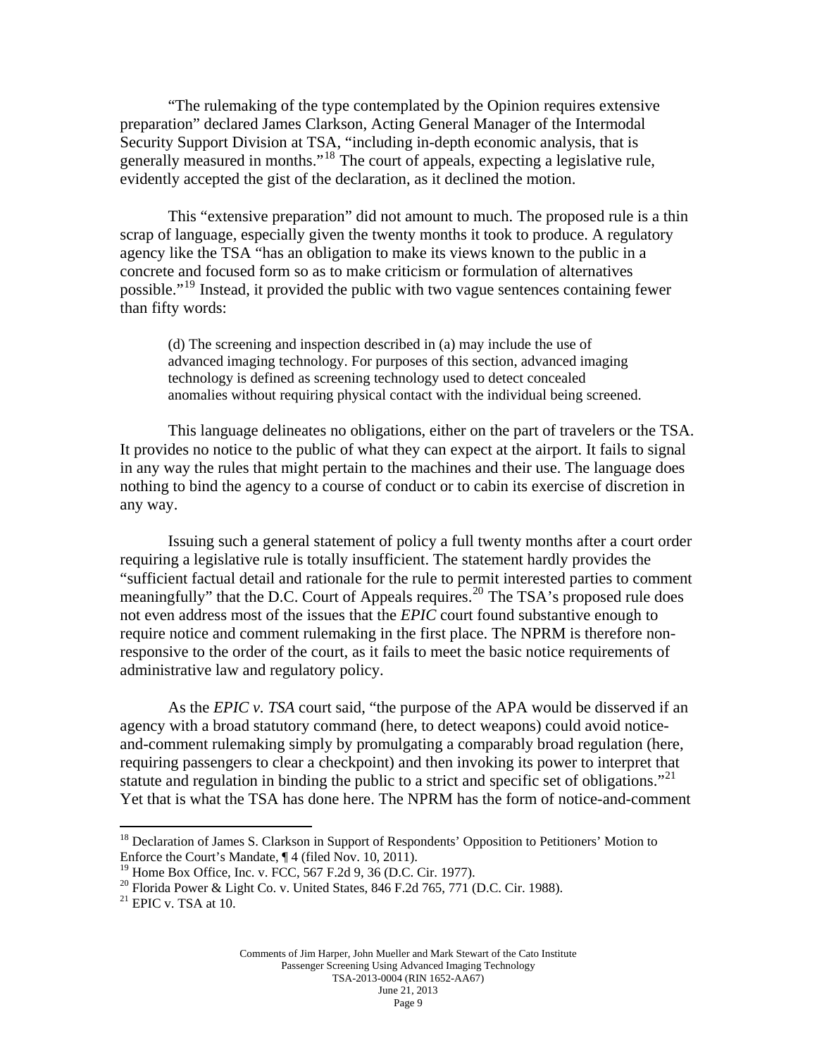"The rulemaking of the type contemplated by the Opinion requires extensive preparation" declared James Clarkson, Acting General Manager of the Intermodal Security Support Division at TSA, "including in-depth economic analysis, that is generally measured in months."[18] The court of appeals, expecting a legislative rule, evidently accepted the gist of the declaration, as it declined the motion.

This "extensive preparation" did not amount to much. The proposed rule is a thin scrap of language, especially given the twenty months it took to produce. A regulatory agency like the TSA "has an obligation to make its views known to the public in a concrete and focused form so as to make criticism or formulation of alternatives possible."[19] Instead, it provided the public with two vague sentences containing fewer than fifty words:

> (d) The screening and inspection described in (a) may include the use of advanced imaging technology. For purposes of this section, advanced imaging technology is defined as screening technology used to detect concealed anomalies without requiring physical contact with the individual being screened.

This language delineates no obligations, either on the part of travelers or the TSA. It provides no notice to the public of what they can expect at the airport. It fails to signal in any way the rules that might pertain to the machines and their use. The language does nothing to bind the agency to a course of conduct or to cabin its exercise of discretion in any way.

Issuing such a general statement of policy a full twenty months after a court order requiring a legislative rule is totally insufficient. The statement hardly provides the "sufficient factual detail and rationale for the rule to permit interested parties to comment meaningfully" that the D.C. Court of Appeals requires.[20] The TSA's proposed rule does not even address most of the issues that the *EPIC* court found substantive enough to require notice and comment rulemaking in the first place. The NPRM is therefore non-responsive to the order of the court, as it fails to meet the basic notice requirements of administrative law and regulatory policy.

As the *EPIC v. TSA* court said, "the purpose of the APA would be disserved if an agency with a broad statutory command (here, to detect weapons) could avoid notice-and-comment rulemaking simply by promulgating a comparably broad regulation (here, requiring passengers to clear a checkpoint) and then invoking its power to interpret that statute and regulation in binding the public to a strict and specific set of obligations."[21] Yet that is what the TSA has done here. The NPRM has the form of notice-and-comment

---

[18] Declaration of James S. Clarkson in Support of Respondents' Opposition to Petitioners' Motion to Enforce the Court's Mandate, ¶ 4 (filed Nov. 10, 2011).

[19] Home Box Office, Inc. v. FCC, 567 F.2d 9, 36 (D.C. Cir. 1977).

[20] Florida Power & Light Co. v. United States, 846 F.2d 765, 771 (D.C. Cir. 1988).

[21] EPIC v. TSA at 10.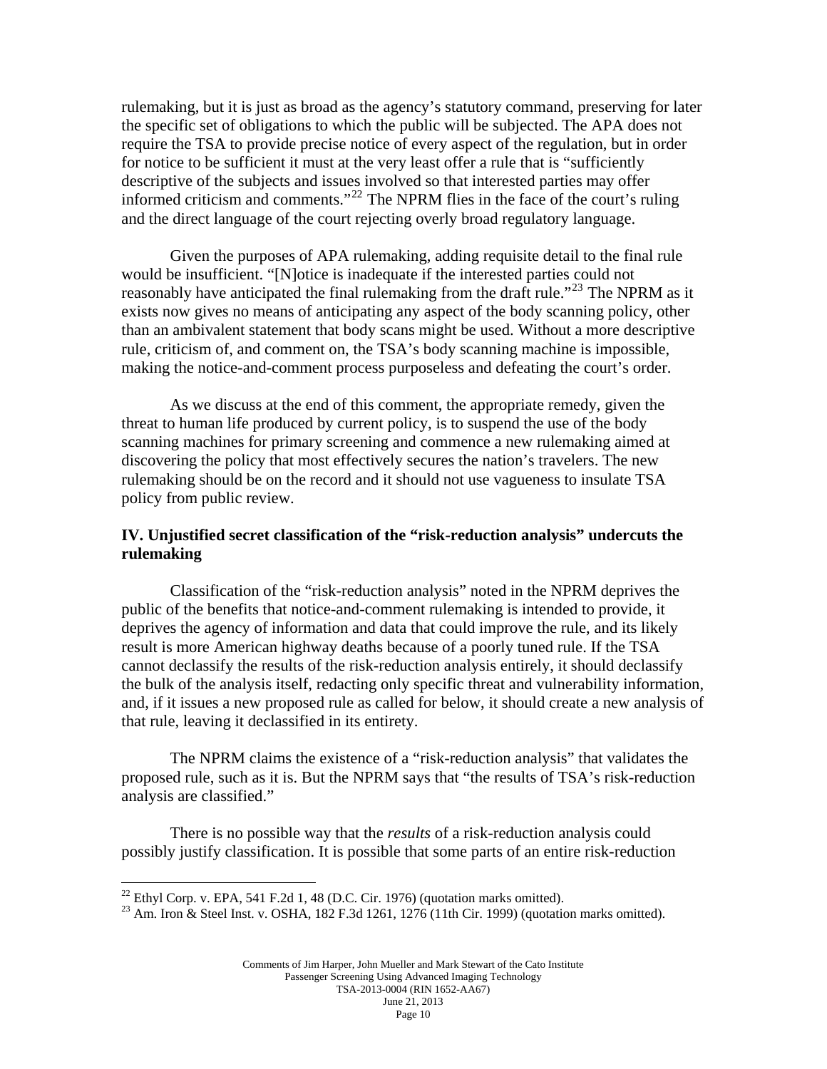rulemaking, but it is just as broad as the agency's statutory command, preserving for later the specific set of obligations to which the public will be subjected. The APA does not require the TSA to provide precise notice of every aspect of the regulation, but in order for notice to be sufficient it must at the very least offer a rule that is "sufficiently descriptive of the subjects and issues involved so that interested parties may offer informed criticism and comments."[22] The NPRM flies in the face of the court's ruling and the direct language of the court rejecting overly broad regulatory language.

Given the purposes of APA rulemaking, adding requisite detail to the final rule would be insufficient. "[N]otice is inadequate if the interested parties could not reasonably have anticipated the final rulemaking from the draft rule."[23] The NPRM as it exists now gives no means of anticipating any aspect of the body scanning policy, other than an ambivalent statement that body scans might be used. Without a more descriptive rule, criticism of, and comment on, the TSA's body scanning machine is impossible, making the notice-and-comment process purposeless and defeating the court's order.

As we discuss at the end of this comment, the appropriate remedy, given the threat to human life produced by current policy, is to suspend the use of the body scanning machines for primary screening and commence a new rulemaking aimed at discovering the policy that most effectively secures the nation's travelers. The new rulemaking should be on the record and it should not use vagueness to insulate TSA policy from public review.

### IV. Unjustified secret classification of the "risk-reduction analysis" undercuts the rulemaking

Classification of the "risk-reduction analysis" noted in the NPRM deprives the public of the benefits that notice-and-comment rulemaking is intended to provide, it deprives the agency of information and data that could improve the rule, and its likely result is more American highway deaths because of a poorly tuned rule. If the TSA cannot declassify the results of the risk-reduction analysis entirely, it should declassify the bulk of the analysis itself, redacting only specific threat and vulnerability information, and, if it issues a new proposed rule as called for below, it should create a new analysis of that rule, leaving it declassified in its entirety.

The NPRM claims the existence of a "risk-reduction analysis" that validates the proposed rule, such as it is. But the NPRM says that "the results of TSA's risk-reduction analysis are classified."

There is no possible way that the *results* of a risk-reduction analysis could possibly justify classification. It is possible that some parts of an entire risk-reduction

---

[22] Ethyl Corp. v. EPA, 541 F.2d 1, 48 (D.C. Cir. 1976) (quotation marks omitted).

[23] Am. Iron & Steel Inst. v. OSHA, 182 F.3d 1261, 1276 (11th Cir. 1999) (quotation marks omitted).

Comments of Jim Harper, John Mueller and Mark Stewart of the Cato Institute
Passenger Screening Using Advanced Imaging Technology
TSA-2013-0004 (RIN 1652-AA67)
June 21, 2013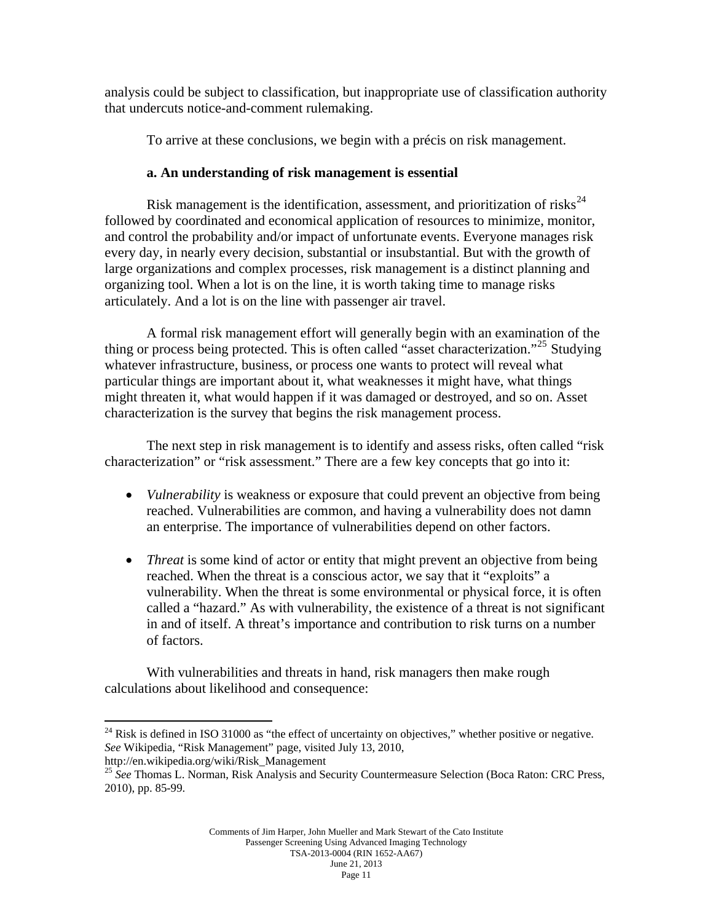analysis could be subject to classification, but inappropriate use of classification authority that undercuts notice-and-comment rulemaking.

To arrive at these conclusions, we begin with a précis on risk management.

### a. An understanding of risk management is essential

Risk management is the identification, assessment, and prioritization of risks[24] followed by coordinated and economical application of resources to minimize, monitor, and control the probability and/or impact of unfortunate events. Everyone manages risk every day, in nearly every decision, substantial or insubstantial. But with the growth of large organizations and complex processes, risk management is a distinct planning and organizing tool. When a lot is on the line, it is worth taking time to manage risks articulately. And a lot is on the line with passenger air travel.

A formal risk management effort will generally begin with an examination of the thing or process being protected. This is often called "asset characterization."[25] Studying whatever infrastructure, business, or process one wants to protect will reveal what particular things are important about it, what weaknesses it might have, what things might threaten it, what would happen if it was damaged or destroyed, and so on. Asset characterization is the survey that begins the risk management process.

The next step in risk management is to identify and assess risks, often called "risk characterization" or "risk assessment." There are a few key concepts that go into it:

- *Vulnerability* is weakness or exposure that could prevent an objective from being reached. Vulnerabilities are common, and having a vulnerability does not damn an enterprise. The importance of vulnerabilities depend on other factors.

- *Threat* is some kind of actor or entity that might prevent an objective from being reached. When the threat is a conscious actor, we say that it "exploits" a vulnerability. When the threat is some environmental or physical force, it is often called a "hazard." As with vulnerability, the existence of a threat is not significant in and of itself. A threat's importance and contribution to risk turns on a number of factors.

With vulnerabilities and threats in hand, risk managers then make rough calculations about likelihood and consequence:

---

[24] Risk is defined in ISO 31000 as "the effect of uncertainty on objectives," whether positive or negative. *See* Wikipedia, "Risk Management" page, visited July 13, 2010, http://en.wikipedia.org/wiki/Risk_Management

[25] *See* Thomas L. Norman, Risk Analysis and Security Countermeasure Selection (Boca Raton: CRC Press, 2010), pp. 85-99.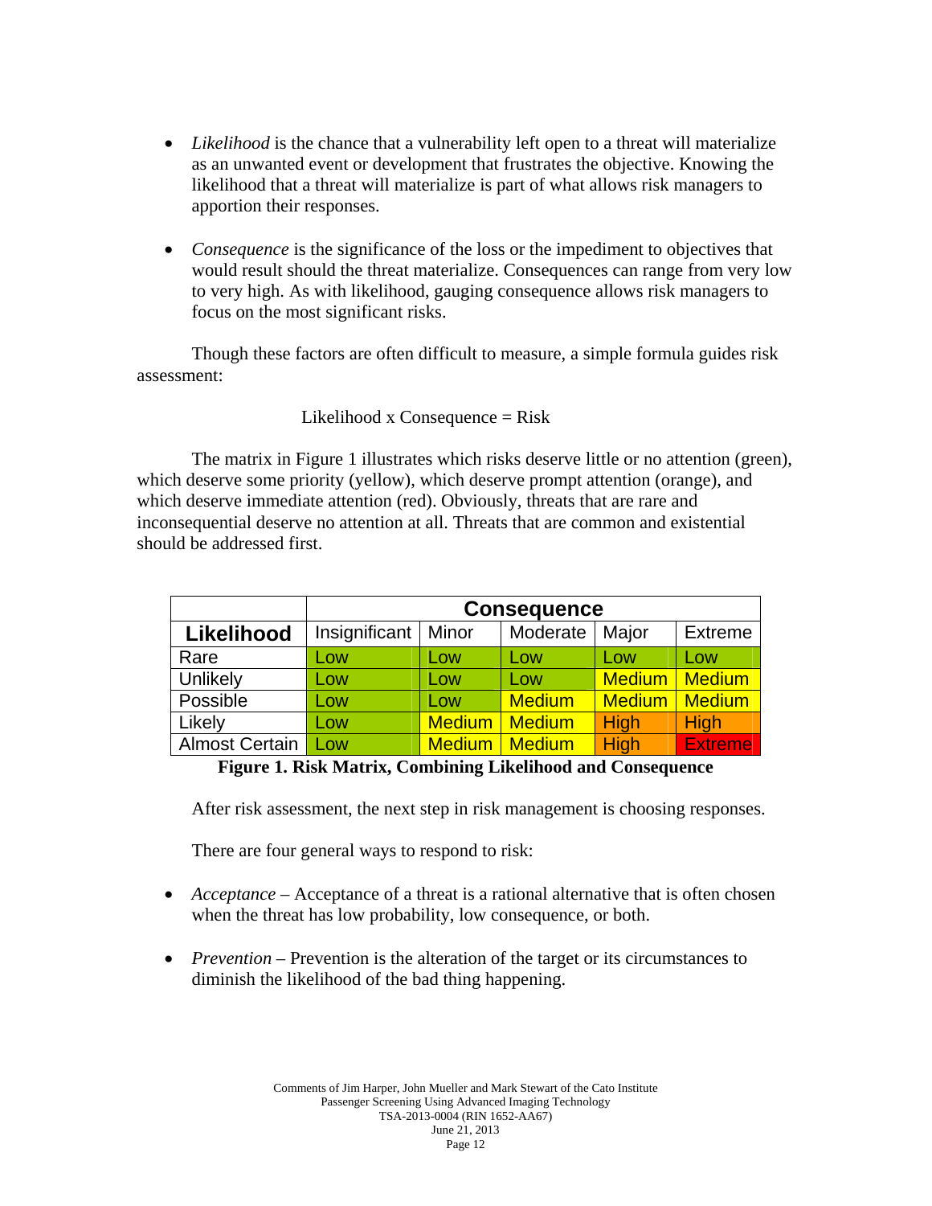- *Likelihood* is the chance that a vulnerability left open to a threat will materialize as an unwanted event or development that frustrates the objective. Knowing the likelihood that a threat will materialize is part of what allows risk managers to apportion their responses.

- *Consequence* is the significance of the loss or the impediment to objectives that would result should the threat materialize. Consequences can range from very low to very high. As with likelihood, gauging consequence allows risk managers to focus on the most significant risks.

Though these factors are often difficult to measure, a simple formula guides risk assessment:

Likelihood x Consequence = Risk

The matrix in Figure 1 illustrates which risks deserve little or no attention (green), which deserve some priority (yellow), which deserve prompt attention (orange), and which deserve immediate attention (red). Obviously, threats that are rare and inconsequential deserve no attention at all. Threats that are common and existential should be addressed first.

| | **Consequence** | | | | |
|---|---|---|---|---|---|
| **Likelihood** | Insignificant | Minor | Moderate | Major | Extreme |
| Rare | Low | Low | Low | Low | Low |
| Unlikely | Low | Low | Low | Medium | Medium |
| Possible | Low | Low | Medium | Medium | Medium |
| Likely | Low | Medium | Medium | High | High |
| Almost Certain | Low | Medium | Medium | High | Extreme |

**Figure 1. Risk Matrix, Combining Likelihood and Consequence**

After risk assessment, the next step in risk management is choosing responses.

There are four general ways to respond to risk:

- *Acceptance* – Acceptance of a threat is a rational alternative that is often chosen when the threat has low probability, low consequence, or both.

- *Prevention* – Prevention is the alteration of the target or its circumstances to diminish the likelihood of the bad thing happening.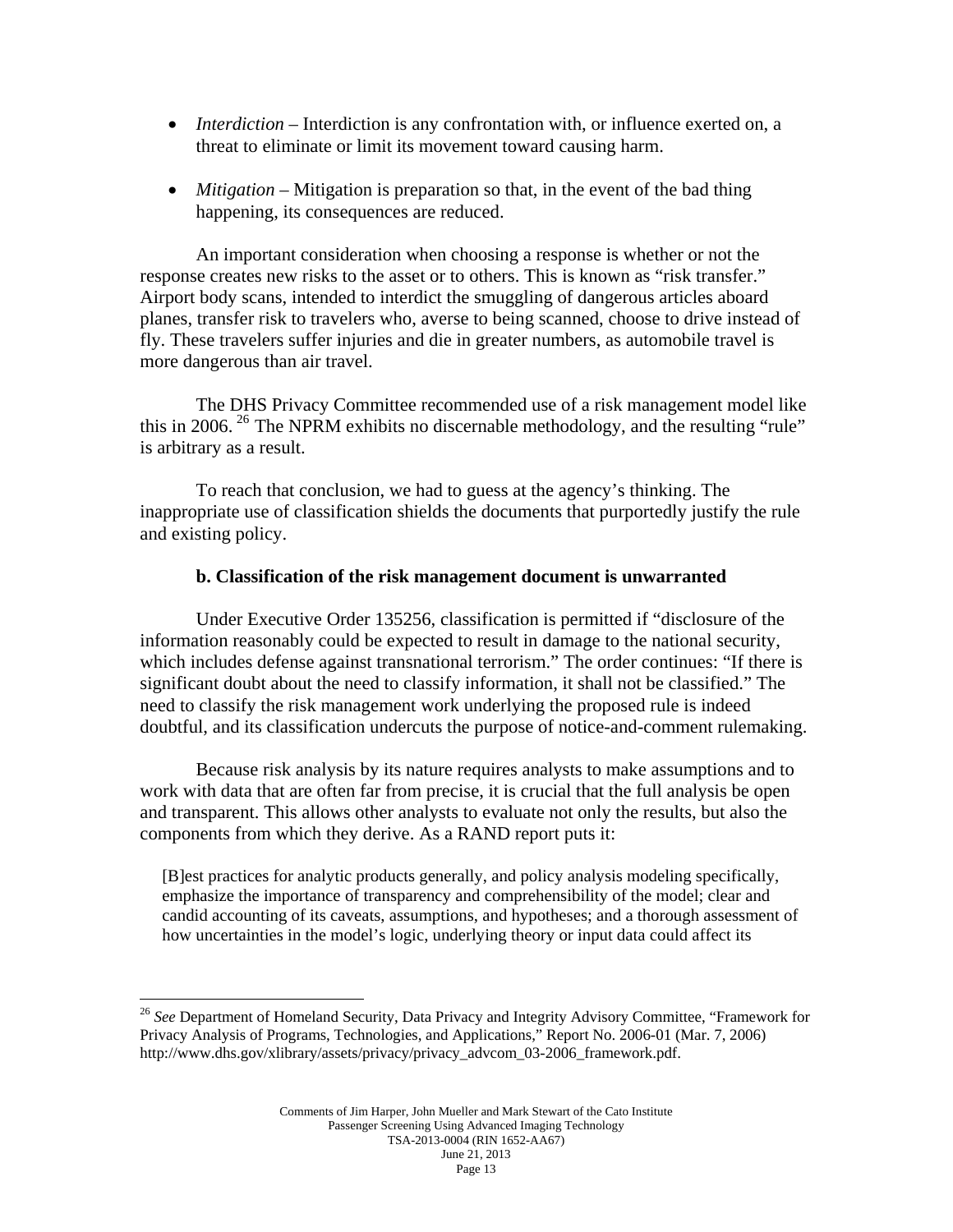- *Interdiction* – Interdiction is any confrontation with, or influence exerted on, a threat to eliminate or limit its movement toward causing harm.

- *Mitigation* – Mitigation is preparation so that, in the event of the bad thing happening, its consequences are reduced.

An important consideration when choosing a response is whether or not the response creates new risks to the asset or to others. This is known as "risk transfer." Airport body scans, intended to interdict the smuggling of dangerous articles aboard planes, transfer risk to travelers who, averse to being scanned, choose to drive instead of fly. These travelers suffer injuries and die in greater numbers, as automobile travel is more dangerous than air travel.

The DHS Privacy Committee recommended use of a risk management model like this in 2006. [26] The NPRM exhibits no discernable methodology, and the resulting "rule" is arbitrary as a result.

To reach that conclusion, we had to guess at the agency's thinking. The inappropriate use of classification shields the documents that purportedly justify the rule and existing policy.

**b. Classification of the risk management document is unwarranted**

Under Executive Order 135256, classification is permitted if "disclosure of the information reasonably could be expected to result in damage to the national security, which includes defense against transnational terrorism." The order continues: "If there is significant doubt about the need to classify information, it shall not be classified." The need to classify the risk management work underlying the proposed rule is indeed doubtful, and its classification undercuts the purpose of notice-and-comment rulemaking.

Because risk analysis by its nature requires analysts to make assumptions and to work with data that are often far from precise, it is crucial that the full analysis be open and transparent. This allows other analysts to evaluate not only the results, but also the components from which they derive. As a RAND report puts it:

> [B]est practices for analytic products generally, and policy analysis modeling specifically, emphasize the importance of transparency and comprehensibility of the model; clear and candid accounting of its caveats, assumptions, and hypotheses; and a thorough assessment of how uncertainties in the model's logic, underlying theory or input data could affect its

---

[26] *See* Department of Homeland Security, Data Privacy and Integrity Advisory Committee, "Framework for Privacy Analysis of Programs, Technologies, and Applications," Report No. 2006-01 (Mar. 7, 2006) http://www.dhs.gov/xlibrary/assets/privacy/privacy_advcom_03-2006_framework.pdf.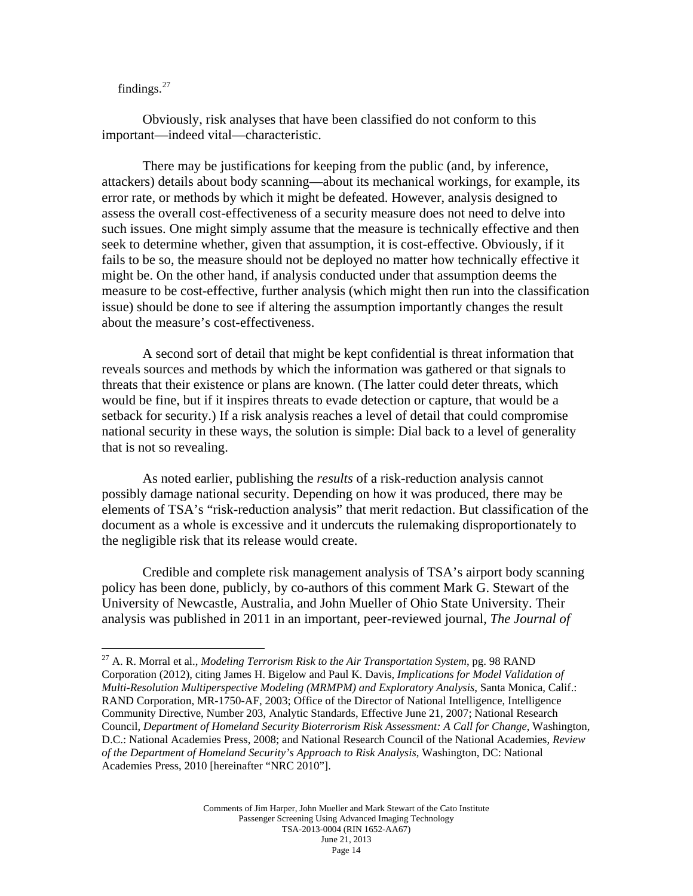findings.[27]

Obviously, risk analyses that have been classified do not conform to this important—indeed vital—characteristic.

There may be justifications for keeping from the public (and, by inference, attackers) details about body scanning—about its mechanical workings, for example, its error rate, or methods by which it might be defeated. However, analysis designed to assess the overall cost-effectiveness of a security measure does not need to delve into such issues. One might simply assume that the measure is technically effective and then seek to determine whether, given that assumption, it is cost-effective. Obviously, if it fails to be so, the measure should not be deployed no matter how technically effective it might be. On the other hand, if analysis conducted under that assumption deems the measure to be cost-effective, further analysis (which might then run into the classification issue) should be done to see if altering the assumption importantly changes the result about the measure's cost-effectiveness.

A second sort of detail that might be kept confidential is threat information that reveals sources and methods by which the information was gathered or that signals to threats that their existence or plans are known. (The latter could deter threats, which would be fine, but if it inspires threats to evade detection or capture, that would be a setback for security.) If a risk analysis reaches a level of detail that could compromise national security in these ways, the solution is simple: Dial back to a level of generality that is not so revealing.

As noted earlier, publishing the *results* of a risk-reduction analysis cannot possibly damage national security. Depending on how it was produced, there may be elements of TSA's "risk-reduction analysis" that merit redaction. But classification of the document as a whole is excessive and it undercuts the rulemaking disproportionately to the negligible risk that its release would create.

Credible and complete risk management analysis of TSA's airport body scanning policy has been done, publicly, by co-authors of this comment Mark G. Stewart of the University of Newcastle, Australia, and John Mueller of Ohio State University. Their analysis was published in 2011 in an important, peer-reviewed journal, *The Journal of*

---

[27] A. R. Morral et al., *Modeling Terrorism Risk to the Air Transportation System*, pg. 98 RAND Corporation (2012), citing James H. Bigelow and Paul K. Davis, *Implications for Model Validation of Multi-Resolution Multiperspective Modeling (MRMPM) and Exploratory Analysis*, Santa Monica, Calif.: RAND Corporation, MR-1750-AF, 2003; Office of the Director of National Intelligence, Intelligence Community Directive, Number 203, Analytic Standards, Effective June 21, 2007; National Research Council, *Department of Homeland Security Bioterrorism Risk Assessment: A Call for Change*, Washington, D.C.: National Academies Press, 2008; and National Research Council of the National Academies, *Review of the Department of Homeland Security's Approach to Risk Analysis*, Washington, DC: National Academies Press, 2010 [hereinafter "NRC 2010"].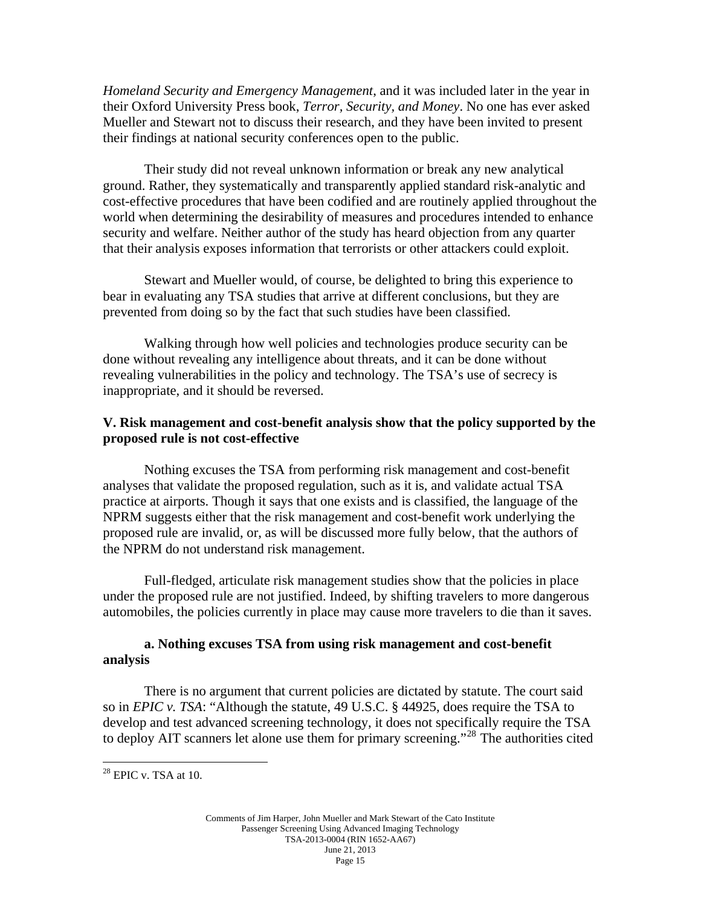*Homeland Security and Emergency Management*, and it was included later in the year in their Oxford University Press book, *Terror, Security, and Money*. No one has ever asked Mueller and Stewart not to discuss their research, and they have been invited to present their findings at national security conferences open to the public.

Their study did not reveal unknown information or break any new analytical ground. Rather, they systematically and transparently applied standard risk-analytic and cost-effective procedures that have been codified and are routinely applied throughout the world when determining the desirability of measures and procedures intended to enhance security and welfare. Neither author of the study has heard objection from any quarter that their analysis exposes information that terrorists or other attackers could exploit.

Stewart and Mueller would, of course, be delighted to bring this experience to bear in evaluating any TSA studies that arrive at different conclusions, but they are prevented from doing so by the fact that such studies have been classified.

Walking through how well policies and technologies produce security can be done without revealing any intelligence about threats, and it can be done without revealing vulnerabilities in the policy and technology. The TSA's use of secrecy is inappropriate, and it should be reversed.

## V. Risk management and cost-benefit analysis show that the policy supported by the proposed rule is not cost-effective

Nothing excuses the TSA from performing risk management and cost-benefit analyses that validate the proposed regulation, such as it is, and validate actual TSA practice at airports. Though it says that one exists and is classified, the language of the NPRM suggests either that the risk management and cost-benefit work underlying the proposed rule are invalid, or, as will be discussed more fully below, that the authors of the NPRM do not understand risk management.

Full-fledged, articulate risk management studies show that the policies in place under the proposed rule are not justified. Indeed, by shifting travelers to more dangerous automobiles, the policies currently in place may cause more travelers to die than it saves.

### a. Nothing excuses TSA from using risk management and cost-benefit analysis

There is no argument that current policies are dictated by statute. The court said so in *EPIC v. TSA*: "Although the statute, 49 U.S.C. § 44925, does require the TSA to develop and test advanced screening technology, it does not specifically require the TSA to deploy AIT scanners let alone use them for primary screening."[28] The authorities cited

[28] EPIC v. TSA at 10.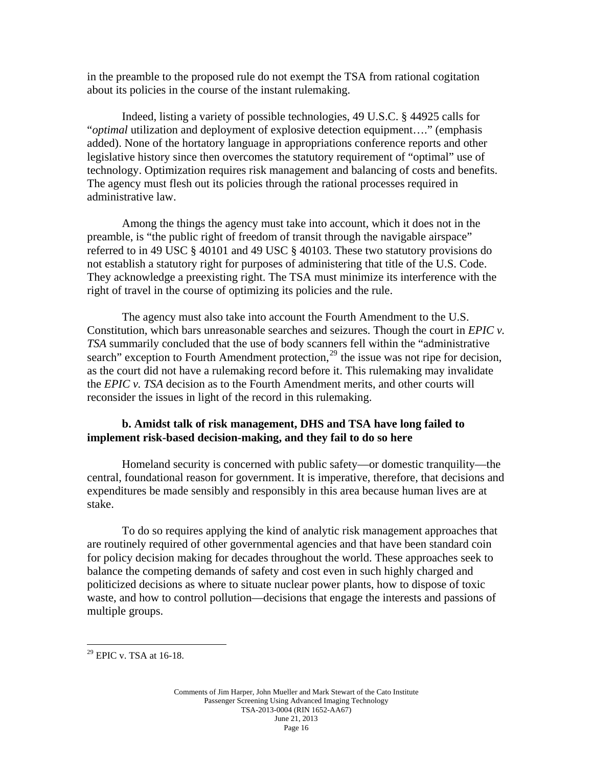in the preamble to the proposed rule do not exempt the TSA from rational cogitation about its policies in the course of the instant rulemaking.

Indeed, listing a variety of possible technologies, 49 U.S.C. § 44925 calls for "*optimal* utilization and deployment of explosive detection equipment…." (emphasis added). None of the hortatory language in appropriations conference reports and other legislative history since then overcomes the statutory requirement of "optimal" use of technology. Optimization requires risk management and balancing of costs and benefits. The agency must flesh out its policies through the rational processes required in administrative law.

Among the things the agency must take into account, which it does not in the preamble, is "the public right of freedom of transit through the navigable airspace" referred to in 49 USC § 40101 and 49 USC § 40103. These two statutory provisions do not establish a statutory right for purposes of administering that title of the U.S. Code. They acknowledge a preexisting right. The TSA must minimize its interference with the right of travel in the course of optimizing its policies and the rule.

The agency must also take into account the Fourth Amendment to the U.S. Constitution, which bars unreasonable searches and seizures. Though the court in *EPIC v. TSA* summarily concluded that the use of body scanners fell within the "administrative search" exception to Fourth Amendment protection,[29] the issue was not ripe for decision, as the court did not have a rulemaking record before it. This rulemaking may invalidate the *EPIC v. TSA* decision as to the Fourth Amendment merits, and other courts will reconsider the issues in light of the record in this rulemaking.

### b. Amidst talk of risk management, DHS and TSA have long failed to implement risk-based decision-making, and they fail to do so here

Homeland security is concerned with public safety—or domestic tranquility—the central, foundational reason for government. It is imperative, therefore, that decisions and expenditures be made sensibly and responsibly in this area because human lives are at stake.

To do so requires applying the kind of analytic risk management approaches that are routinely required of other governmental agencies and that have been standard coin for policy decision making for decades throughout the world. These approaches seek to balance the competing demands of safety and cost even in such highly charged and politicized decisions as where to situate nuclear power plants, how to dispose of toxic waste, and how to control pollution—decisions that engage the interests and passions of multiple groups.

[29] EPIC v. TSA at 16-18.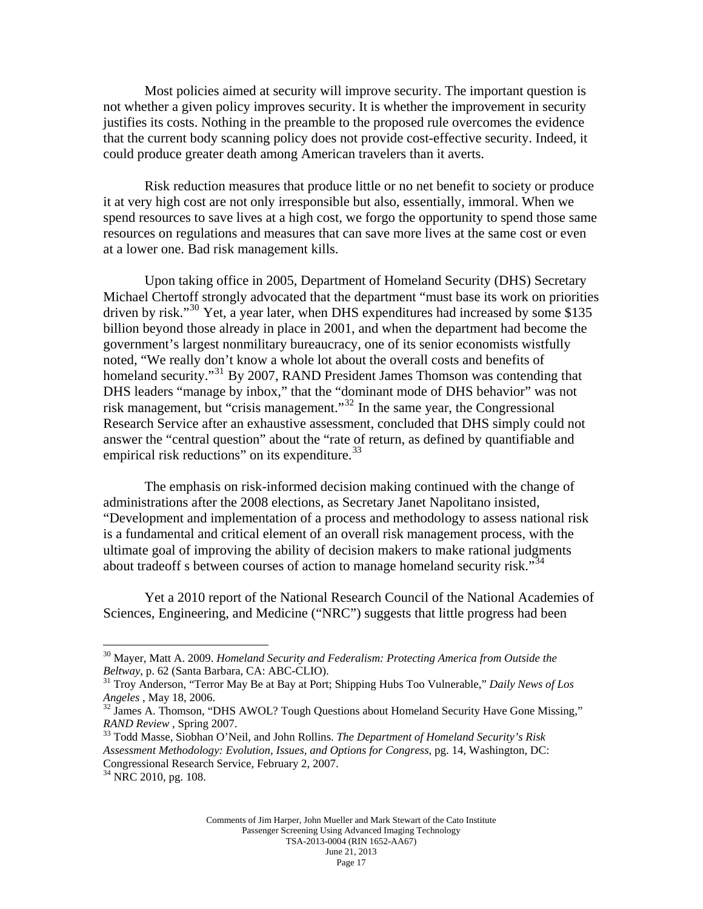Most policies aimed at security will improve security. The important question is not whether a given policy improves security. It is whether the improvement in security justifies its costs. Nothing in the preamble to the proposed rule overcomes the evidence that the current body scanning policy does not provide cost-effective security. Indeed, it could produce greater death among American travelers than it averts.

Risk reduction measures that produce little or no net benefit to society or produce it at very high cost are not only irresponsible but also, essentially, immoral. When we spend resources to save lives at a high cost, we forgo the opportunity to spend those same resources on regulations and measures that can save more lives at the same cost or even at a lower one. Bad risk management kills.

Upon taking office in 2005, Department of Homeland Security (DHS) Secretary Michael Chertoff strongly advocated that the department "must base its work on priorities driven by risk."[30] Yet, a year later, when DHS expenditures had increased by some $135 billion beyond those already in place in 2001, and when the department had become the government's largest nonmilitary bureaucracy, one of its senior economists wistfully noted, "We really don't know a whole lot about the overall costs and benefits of homeland security."[31] By 2007, RAND President James Thomson was contending that DHS leaders "manage by inbox," that the "dominant mode of DHS behavior" was not risk management, but "crisis management."[32] In the same year, the Congressional Research Service after an exhaustive assessment, concluded that DHS simply could not answer the "central question" about the "rate of return, as defined by quantifiable and empirical risk reductions" on its expenditure.[33]

The emphasis on risk-informed decision making continued with the change of administrations after the 2008 elections, as Secretary Janet Napolitano insisted, "Development and implementation of a process and methodology to assess national risk is a fundamental and critical element of an overall risk management process, with the ultimate goal of improving the ability of decision makers to make rational judgments about tradeoff s between courses of action to manage homeland security risk."[34]

Yet a 2010 report of the National Research Council of the National Academies of Sciences, Engineering, and Medicine ("NRC") suggests that little progress had been

---

[30] Mayer, Matt A. 2009. *Homeland Security and Federalism: Protecting America from Outside the Beltway*, p. 62 (Santa Barbara, CA: ABC-CLIO).

[31] Troy Anderson, "Terror May Be at Bay at Port; Shipping Hubs Too Vulnerable," *Daily News of Los Angeles* , May 18, 2006.

[32] James A. Thomson, "DHS AWOL? Tough Questions about Homeland Security Have Gone Missing," *RAND Review* , Spring 2007.

[33] Todd Masse, Siobhan O'Neil, and John Rollins. *The Department of Homeland Security's Risk Assessment Methodology: Evolution, Issues, and Options for Congress,* pg. 14, Washington, DC: Congressional Research Service, February 2, 2007.

[34] NRC 2010, pg. 108.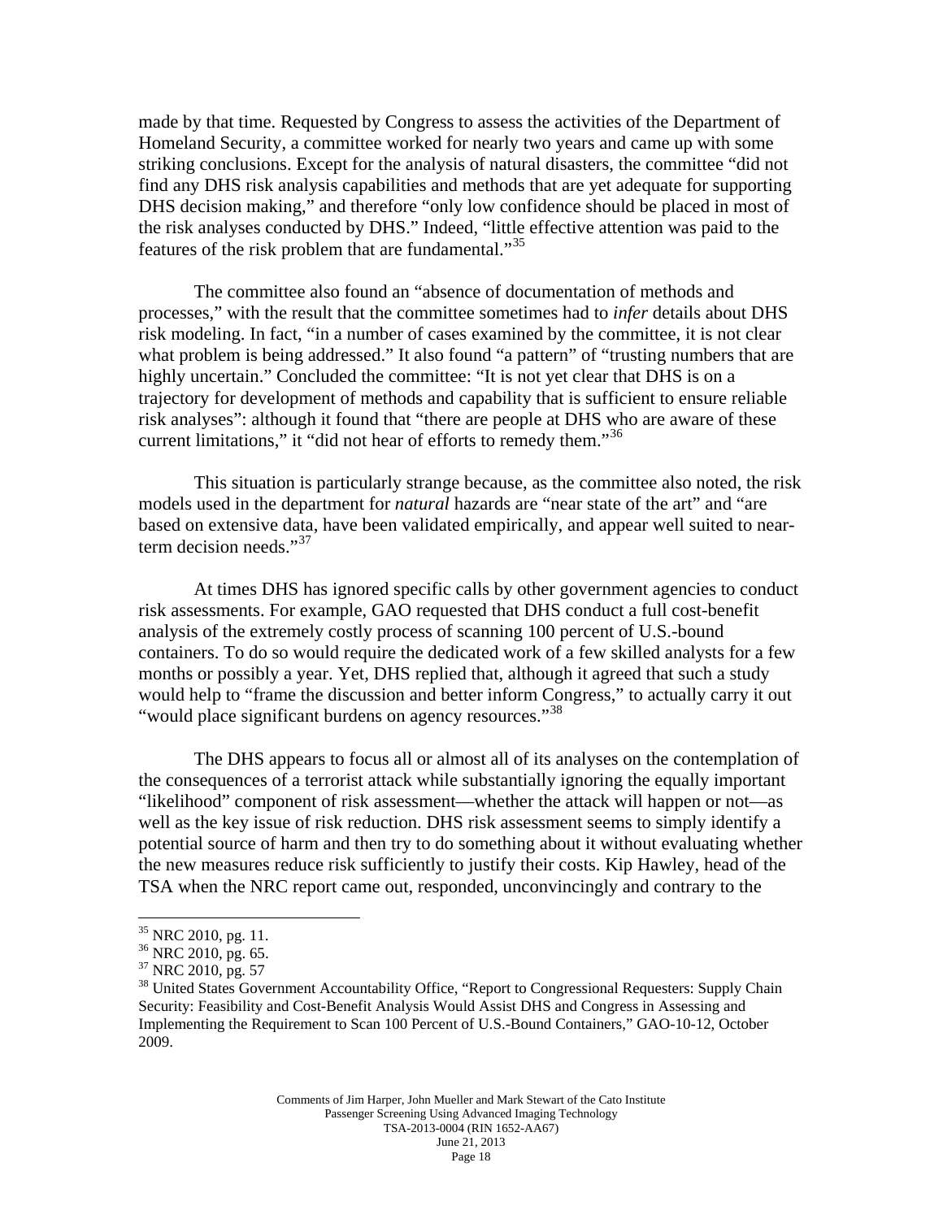made by that time. Requested by Congress to assess the activities of the Department of Homeland Security, a committee worked for nearly two years and came up with some striking conclusions. Except for the analysis of natural disasters, the committee "did not find any DHS risk analysis capabilities and methods that are yet adequate for supporting DHS decision making," and therefore "only low confidence should be placed in most of the risk analyses conducted by DHS." Indeed, "little effective attention was paid to the features of the risk problem that are fundamental."[35]

The committee also found an "absence of documentation of methods and processes," with the result that the committee sometimes had to *infer* details about DHS risk modeling. In fact, "in a number of cases examined by the committee, it is not clear what problem is being addressed." It also found "a pattern" of "trusting numbers that are highly uncertain." Concluded the committee: "It is not yet clear that DHS is on a trajectory for development of methods and capability that is sufficient to ensure reliable risk analyses": although it found that "there are people at DHS who are aware of these current limitations," it "did not hear of efforts to remedy them."[36]

This situation is particularly strange because, as the committee also noted, the risk models used in the department for *natural* hazards are "near state of the art" and "are based on extensive data, have been validated empirically, and appear well suited to near-term decision needs."[37]

At times DHS has ignored specific calls by other government agencies to conduct risk assessments. For example, GAO requested that DHS conduct a full cost-benefit analysis of the extremely costly process of scanning 100 percent of U.S.-bound containers. To do so would require the dedicated work of a few skilled analysts for a few months or possibly a year. Yet, DHS replied that, although it agreed that such a study would help to "frame the discussion and better inform Congress," to actually carry it out "would place significant burdens on agency resources."[38]

The DHS appears to focus all or almost all of its analyses on the contemplation of the consequences of a terrorist attack while substantially ignoring the equally important "likelihood" component of risk assessment—whether the attack will happen or not—as well as the key issue of risk reduction. DHS risk assessment seems to simply identify a potential source of harm and then try to do something about it without evaluating whether the new measures reduce risk sufficiently to justify their costs. Kip Hawley, head of the TSA when the NRC report came out, responded, unconvincingly and contrary to the

---

[35] NRC 2010, pg. 11.

[36] NRC 2010, pg. 65.

[37] NRC 2010, pg. 57

[38] United States Government Accountability Office, "Report to Congressional Requesters: Supply Chain Security: Feasibility and Cost-Benefit Analysis Would Assist DHS and Congress in Assessing and Implementing the Requirement to Scan 100 Percent of U.S.-Bound Containers," GAO-10-12, October 2009.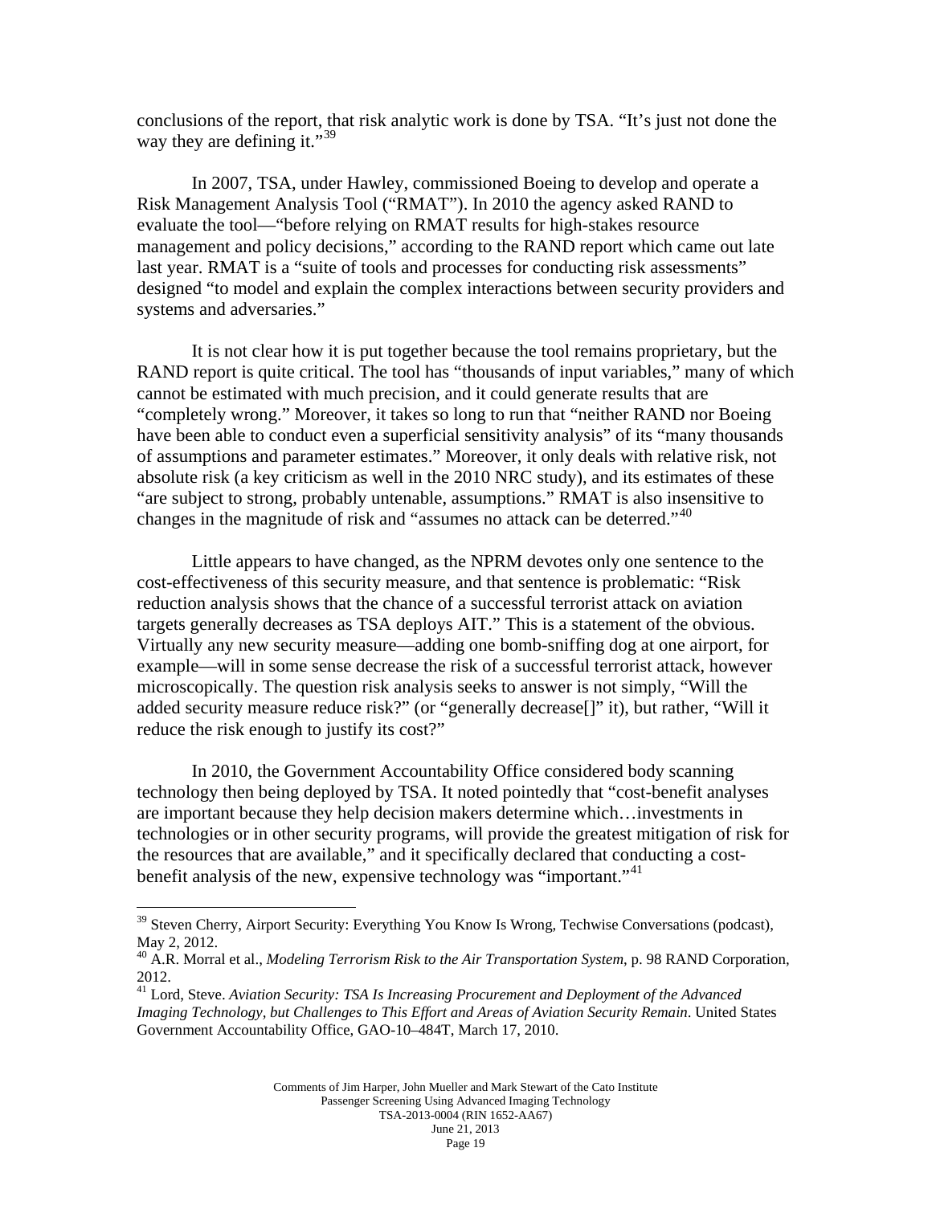conclusions of the report, that risk analytic work is done by TSA. "It's just not done the way they are defining it."[39]

In 2007, TSA, under Hawley, commissioned Boeing to develop and operate a Risk Management Analysis Tool ("RMAT"). In 2010 the agency asked RAND to evaluate the tool—"before relying on RMAT results for high-stakes resource management and policy decisions," according to the RAND report which came out late last year. RMAT is a "suite of tools and processes for conducting risk assessments" designed "to model and explain the complex interactions between security providers and systems and adversaries."

It is not clear how it is put together because the tool remains proprietary, but the RAND report is quite critical. The tool has "thousands of input variables," many of which cannot be estimated with much precision, and it could generate results that are "completely wrong." Moreover, it takes so long to run that "neither RAND nor Boeing have been able to conduct even a superficial sensitivity analysis" of its "many thousands of assumptions and parameter estimates." Moreover, it only deals with relative risk, not absolute risk (a key criticism as well in the 2010 NRC study), and its estimates of these "are subject to strong, probably untenable, assumptions." RMAT is also insensitive to changes in the magnitude of risk and "assumes no attack can be deterred."[40]

Little appears to have changed, as the NPRM devotes only one sentence to the cost-effectiveness of this security measure, and that sentence is problematic: "Risk reduction analysis shows that the chance of a successful terrorist attack on aviation targets generally decreases as TSA deploys AIT." This is a statement of the obvious. Virtually any new security measure—adding one bomb-sniffing dog at one airport, for example—will in some sense decrease the risk of a successful terrorist attack, however microscopically. The question risk analysis seeks to answer is not simply, "Will the added security measure reduce risk?" (or "generally decrease[]" it), but rather, "Will it reduce the risk enough to justify its cost?"

In 2010, the Government Accountability Office considered body scanning technology then being deployed by TSA. It noted pointedly that "cost-benefit analyses are important because they help decision makers determine which…investments in technologies or in other security programs, will provide the greatest mitigation of risk for the resources that are available," and it specifically declared that conducting a cost-benefit analysis of the new, expensive technology was "important."[41]

---

[39] Steven Cherry, Airport Security: Everything You Know Is Wrong, Techwise Conversations (podcast), May 2, 2012.

[40] A.R. Morral et al., *Modeling Terrorism Risk to the Air Transportation System*, p. 98 RAND Corporation, 2012.

[41] Lord, Steve. *Aviation Security: TSA Is Increasing Procurement and Deployment of the Advanced Imaging Technology, but Challenges to This Effort and Areas of Aviation Security Remain*. United States Government Accountability Office, GAO-10–484T, March 17, 2010.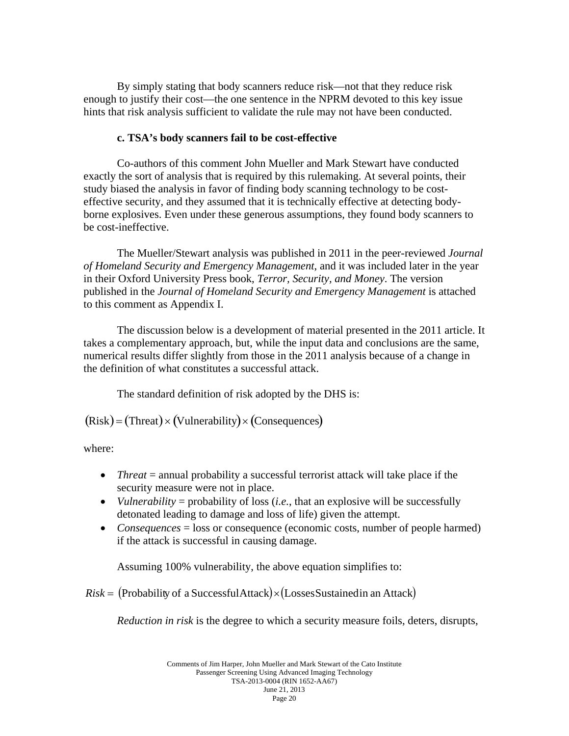By simply stating that body scanners reduce risk—not that they reduce risk enough to justify their cost—the one sentence in the NPRM devoted to this key issue hints that risk analysis sufficient to validate the rule may not have been conducted.

### c. TSA's body scanners fail to be cost-effective

Co-authors of this comment John Mueller and Mark Stewart have conducted exactly the sort of analysis that is required by this rulemaking. At several points, their study biased the analysis in favor of finding body scanning technology to be cost-effective security, and they assumed that it is technically effective at detecting body-borne explosives. Even under these generous assumptions, they found body scanners to be cost-ineffective.

The Mueller/Stewart analysis was published in 2011 in the peer-reviewed *Journal of Homeland Security and Emergency Management*, and it was included later in the year in their Oxford University Press book, *Terror, Security, and Money*. The version published in the *Journal of Homeland Security and Emergency Management* is attached to this comment as Appendix I.

The discussion below is a development of material presented in the 2011 article. It takes a complementary approach, but, while the input data and conclusions are the same, numerical results differ slightly from those in the 2011 analysis because of a change in the definition of what constitutes a successful attack.

The standard definition of risk adopted by the DHS is:

$$(\text{Risk}) = (\text{Threat}) \times (\text{Vulnerability}) \times (\text{Consequences})$$

where:

- *Threat* = annual probability a successful terrorist attack will take place if the security measure were not in place.
- *Vulnerability* = probability of loss (*i.e.*, that an explosive will be successfully detonated leading to damage and loss of life) given the attempt.
- *Consequences* = loss or consequence (economic costs, number of people harmed) if the attack is successful in causing damage.

Assuming 100% vulnerability, the above equation simplifies to:

$$Risk = (\text{Probability of a Successful Attack}) \times (\text{Losses Sustained in an Attack})$$

*Reduction in risk* is the degree to which a security measure foils, deters, disrupts,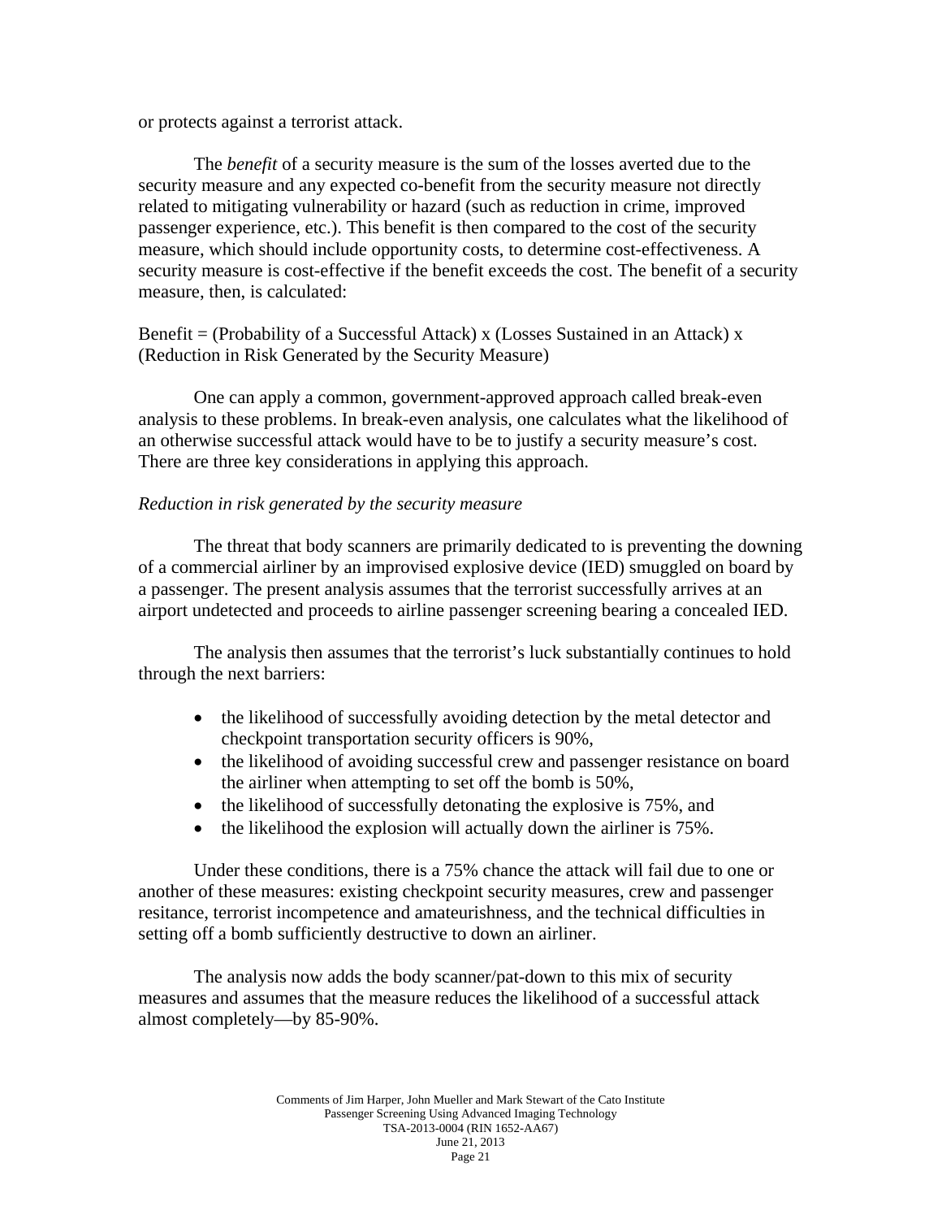or protects against a terrorist attack.

The *benefit* of a security measure is the sum of the losses averted due to the security measure and any expected co-benefit from the security measure not directly related to mitigating vulnerability or hazard (such as reduction in crime, improved passenger experience, etc.). This benefit is then compared to the cost of the security measure, which should include opportunity costs, to determine cost-effectiveness. A security measure is cost-effective if the benefit exceeds the cost. The benefit of a security measure, then, is calculated:

Benefit = (Probability of a Successful Attack) x (Losses Sustained in an Attack) x (Reduction in Risk Generated by the Security Measure)

One can apply a common, government-approved approach called break-even analysis to these problems. In break-even analysis, one calculates what the likelihood of an otherwise successful attack would have to be to justify a security measure's cost. There are three key considerations in applying this approach.

*Reduction in risk generated by the security measure*

The threat that body scanners are primarily dedicated to is preventing the downing of a commercial airliner by an improvised explosive device (IED) smuggled on board by a passenger. The present analysis assumes that the terrorist successfully arrives at an airport undetected and proceeds to airline passenger screening bearing a concealed IED.

The analysis then assumes that the terrorist's luck substantially continues to hold through the next barriers:

- the likelihood of successfully avoiding detection by the metal detector and checkpoint transportation security officers is 90%,
- the likelihood of avoiding successful crew and passenger resistance on board the airliner when attempting to set off the bomb is 50%,
- the likelihood of successfully detonating the explosive is 75%, and
- the likelihood the explosion will actually down the airliner is 75%.

Under these conditions, there is a 75% chance the attack will fail due to one or another of these measures: existing checkpoint security measures, crew and passenger resitance, terrorist incompetence and amateurishness, and the technical difficulties in setting off a bomb sufficiently destructive to down an airliner.

The analysis now adds the body scanner/pat-down to this mix of security measures and assumes that the measure reduces the likelihood of a successful attack almost completely—by 85-90%.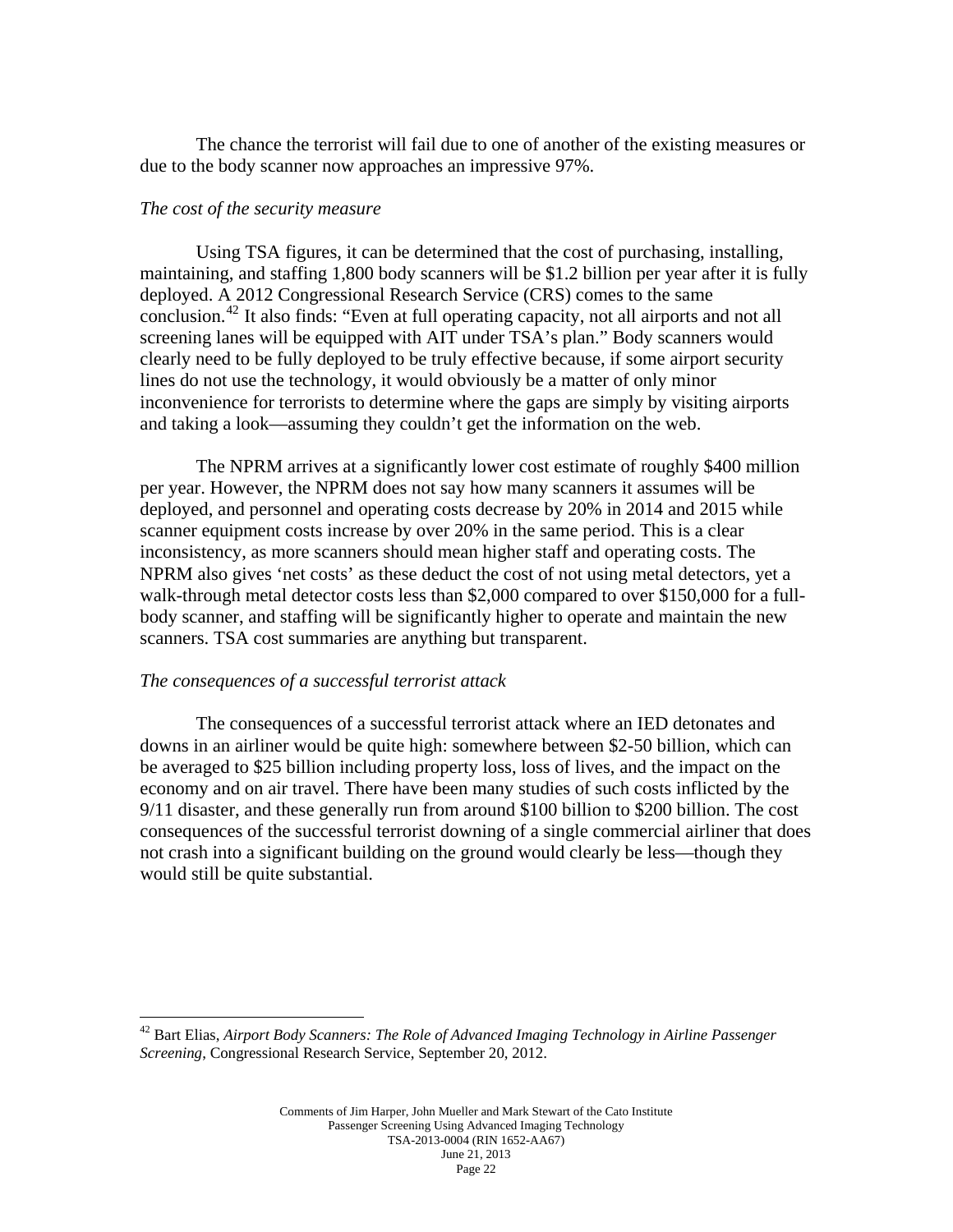The chance the terrorist will fail due to one of another of the existing measures or due to the body scanner now approaches an impressive 97%.

*The cost of the security measure*

Using TSA figures, it can be determined that the cost of purchasing, installing, maintaining, and staffing 1,800 body scanners will be $1.2 billion per year after it is fully deployed. A 2012 Congressional Research Service (CRS) comes to the same conclusion.[42] It also finds: "Even at full operating capacity, not all airports and not all screening lanes will be equipped with AIT under TSA's plan." Body scanners would clearly need to be fully deployed to be truly effective because, if some airport security lines do not use the technology, it would obviously be a matter of only minor inconvenience for terrorists to determine where the gaps are simply by visiting airports and taking a look—assuming they couldn't get the information on the web.

The NPRM arrives at a significantly lower cost estimate of roughly $400 million per year. However, the NPRM does not say how many scanners it assumes will be deployed, and personnel and operating costs decrease by 20% in 2014 and 2015 while scanner equipment costs increase by over 20% in the same period. This is a clear inconsistency, as more scanners should mean higher staff and operating costs. The NPRM also gives 'net costs' as these deduct the cost of not using metal detectors, yet a walk-through metal detector costs less than $2,000 compared to over $150,000 for a full-body scanner, and staffing will be significantly higher to operate and maintain the new scanners. TSA cost summaries are anything but transparent.

*The consequences of a successful terrorist attack*

The consequences of a successful terrorist attack where an IED detonates and downs in an airliner would be quite high: somewhere between $2-50 billion, which can be averaged to $25 billion including property loss, loss of lives, and the impact on the economy and on air travel. There have been many studies of such costs inflicted by the 9/11 disaster, and these generally run from around $100 billion to $200 billion. The cost consequences of the successful terrorist downing of a single commercial airliner that does not crash into a significant building on the ground would clearly be less—though they would still be quite substantial.

[42] Bart Elias, *Airport Body Scanners: The Role of Advanced Imaging Technology in Airline Passenger Screening*, Congressional Research Service, September 20, 2012.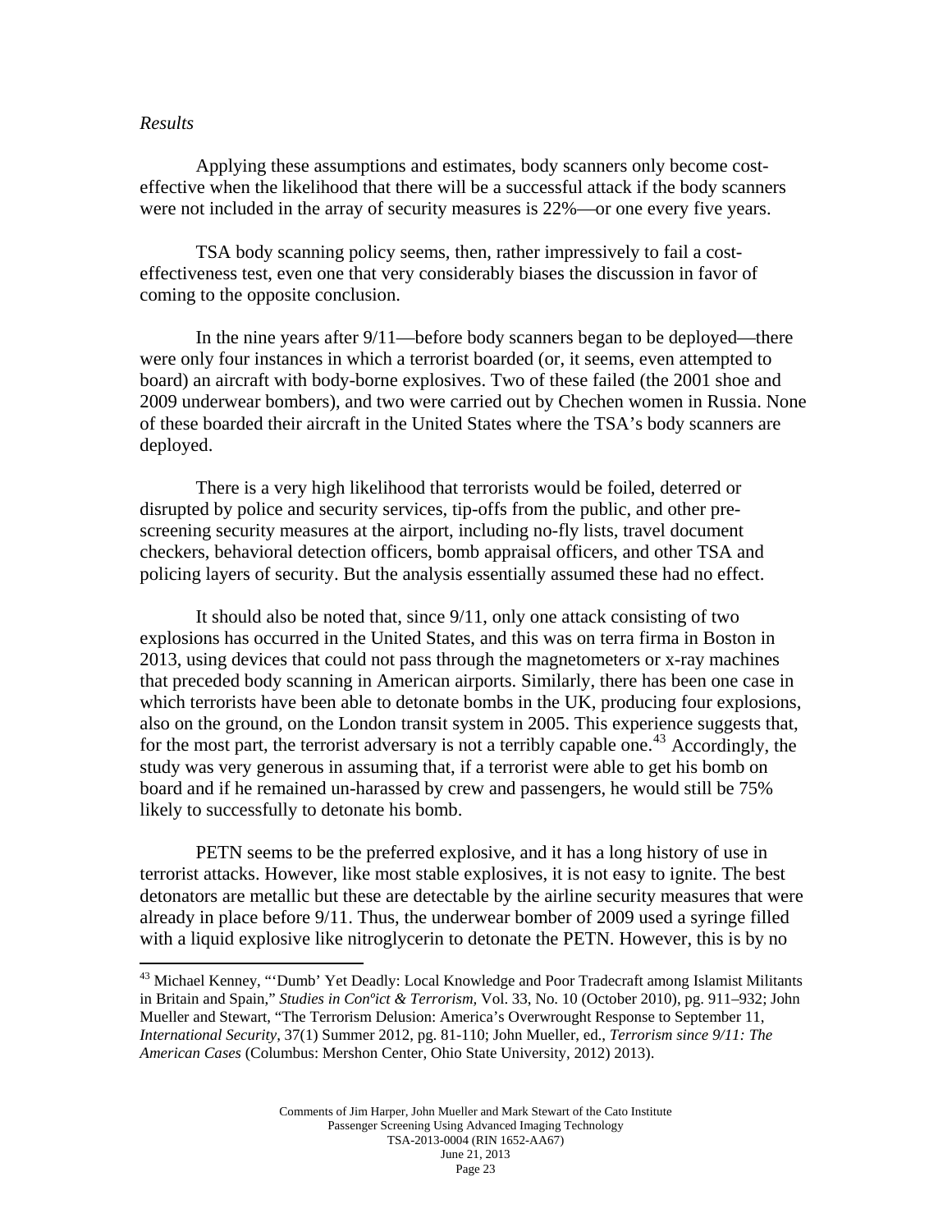*Results*

Applying these assumptions and estimates, body scanners only become cost-effective when the likelihood that there will be a successful attack if the body scanners were not included in the array of security measures is 22%—or one every five years.

TSA body scanning policy seems, then, rather impressively to fail a cost-effectiveness test, even one that very considerably biases the discussion in favor of coming to the opposite conclusion.

In the nine years after 9/11—before body scanners began to be deployed—there were only four instances in which a terrorist boarded (or, it seems, even attempted to board) an aircraft with body-borne explosives. Two of these failed (the 2001 shoe and 2009 underwear bombers), and two were carried out by Chechen women in Russia. None of these boarded their aircraft in the United States where the TSA's body scanners are deployed.

There is a very high likelihood that terrorists would be foiled, deterred or disrupted by police and security services, tip-offs from the public, and other pre-screening security measures at the airport, including no-fly lists, travel document checkers, behavioral detection officers, bomb appraisal officers, and other TSA and policing layers of security. But the analysis essentially assumed these had no effect.

It should also be noted that, since 9/11, only one attack consisting of two explosions has occurred in the United States, and this was on terra firma in Boston in 2013, using devices that could not pass through the magnetometers or x-ray machines that preceded body scanning in American airports. Similarly, there has been one case in which terrorists have been able to detonate bombs in the UK, producing four explosions, also on the ground, on the London transit system in 2005. This experience suggests that, for the most part, the terrorist adversary is not a terribly capable one.[43] Accordingly, the study was very generous in assuming that, if a terrorist were able to get his bomb on board and if he remained un-harassed by crew and passengers, he would still be 75% likely to successfully to detonate his bomb.

PETN seems to be the preferred explosive, and it has a long history of use in terrorist attacks. However, like most stable explosives, it is not easy to ignite. The best detonators are metallic but these are detectable by the airline security measures that were already in place before 9/11. Thus, the underwear bomber of 2009 used a syringe filled with a liquid explosive like nitroglycerin to detonate the PETN. However, this is by no

---

[43] Michael Kenney, "'Dumb' Yet Deadly: Local Knowledge and Poor Tradecraft among Islamist Militants in Britain and Spain," *Studies in Conºict & Terrorism*, Vol. 33, No. 10 (October 2010), pg. 911–932; John Mueller and Stewart, "The Terrorism Delusion: America's Overwrought Response to September 11, *International Security*, 37(1) Summer 2012, pg. 81-110; John Mueller, ed., *Terrorism since 9/11: The American Cases* (Columbus: Mershon Center, Ohio State University, 2012) 2013).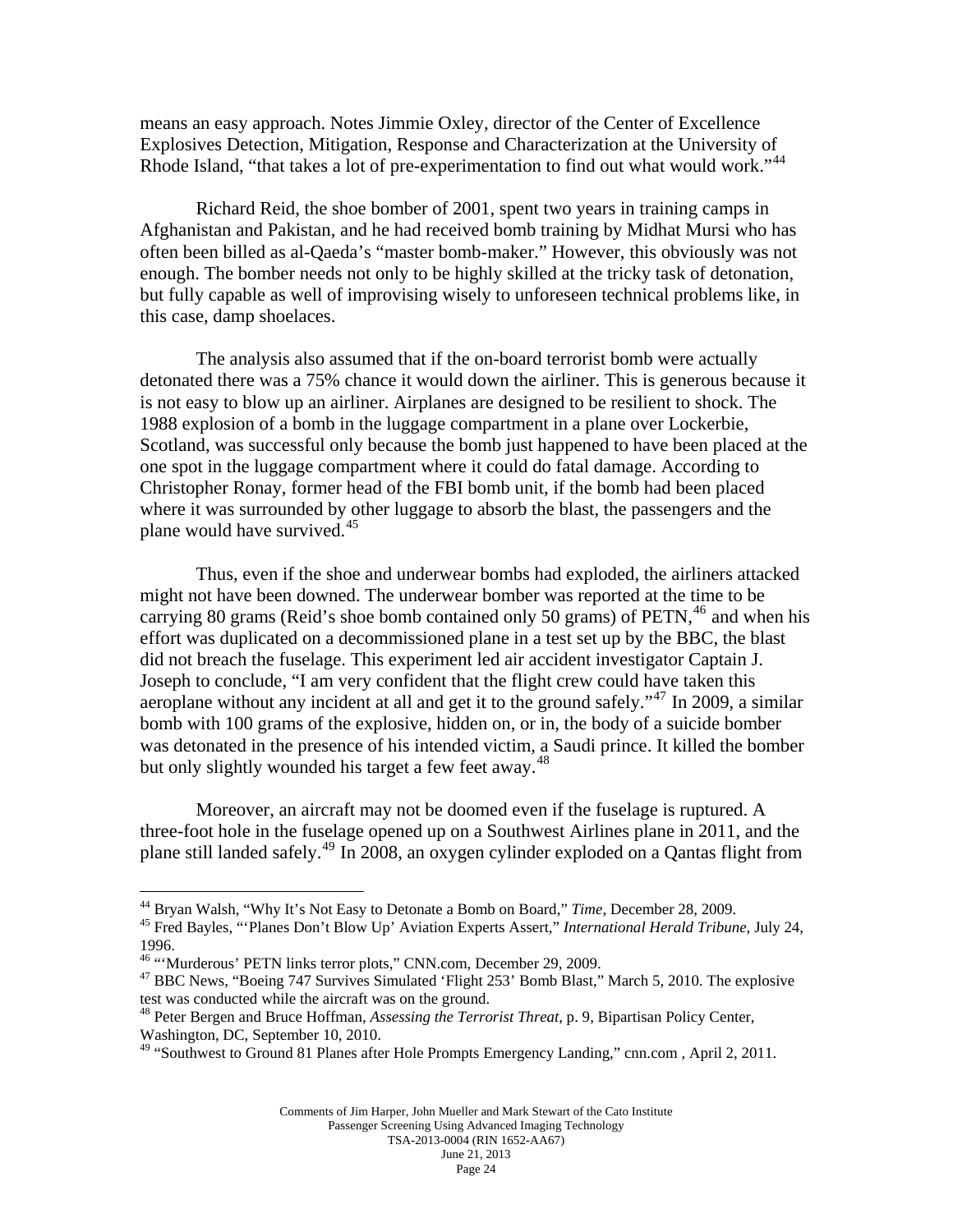means an easy approach. Notes Jimmie Oxley, director of the Center of Excellence Explosives Detection, Mitigation, Response and Characterization at the University of Rhode Island, "that takes a lot of pre-experimentation to find out what would work."[44]

Richard Reid, the shoe bomber of 2001, spent two years in training camps in Afghanistan and Pakistan, and he had received bomb training by Midhat Mursi who has often been billed as al-Qaeda's "master bomb-maker." However, this obviously was not enough. The bomber needs not only to be highly skilled at the tricky task of detonation, but fully capable as well of improvising wisely to unforeseen technical problems like, in this case, damp shoelaces.

The analysis also assumed that if the on-board terrorist bomb were actually detonated there was a 75% chance it would down the airliner. This is generous because it is not easy to blow up an airliner. Airplanes are designed to be resilient to shock. The 1988 explosion of a bomb in the luggage compartment in a plane over Lockerbie, Scotland, was successful only because the bomb just happened to have been placed at the one spot in the luggage compartment where it could do fatal damage. According to Christopher Ronay, former head of the FBI bomb unit, if the bomb had been placed where it was surrounded by other luggage to absorb the blast, the passengers and the plane would have survived.[45]

Thus, even if the shoe and underwear bombs had exploded, the airliners attacked might not have been downed. The underwear bomber was reported at the time to be carrying 80 grams (Reid's shoe bomb contained only 50 grams) of PETN,[46] and when his effort was duplicated on a decommissioned plane in a test set up by the BBC, the blast did not breach the fuselage. This experiment led air accident investigator Captain J. Joseph to conclude, "I am very confident that the flight crew could have taken this aeroplane without any incident at all and get it to the ground safely."[47] In 2009, a similar bomb with 100 grams of the explosive, hidden on, or in, the body of a suicide bomber was detonated in the presence of his intended victim, a Saudi prince. It killed the bomber but only slightly wounded his target a few feet away.[48]

Moreover, an aircraft may not be doomed even if the fuselage is ruptured. A three-foot hole in the fuselage opened up on a Southwest Airlines plane in 2011, and the plane still landed safely.[49] In 2008, an oxygen cylinder exploded on a Qantas flight from

---

[44] Bryan Walsh, "Why It's Not Easy to Detonate a Bomb on Board," *Time*, December 28, 2009.

[45] Fred Bayles, "'Planes Don't Blow Up' Aviation Experts Assert," *International Herald Tribune*, July 24, 1996.

[46] "'Murderous' PETN links terror plots," CNN.com, December 29, 2009.

[47] BBC News, "Boeing 747 Survives Simulated 'Flight 253' Bomb Blast," March 5, 2010. The explosive test was conducted while the aircraft was on the ground.

[48] Peter Bergen and Bruce Hoffman, *Assessing the Terrorist Threat*, p. 9, Bipartisan Policy Center, Washington, DC, September 10, 2010.

[49] "Southwest to Ground 81 Planes after Hole Prompts Emergency Landing," cnn.com , April 2, 2011.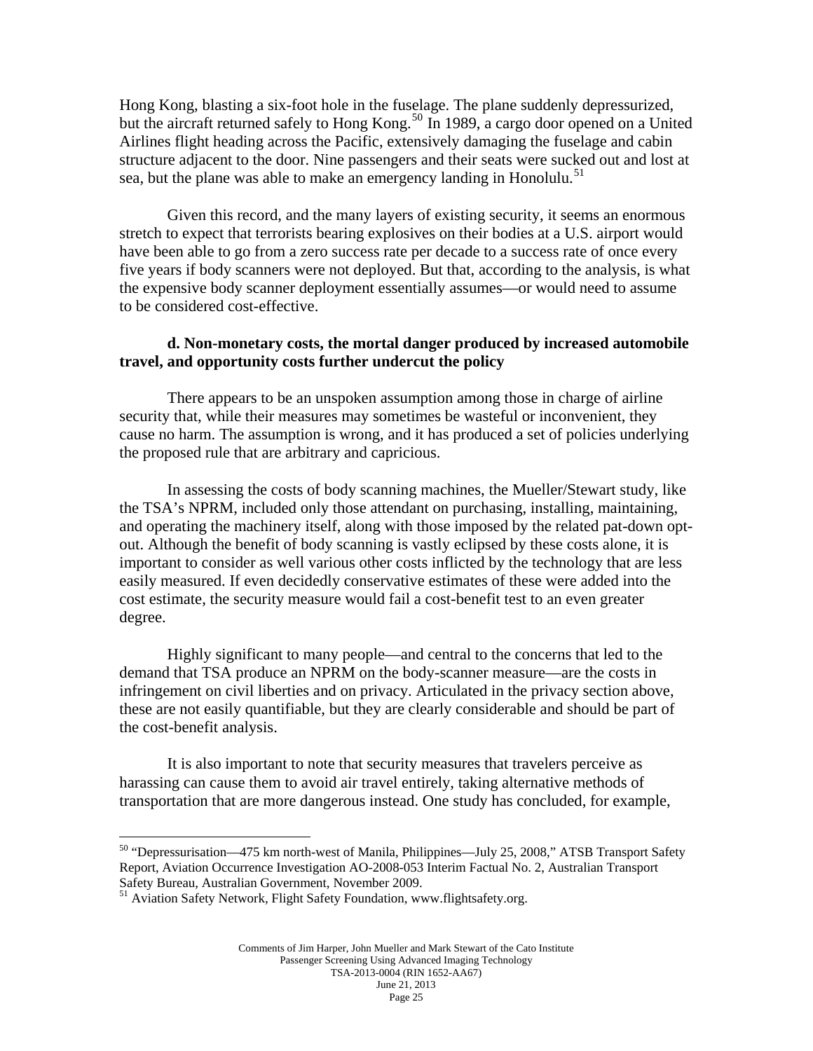Hong Kong, blasting a six-foot hole in the fuselage. The plane suddenly depressurized, but the aircraft returned safely to Hong Kong.[50] In 1989, a cargo door opened on a United Airlines flight heading across the Pacific, extensively damaging the fuselage and cabin structure adjacent to the door. Nine passengers and their seats were sucked out and lost at sea, but the plane was able to make an emergency landing in Honolulu.[51]

Given this record, and the many layers of existing security, it seems an enormous stretch to expect that terrorists bearing explosives on their bodies at a U.S. airport would have been able to go from a zero success rate per decade to a success rate of once every five years if body scanners were not deployed. But that, according to the analysis, is what the expensive body scanner deployment essentially assumes—or would need to assume to be considered cost-effective.

**d. Non-monetary costs, the mortal danger produced by increased automobile travel, and opportunity costs further undercut the policy**

There appears to be an unspoken assumption among those in charge of airline security that, while their measures may sometimes be wasteful or inconvenient, they cause no harm. The assumption is wrong, and it has produced a set of policies underlying the proposed rule that are arbitrary and capricious.

In assessing the costs of body scanning machines, the Mueller/Stewart study, like the TSA's NPRM, included only those attendant on purchasing, installing, maintaining, and operating the machinery itself, along with those imposed by the related pat-down opt-out. Although the benefit of body scanning is vastly eclipsed by these costs alone, it is important to consider as well various other costs inflicted by the technology that are less easily measured. If even decidedly conservative estimates of these were added into the cost estimate, the security measure would fail a cost-benefit test to an even greater degree.

Highly significant to many people—and central to the concerns that led to the demand that TSA produce an NPRM on the body-scanner measure—are the costs in infringement on civil liberties and on privacy. Articulated in the privacy section above, these are not easily quantifiable, but they are clearly considerable and should be part of the cost-benefit analysis.

It is also important to note that security measures that travelers perceive as harassing can cause them to avoid air travel entirely, taking alternative methods of transportation that are more dangerous instead. One study has concluded, for example,

---

[50] "Depressurisation—475 km north-west of Manila, Philippines—July 25, 2008," ATSB Transport Safety Report, Aviation Occurrence Investigation AO-2008-053 Interim Factual No. 2, Australian Transport Safety Bureau, Australian Government, November 2009.

[51] Aviation Safety Network, Flight Safety Foundation, www.flightsafety.org.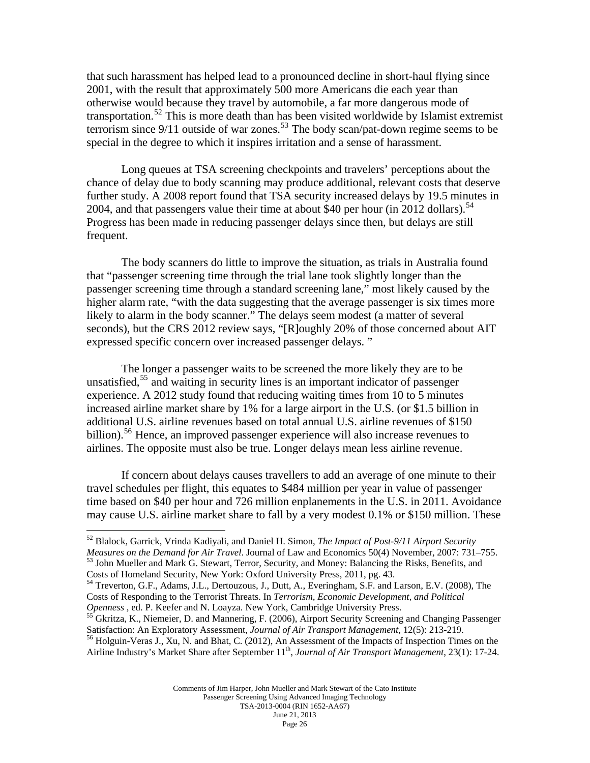that such harassment has helped lead to a pronounced decline in short-haul flying since 2001, with the result that approximately 500 more Americans die each year than otherwise would because they travel by automobile, a far more dangerous mode of transportation.[52] This is more death than has been visited worldwide by Islamist extremist terrorism since 9/11 outside of war zones.[53] The body scan/pat-down regime seems to be special in the degree to which it inspires irritation and a sense of harassment.

Long queues at TSA screening checkpoints and travelers' perceptions about the chance of delay due to body scanning may produce additional, relevant costs that deserve further study. A 2008 report found that TSA security increased delays by 19.5 minutes in 2004, and that passengers value their time at about $40 per hour (in 2012 dollars).[54] Progress has been made in reducing passenger delays since then, but delays are still frequent.

The body scanners do little to improve the situation, as trials in Australia found that "passenger screening time through the trial lane took slightly longer than the passenger screening time through a standard screening lane," most likely caused by the higher alarm rate, "with the data suggesting that the average passenger is six times more likely to alarm in the body scanner." The delays seem modest (a matter of several seconds), but the CRS 2012 review says, "[R]oughly 20% of those concerned about AIT expressed specific concern over increased passenger delays. "

The longer a passenger waits to be screened the more likely they are to be unsatisfied,[55] and waiting in security lines is an important indicator of passenger experience. A 2012 study found that reducing waiting times from 10 to 5 minutes increased airline market share by 1% for a large airport in the U.S. (or $1.5 billion in additional U.S. airline revenues based on total annual U.S. airline revenues of $150 billion).[56] Hence, an improved passenger experience will also increase revenues to airlines. The opposite must also be true. Longer delays mean less airline revenue.

If concern about delays causes travellers to add an average of one minute to their travel schedules per flight, this equates to $484 million per year in value of passenger time based on $40 per hour and 726 million enplanements in the U.S. in 2011. Avoidance may cause U.S. airline market share to fall by a very modest 0.1% or $150 million. These

---

[52] Blalock, Garrick, Vrinda Kadiyali, and Daniel H. Simon, *The Impact of Post-9/11 Airport Security Measures on the Demand for Air Travel*. Journal of Law and Economics 50(4) November, 2007: 731–755.

[53] John Mueller and Mark G. Stewart, Terror, Security, and Money: Balancing the Risks, Benefits, and Costs of Homeland Security, New York: Oxford University Press, 2011, pg. 43.

[54] Treverton, G.F., Adams, J.L., Dertouzous, J., Dutt, A., Everingham, S.F. and Larson, E.V. (2008), The Costs of Responding to the Terrorist Threats. In *Terrorism, Economic Development, and Political Openness* , ed. P. Keefer and N. Loayza. New York, Cambridge University Press.

[55] Gkritza, K., Niemeier, D. and Mannering, F. (2006), Airport Security Screening and Changing Passenger Satisfaction: An Exploratory Assessment, *Journal of Air Transport Management*, 12(5): 213-219.

[56] Holguin-Veras J., Xu, N. and Bhat, C. (2012), An Assessment of the Impacts of Inspection Times on the Airline Industry's Market Share after September 11th, *Journal of Air Transport Management*, 23(1): 17-24.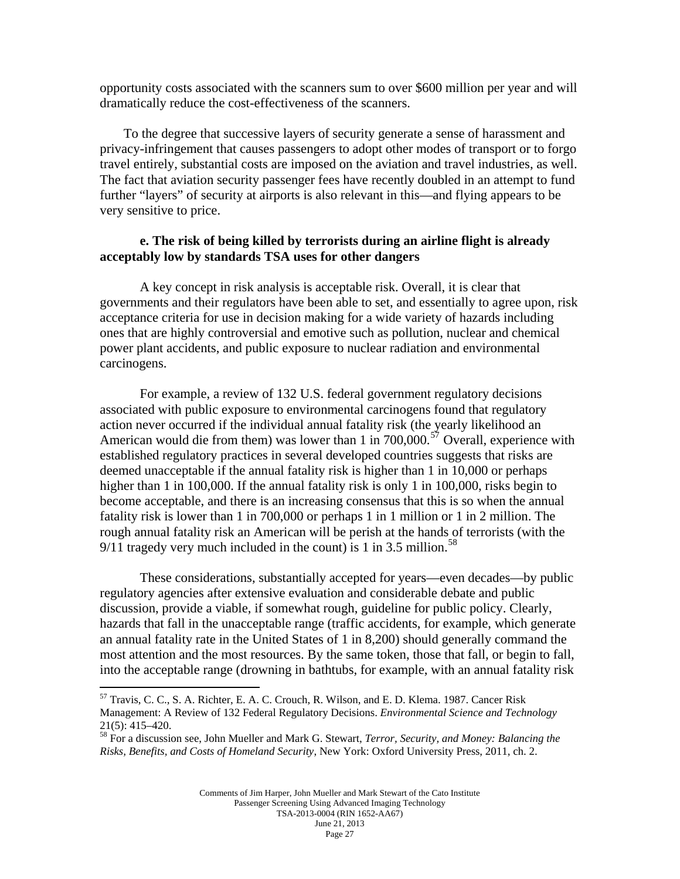opportunity costs associated with the scanners sum to over $600 million per year and will dramatically reduce the cost-effectiveness of the scanners.

To the degree that successive layers of security generate a sense of harassment and privacy-infringement that causes passengers to adopt other modes of transport or to forgo travel entirely, substantial costs are imposed on the aviation and travel industries, as well. The fact that aviation security passenger fees have recently doubled in an attempt to fund further "layers" of security at airports is also relevant in this—and flying appears to be very sensitive to price.

#### e. The risk of being killed by terrorists during an airline flight is already acceptably low by standards TSA uses for other dangers

A key concept in risk analysis is acceptable risk. Overall, it is clear that governments and their regulators have been able to set, and essentially to agree upon, risk acceptance criteria for use in decision making for a wide variety of hazards including ones that are highly controversial and emotive such as pollution, nuclear and chemical power plant accidents, and public exposure to nuclear radiation and environmental carcinogens.

For example, a review of 132 U.S. federal government regulatory decisions associated with public exposure to environmental carcinogens found that regulatory action never occurred if the individual annual fatality risk (the yearly likelihood an American would die from them) was lower than 1 in 700,000.[57] Overall, experience with established regulatory practices in several developed countries suggests that risks are deemed unacceptable if the annual fatality risk is higher than 1 in 10,000 or perhaps higher than 1 in 100,000. If the annual fatality risk is only 1 in 100,000, risks begin to become acceptable, and there is an increasing consensus that this is so when the annual fatality risk is lower than 1 in 700,000 or perhaps 1 in 1 million or 1 in 2 million. The rough annual fatality risk an American will be perish at the hands of terrorists (with the 9/11 tragedy very much included in the count) is 1 in 3.5 million.[58]

These considerations, substantially accepted for years—even decades—by public regulatory agencies after extensive evaluation and considerable debate and public discussion, provide a viable, if somewhat rough, guideline for public policy. Clearly, hazards that fall in the unacceptable range (traffic accidents, for example, which generate an annual fatality rate in the United States of 1 in 8,200) should generally command the most attention and the most resources. By the same token, those that fall, or begin to fall, into the acceptable range (drowning in bathtubs, for example, with an annual fatality risk

---

[57] Travis, C. C., S. A. Richter, E. A. C. Crouch, R. Wilson, and E. D. Klema. 1987. Cancer Risk Management: A Review of 132 Federal Regulatory Decisions. *Environmental Science and Technology* 21(5): 415–420.

[58] For a discussion see, John Mueller and Mark G. Stewart, *Terror, Security, and Money: Balancing the Risks, Benefits, and Costs of Homeland Security*, New York: Oxford University Press, 2011, ch. 2.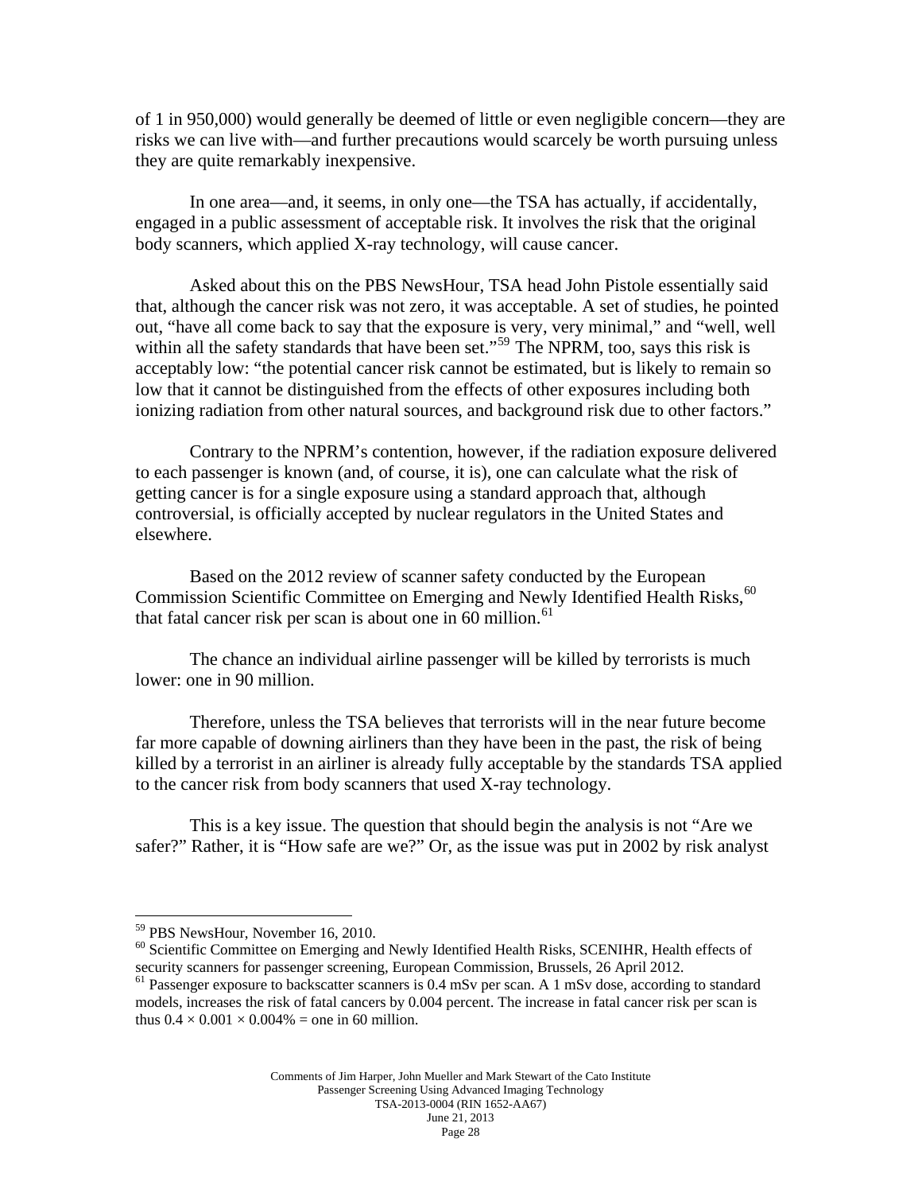of 1 in 950,000) would generally be deemed of little or even negligible concern—they are risks we can live with—and further precautions would scarcely be worth pursuing unless they are quite remarkably inexpensive.

In one area—and, it seems, in only one—the TSA has actually, if accidentally, engaged in a public assessment of acceptable risk. It involves the risk that the original body scanners, which applied X-ray technology, will cause cancer.

Asked about this on the PBS NewsHour, TSA head John Pistole essentially said that, although the cancer risk was not zero, it was acceptable. A set of studies, he pointed out, "have all come back to say that the exposure is very, very minimal," and "well, well within all the safety standards that have been set."[59] The NPRM, too, says this risk is acceptably low: "the potential cancer risk cannot be estimated, but is likely to remain so low that it cannot be distinguished from the effects of other exposures including both ionizing radiation from other natural sources, and background risk due to other factors."

Contrary to the NPRM's contention, however, if the radiation exposure delivered to each passenger is known (and, of course, it is), one can calculate what the risk of getting cancer is for a single exposure using a standard approach that, although controversial, is officially accepted by nuclear regulators in the United States and elsewhere.

Based on the 2012 review of scanner safety conducted by the European Commission Scientific Committee on Emerging and Newly Identified Health Risks,[60] that fatal cancer risk per scan is about one in 60 million.[61]

The chance an individual airline passenger will be killed by terrorists is much lower: one in 90 million.

Therefore, unless the TSA believes that terrorists will in the near future become far more capable of downing airliners than they have been in the past, the risk of being killed by a terrorist in an airliner is already fully acceptable by the standards TSA applied to the cancer risk from body scanners that used X-ray technology.

This is a key issue. The question that should begin the analysis is not "Are we safer?" Rather, it is "How safe are we?" Or, as the issue was put in 2002 by risk analyst

---

[59] PBS NewsHour, November 16, 2010.

[60] Scientific Committee on Emerging and Newly Identified Health Risks, SCENIHR, Health effects of security scanners for passenger screening, European Commission, Brussels, 26 April 2012.

[61] Passenger exposure to backscatter scanners is 0.4 mSv per scan. A 1 mSv dose, according to standard models, increases the risk of fatal cancers by 0.004 percent. The increase in fatal cancer risk per scan is thus $0.4 \times 0.001 \times 0.004\%$ = one in 60 million.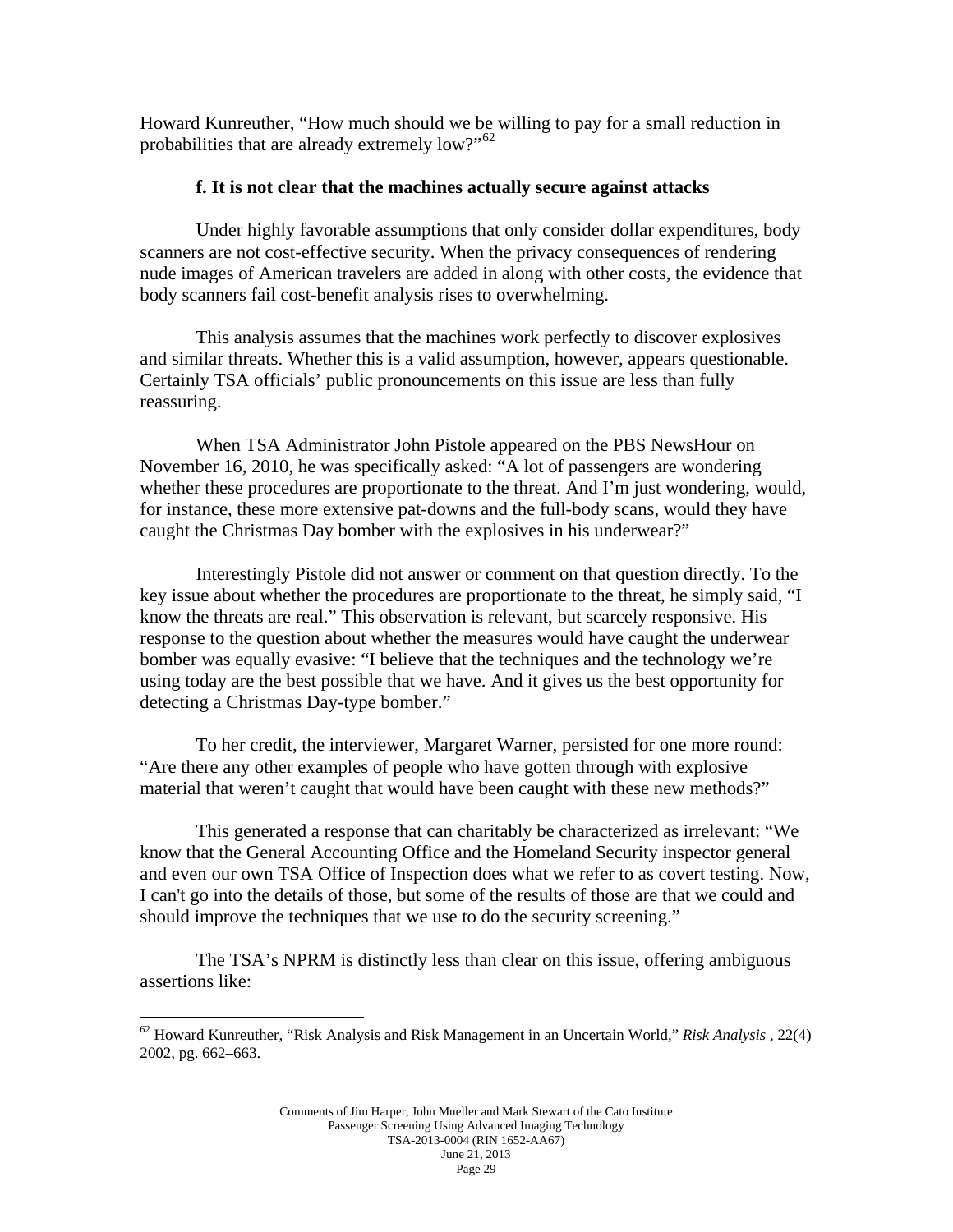Howard Kunreuther, "How much should we be willing to pay for a small reduction in probabilities that are already extremely low?"[62]

### f. It is not clear that the machines actually secure against attacks

Under highly favorable assumptions that only consider dollar expenditures, body scanners are not cost-effective security. When the privacy consequences of rendering nude images of American travelers are added in along with other costs, the evidence that body scanners fail cost-benefit analysis rises to overwhelming.

This analysis assumes that the machines work perfectly to discover explosives and similar threats. Whether this is a valid assumption, however, appears questionable. Certainly TSA officials' public pronouncements on this issue are less than fully reassuring.

When TSA Administrator John Pistole appeared on the PBS NewsHour on November 16, 2010, he was specifically asked: "A lot of passengers are wondering whether these procedures are proportionate to the threat. And I'm just wondering, would, for instance, these more extensive pat-downs and the full-body scans, would they have caught the Christmas Day bomber with the explosives in his underwear?"

Interestingly Pistole did not answer or comment on that question directly. To the key issue about whether the procedures are proportionate to the threat, he simply said, "I know the threats are real." This observation is relevant, but scarcely responsive. His response to the question about whether the measures would have caught the underwear bomber was equally evasive: "I believe that the techniques and the technology we're using today are the best possible that we have. And it gives us the best opportunity for detecting a Christmas Day-type bomber."

To her credit, the interviewer, Margaret Warner, persisted for one more round: "Are there any other examples of people who have gotten through with explosive material that weren't caught that would have been caught with these new methods?"

This generated a response that can charitably be characterized as irrelevant: "We know that the General Accounting Office and the Homeland Security inspector general and even our own TSA Office of Inspection does what we refer to as covert testing. Now, I can't go into the details of those, but some of the results of those are that we could and should improve the techniques that we use to do the security screening."

The TSA's NPRM is distinctly less than clear on this issue, offering ambiguous assertions like:

---

[62] Howard Kunreuther, "Risk Analysis and Risk Management in an Uncertain World," *Risk Analysis* , 22(4) 2002, pg. 662–663.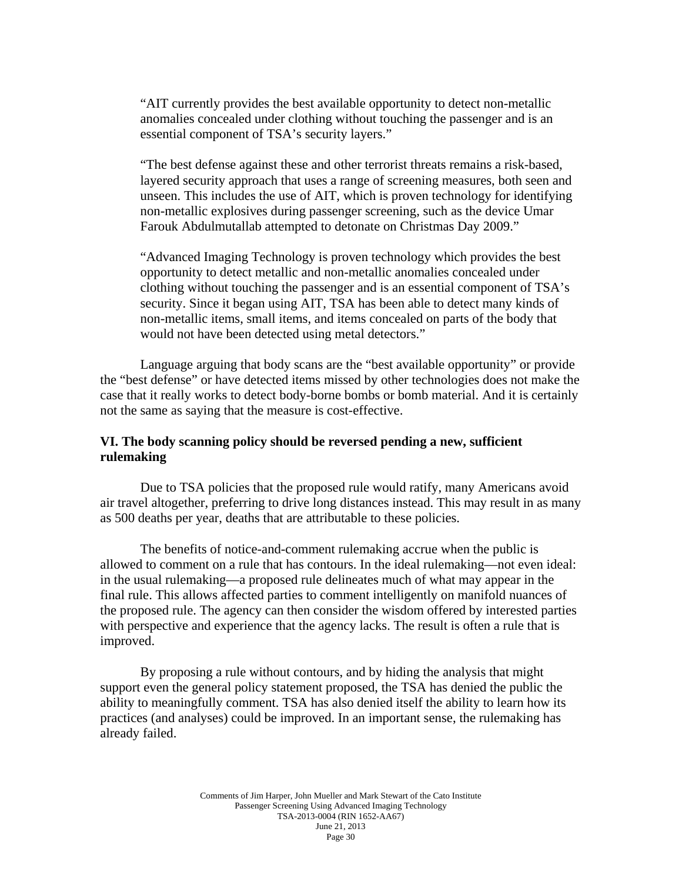> "AIT currently provides the best available opportunity to detect non-metallic anomalies concealed under clothing without touching the passenger and is an essential component of TSA's security layers."
>
> "The best defense against these and other terrorist threats remains a risk-based, layered security approach that uses a range of screening measures, both seen and unseen. This includes the use of AIT, which is proven technology for identifying non-metallic explosives during passenger screening, such as the device Umar Farouk Abdulmutallab attempted to detonate on Christmas Day 2009."
>
> "Advanced Imaging Technology is proven technology which provides the best opportunity to detect metallic and non-metallic anomalies concealed under clothing without touching the passenger and is an essential component of TSA's security. Since it began using AIT, TSA has been able to detect many kinds of non-metallic items, small items, and items concealed on parts of the body that would not have been detected using metal detectors."

Language arguing that body scans are the "best available opportunity" or provide the "best defense" or have detected items missed by other technologies does not make the case that it really works to detect body-borne bombs or bomb material. And it is certainly not the same as saying that the measure is cost-effective.

## VI. The body scanning policy should be reversed pending a new, sufficient rulemaking

Due to TSA policies that the proposed rule would ratify, many Americans avoid air travel altogether, preferring to drive long distances instead. This may result in as many as 500 deaths per year, deaths that are attributable to these policies.

The benefits of notice-and-comment rulemaking accrue when the public is allowed to comment on a rule that has contours. In the ideal rulemaking—not even ideal: in the usual rulemaking—a proposed rule delineates much of what may appear in the final rule. This allows affected parties to comment intelligently on manifold nuances of the proposed rule. The agency can then consider the wisdom offered by interested parties with perspective and experience that the agency lacks. The result is often a rule that is improved.

By proposing a rule without contours, and by hiding the analysis that might support even the general policy statement proposed, the TSA has denied the public the ability to meaningfully comment. TSA has also denied itself the ability to learn how its practices (and analyses) could be improved. In an important sense, the rulemaking has already failed.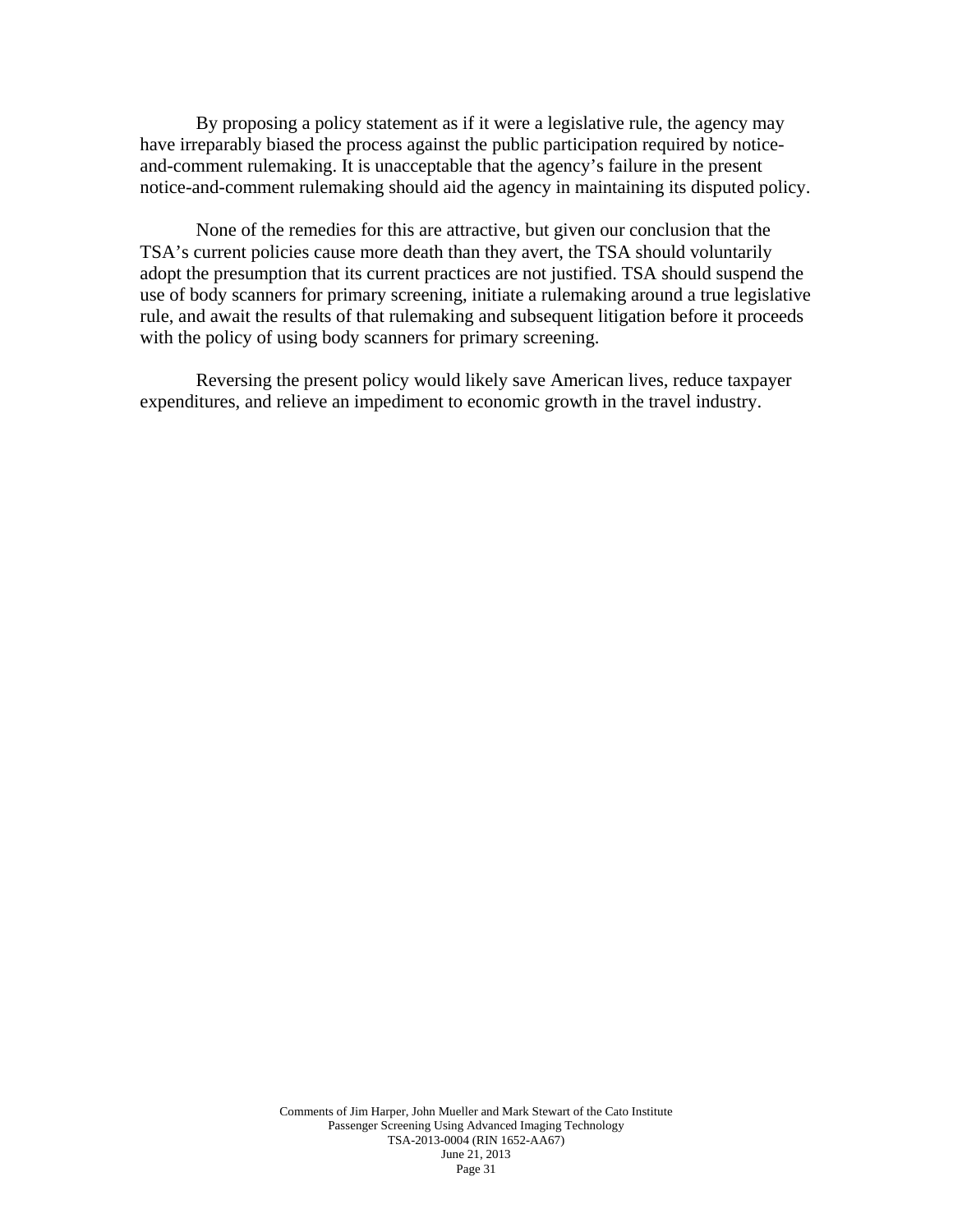By proposing a policy statement as if it were a legislative rule, the agency may have irreparably biased the process against the public participation required by notice-and-comment rulemaking. It is unacceptable that the agency's failure in the present notice-and-comment rulemaking should aid the agency in maintaining its disputed policy.

None of the remedies for this are attractive, but given our conclusion that the TSA's current policies cause more death than they avert, the TSA should voluntarily adopt the presumption that its current practices are not justified. TSA should suspend the use of body scanners for primary screening, initiate a rulemaking around a true legislative rule, and await the results of that rulemaking and subsequent litigation before it proceeds with the policy of using body scanners for primary screening.

Reversing the present policy would likely save American lives, reduce taxpayer expenditures, and relieve an impediment to economic growth in the travel industry.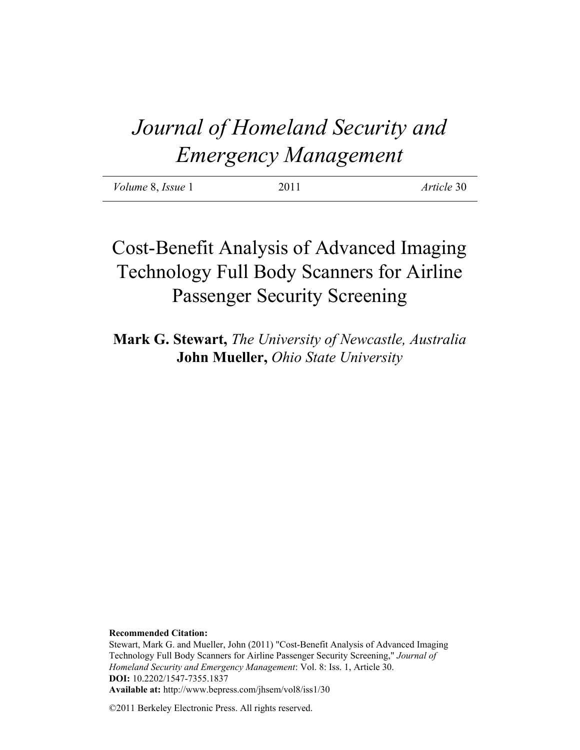# Journal of Homeland Security and Emergency Management

| *Volume* 8, *Issue* 1 | 2011 | *Article* 30 |
|---|---|---|

# Cost-Benefit Analysis of Advanced Imaging Technology Full Body Scanners for Airline Passenger Security Screening

**Mark G. Stewart,** *The University of Newcastle, Australia*
**John Mueller,** *Ohio State University*

**Recommended Citation:**
Stewart, Mark G. and Mueller, John (2011) "Cost-Benefit Analysis of Advanced Imaging Technology Full Body Scanners for Airline Passenger Security Screening," *Journal of Homeland Security and Emergency Management*: Vol. 8: Iss. 1, Article 30.
**DOI:** 10.2202/1547-7355.1837
**Available at:** http://www.bepress.com/jhsem/vol8/iss1/30

©2011 Berkeley Electronic Press. All rights reserved.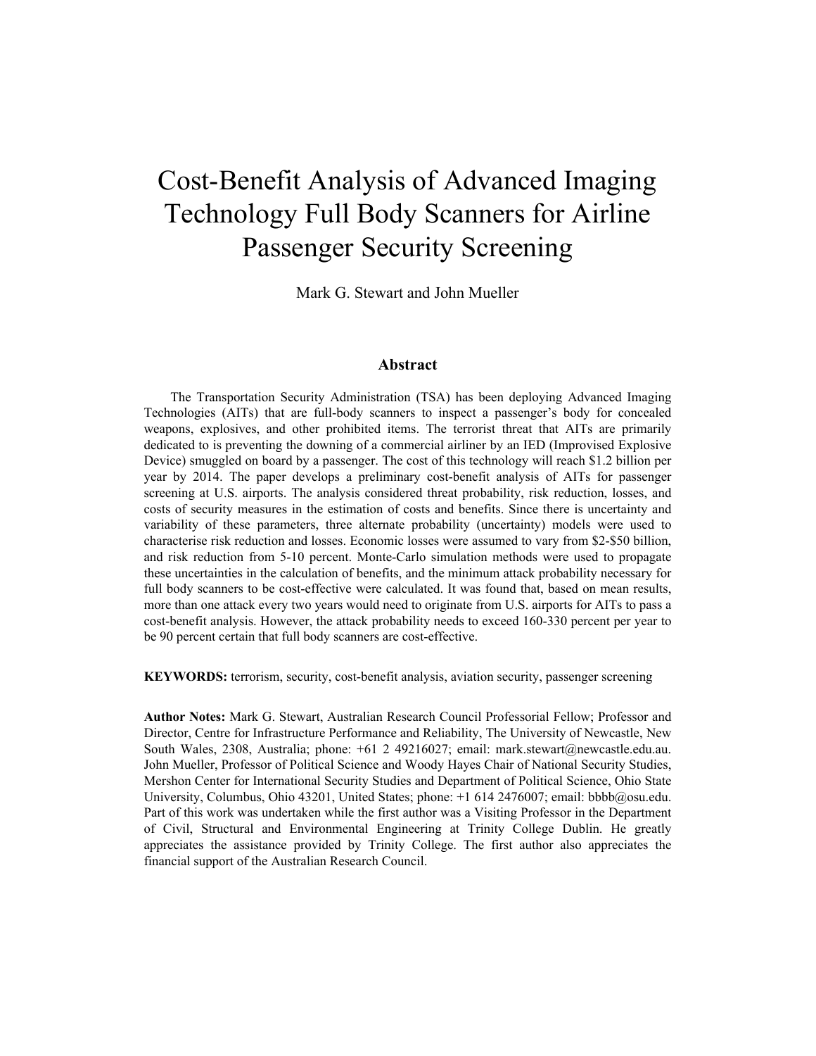# Cost-Benefit Analysis of Advanced Imaging Technology Full Body Scanners for Airline Passenger Security Screening

Mark G. Stewart and John Mueller

## Abstract

The Transportation Security Administration (TSA) has been deploying Advanced Imaging Technologies (AITs) that are full-body scanners to inspect a passenger's body for concealed weapons, explosives, and other prohibited items. The terrorist threat that AITs are primarily dedicated to is preventing the downing of a commercial airliner by an IED (Improvised Explosive Device) smuggled on board by a passenger. The cost of this technology will reach $1.2 billion per year by 2014. The paper develops a preliminary cost-benefit analysis of AITs for passenger screening at U.S. airports. The analysis considered threat probability, risk reduction, losses, and costs of security measures in the estimation of costs and benefits. Since there is uncertainty and variability of these parameters, three alternate probability (uncertainty) models were used to characterise risk reduction and losses. Economic losses were assumed to vary from $2-$50 billion, and risk reduction from 5-10 percent. Monte-Carlo simulation methods were used to propagate these uncertainties in the calculation of benefits, and the minimum attack probability necessary for full body scanners to be cost-effective were calculated. It was found that, based on mean results, more than one attack every two years would need to originate from U.S. airports for AITs to pass a cost-benefit analysis. However, the attack probability needs to exceed 160-330 percent per year to be 90 percent certain that full body scanners are cost-effective.

**KEYWORDS:** terrorism, security, cost-benefit analysis, aviation security, passenger screening

**Author Notes:** Mark G. Stewart, Australian Research Council Professorial Fellow; Professor and Director, Centre for Infrastructure Performance and Reliability, The University of Newcastle, New South Wales, 2308, Australia; phone: +61 2 49216027; email: mark.stewart@newcastle.edu.au. John Mueller, Professor of Political Science and Woody Hayes Chair of National Security Studies, Mershon Center for International Security Studies and Department of Political Science, Ohio State University, Columbus, Ohio 43201, United States; phone: +1 614 2476007; email: bbbb@osu.edu. Part of this work was undertaken while the first author was a Visiting Professor in the Department of Civil, Structural and Environmental Engineering at Trinity College Dublin. He greatly appreciates the assistance provided by Trinity College. The first author also appreciates the financial support of the Australian Research Council.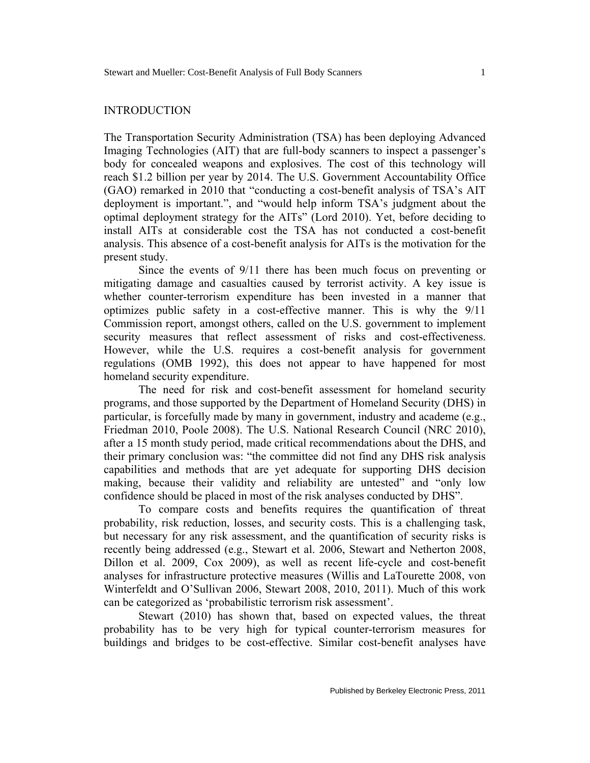## INTRODUCTION

The Transportation Security Administration (TSA) has been deploying Advanced Imaging Technologies (AIT) that are full-body scanners to inspect a passenger's body for concealed weapons and explosives. The cost of this technology will reach $1.2 billion per year by 2014. The U.S. Government Accountability Office (GAO) remarked in 2010 that "conducting a cost-benefit analysis of TSA's AIT deployment is important.", and "would help inform TSA's judgment about the optimal deployment strategy for the AITs" (Lord 2010). Yet, before deciding to install AITs at considerable cost the TSA has not conducted a cost-benefit analysis. This absence of a cost-benefit analysis for AITs is the motivation for the present study.

Since the events of 9/11 there has been much focus on preventing or mitigating damage and casualties caused by terrorist activity. A key issue is whether counter-terrorism expenditure has been invested in a manner that optimizes public safety in a cost-effective manner. This is why the 9/11 Commission report, amongst others, called on the U.S. government to implement security measures that reflect assessment of risks and cost-effectiveness. However, while the U.S. requires a cost-benefit analysis for government regulations (OMB 1992), this does not appear to have happened for most homeland security expenditure.

The need for risk and cost-benefit assessment for homeland security programs, and those supported by the Department of Homeland Security (DHS) in particular, is forcefully made by many in government, industry and academe (e.g., Friedman 2010, Poole 2008). The U.S. National Research Council (NRC 2010), after a 15 month study period, made critical recommendations about the DHS, and their primary conclusion was: "the committee did not find any DHS risk analysis capabilities and methods that are yet adequate for supporting DHS decision making, because their validity and reliability are untested" and "only low confidence should be placed in most of the risk analyses conducted by DHS".

To compare costs and benefits requires the quantification of threat probability, risk reduction, losses, and security costs. This is a challenging task, but necessary for any risk assessment, and the quantification of security risks is recently being addressed (e.g., Stewart et al. 2006, Stewart and Netherton 2008, Dillon et al. 2009, Cox 2009), as well as recent life-cycle and cost-benefit analyses for infrastructure protective measures (Willis and LaTourette 2008, von Winterfeldt and O'Sullivan 2006, Stewart 2008, 2010, 2011). Much of this work can be categorized as 'probabilistic terrorism risk assessment'.

Stewart (2010) has shown that, based on expected values, the threat probability has to be very high for typical counter-terrorism measures for buildings and bridges to be cost-effective. Similar cost-benefit analyses have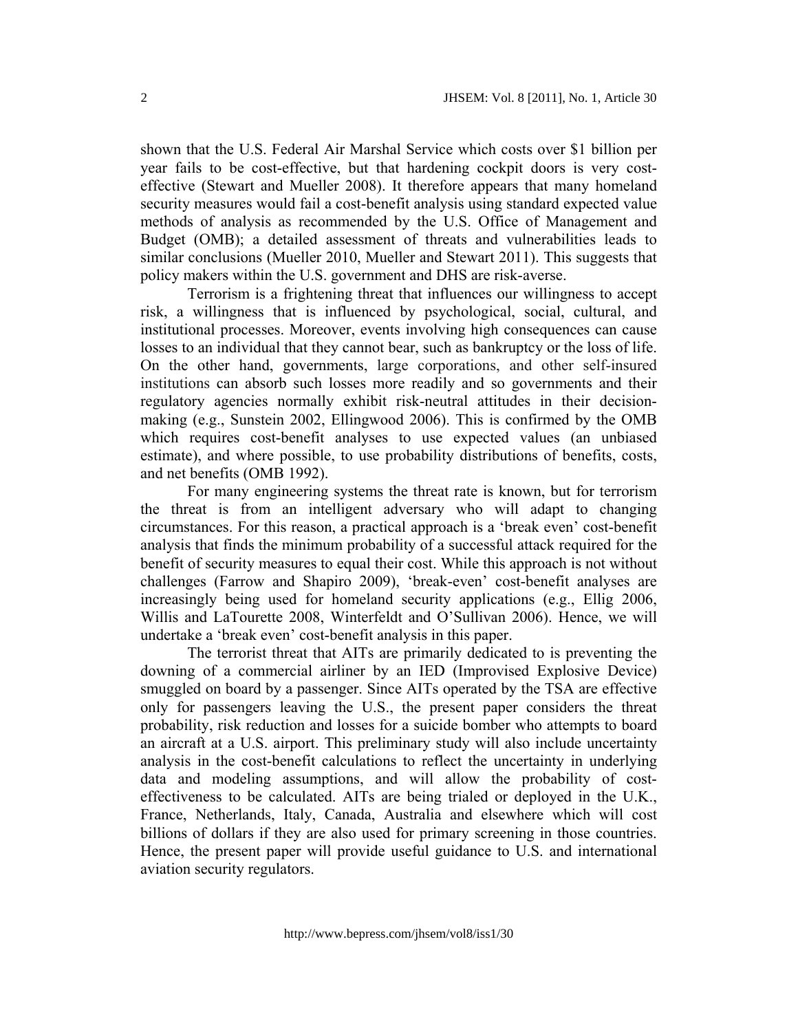shown that the U.S. Federal Air Marshal Service which costs over $1 billion per year fails to be cost-effective, but that hardening cockpit doors is very cost-effective (Stewart and Mueller 2008). It therefore appears that many homeland security measures would fail a cost-benefit analysis using standard expected value methods of analysis as recommended by the U.S. Office of Management and Budget (OMB); a detailed assessment of threats and vulnerabilities leads to similar conclusions (Mueller 2010, Mueller and Stewart 2011). This suggests that policy makers within the U.S. government and DHS are risk-averse.

Terrorism is a frightening threat that influences our willingness to accept risk, a willingness that is influenced by psychological, social, cultural, and institutional processes. Moreover, events involving high consequences can cause losses to an individual that they cannot bear, such as bankruptcy or the loss of life. On the other hand, governments, large corporations, and other self-insured institutions can absorb such losses more readily and so governments and their regulatory agencies normally exhibit risk-neutral attitudes in their decision-making (e.g., Sunstein 2002, Ellingwood 2006). This is confirmed by the OMB which requires cost-benefit analyses to use expected values (an unbiased estimate), and where possible, to use probability distributions of benefits, costs, and net benefits (OMB 1992).

For many engineering systems the threat rate is known, but for terrorism the threat is from an intelligent adversary who will adapt to changing circumstances. For this reason, a practical approach is a 'break even' cost-benefit analysis that finds the minimum probability of a successful attack required for the benefit of security measures to equal their cost. While this approach is not without challenges (Farrow and Shapiro 2009), 'break-even' cost-benefit analyses are increasingly being used for homeland security applications (e.g., Ellig 2006, Willis and LaTourette 2008, Winterfeldt and O'Sullivan 2006). Hence, we will undertake a 'break even' cost-benefit analysis in this paper.

The terrorist threat that AITs are primarily dedicated to is preventing the downing of a commercial airliner by an IED (Improvised Explosive Device) smuggled on board by a passenger. Since AITs operated by the TSA are effective only for passengers leaving the U.S., the present paper considers the threat probability, risk reduction and losses for a suicide bomber who attempts to board an aircraft at a U.S. airport. This preliminary study will also include uncertainty analysis in the cost-benefit calculations to reflect the uncertainty in underlying data and modeling assumptions, and will allow the probability of cost-effectiveness to be calculated. AITs are being trialed or deployed in the U.K., France, Netherlands, Italy, Canada, Australia and elsewhere which will cost billions of dollars if they are also used for primary screening in those countries. Hence, the present paper will provide useful guidance to U.S. and international aviation security regulators.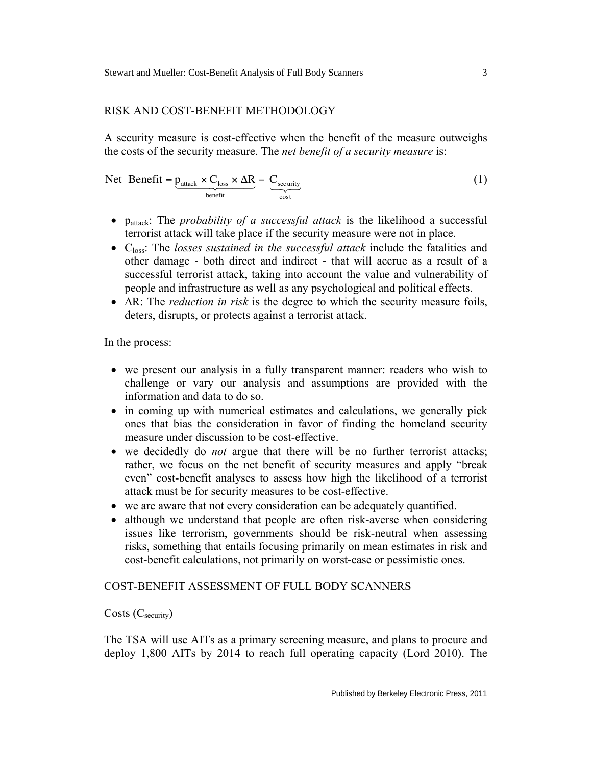## RISK AND COST-BENEFIT METHODOLOGY

A security measure is cost-effective when the benefit of the measure outweighs the costs of the security measure. The *net benefit of a security measure* is:

$$\text{Net Benefit} = \underbrace{p_{\text{attack}} \times C_{\text{loss}} \times \Delta R}_{\text{benefit}} - \underbrace{C_{\text{security}}}_{\text{cost}} \tag{1}$$

- $p_{attack}$: The *probability of a successful attack* is the likelihood a successful terrorist attack will take place if the security measure were not in place.
- $C_{loss}$: The *losses sustained in the successful attack* include the fatalities and other damage - both direct and indirect - that will accrue as a result of a successful terrorist attack, taking into account the value and vulnerability of people and infrastructure as well as any psychological and political effects.
- $\Delta R$: The *reduction in risk* is the degree to which the security measure foils, deters, disrupts, or protects against a terrorist attack.

In the process:

- we present our analysis in a fully transparent manner: readers who wish to challenge or vary our analysis and assumptions are provided with the information and data to do so.
- in coming up with numerical estimates and calculations, we generally pick ones that bias the consideration in favor of finding the homeland security measure under discussion to be cost-effective.
- we decidedly do *not* argue that there will be no further terrorist attacks; rather, we focus on the net benefit of security measures and apply "break even" cost-benefit analyses to assess how high the likelihood of a terrorist attack must be for security measures to be cost-effective.
- we are aware that not every consideration can be adequately quantified.
- although we understand that people are often risk-averse when considering issues like terrorism, governments should be risk-neutral when assessing risks, something that entails focusing primarily on mean estimates in risk and cost-benefit calculations, not primarily on worst-case or pessimistic ones.

## COST-BENEFIT ASSESSMENT OF FULL BODY SCANNERS

### Costs ($C_{security}$)

The TSA will use AITs as a primary screening measure, and plans to procure and deploy 1,800 AITs by 2014 to reach full operating capacity (Lord 2010). The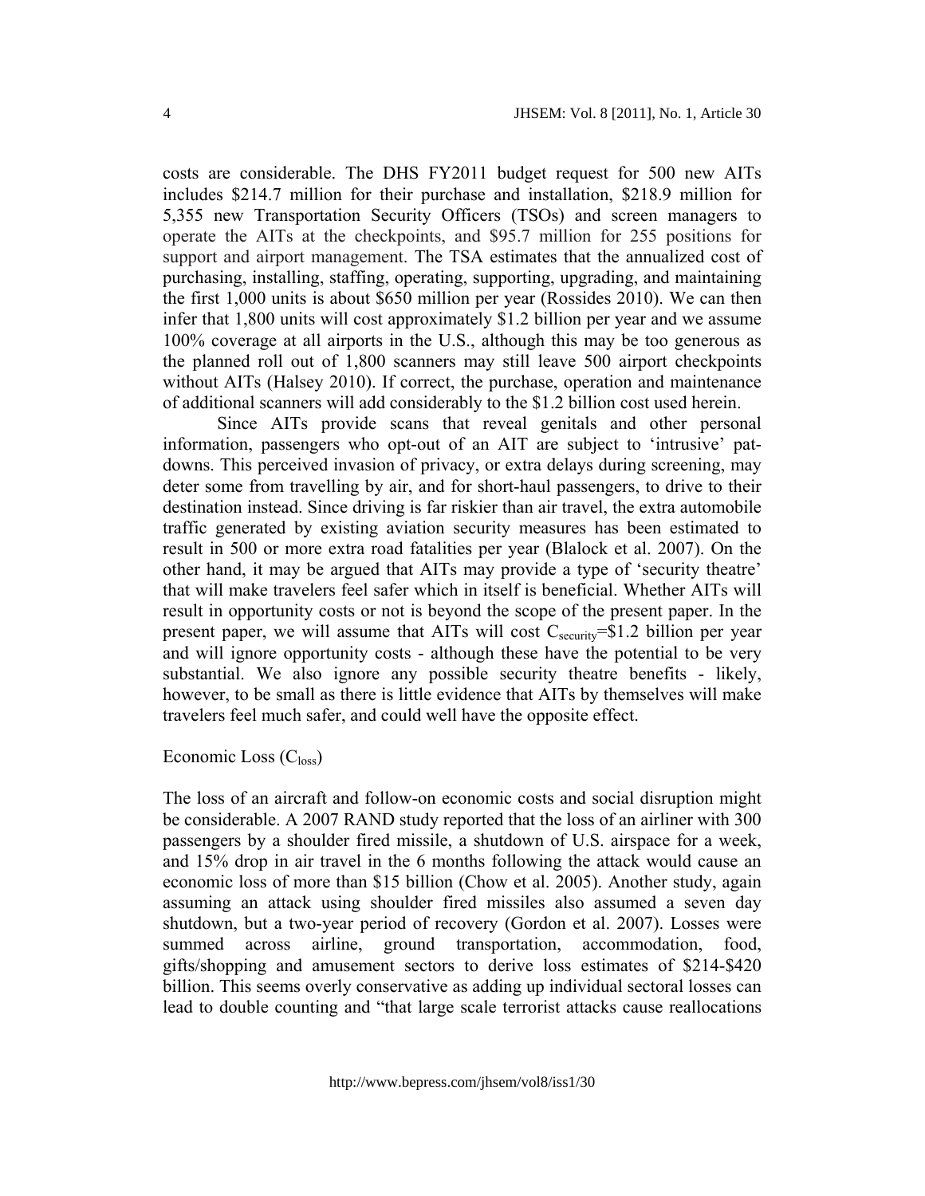costs are considerable. The DHS FY2011 budget request for 500 new AITs includes $214.7 million for their purchase and installation, $218.9 million for 5,355 new Transportation Security Officers (TSOs) and screen managers to operate the AITs at the checkpoints, and $95.7 million for 255 positions for support and airport management. The TSA estimates that the annualized cost of purchasing, installing, staffing, operating, supporting, upgrading, and maintaining the first 1,000 units is about $650 million per year (Rossides 2010). We can then infer that 1,800 units will cost approximately $1.2 billion per year and we assume 100% coverage at all airports in the U.S., although this may be too generous as the planned roll out of 1,800 scanners may still leave 500 airport checkpoints without AITs (Halsey 2010). If correct, the purchase, operation and maintenance of additional scanners will add considerably to the $1.2 billion cost used herein.

Since AITs provide scans that reveal genitals and other personal information, passengers who opt-out of an AIT are subject to 'intrusive' pat-downs. This perceived invasion of privacy, or extra delays during screening, may deter some from travelling by air, and for short-haul passengers, to drive to their destination instead. Since driving is far riskier than air travel, the extra automobile traffic generated by existing aviation security measures has been estimated to result in 500 or more extra road fatalities per year (Blalock et al. 2007). On the other hand, it may be argued that AITs may provide a type of 'security theatre' that will make travelers feel safer which in itself is beneficial. Whether AITs will result in opportunity costs or not is beyond the scope of the present paper. In the present paper, we will assume that AITs will cost $C_{security}$=$1.2 billion per year and will ignore opportunity costs - although these have the potential to be very substantial. We also ignore any possible security theatre benefits - likely, however, to be small as there is little evidence that AITs by themselves will make travelers feel much safer, and could well have the opposite effect.

Economic Loss ($C_{loss}$)

The loss of an aircraft and follow-on economic costs and social disruption might be considerable. A 2007 RAND study reported that the loss of an airliner with 300 passengers by a shoulder fired missile, a shutdown of U.S. airspace for a week, and 15% drop in air travel in the 6 months following the attack would cause an economic loss of more than $15 billion (Chow et al. 2005). Another study, again assuming an attack using shoulder fired missiles also assumed a seven day shutdown, but a two-year period of recovery (Gordon et al. 2007). Losses were summed across airline, ground transportation, accommodation, food, gifts/shopping and amusement sectors to derive loss estimates of $214-$420 billion. This seems overly conservative as adding up individual sectoral losses can lead to double counting and "that large scale terrorist attacks cause reallocations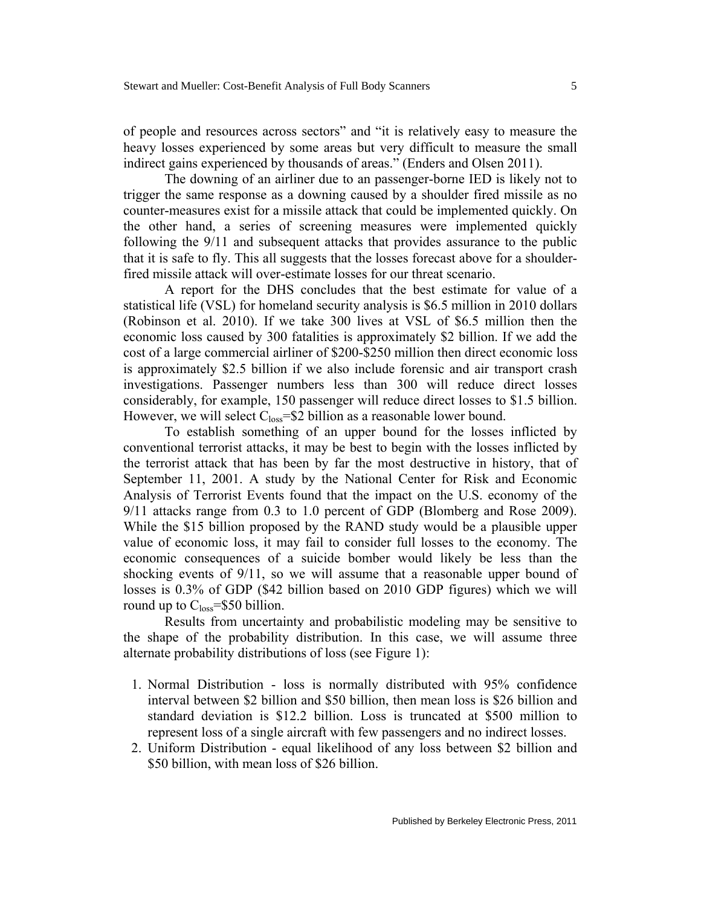of people and resources across sectors" and "it is relatively easy to measure the heavy losses experienced by some areas but very difficult to measure the small indirect gains experienced by thousands of areas." (Enders and Olsen 2011).

The downing of an airliner due to an passenger-borne IED is likely not to trigger the same response as a downing caused by a shoulder fired missile as no counter-measures exist for a missile attack that could be implemented quickly. On the other hand, a series of screening measures were implemented quickly following the 9/11 and subsequent attacks that provides assurance to the public that it is safe to fly. This all suggests that the losses forecast above for a shoulder-fired missile attack will over-estimate losses for our threat scenario.

A report for the DHS concludes that the best estimate for value of a statistical life (VSL) for homeland security analysis is \$6.5 million in 2010 dollars (Robinson et al. 2010). If we take 300 lives at VSL of \$6.5 million then the economic loss caused by 300 fatalities is approximately \$2 billion. If we add the cost of a large commercial airliner of \$200-\$250 million then direct economic loss is approximately \$2.5 billion if we also include forensic and air transport crash investigations. Passenger numbers less than 300 will reduce direct losses considerably, for example, 150 passenger will reduce direct losses to \$1.5 billion. However, we will select $C_{loss}$=\$2 billion as a reasonable lower bound.

To establish something of an upper bound for the losses inflicted by conventional terrorist attacks, it may be best to begin with the losses inflicted by the terrorist attack that has been by far the most destructive in history, that of September 11, 2001. A study by the National Center for Risk and Economic Analysis of Terrorist Events found that the impact on the U.S. economy of the 9/11 attacks range from 0.3 to 1.0 percent of GDP (Blomberg and Rose 2009). While the \$15 billion proposed by the RAND study would be a plausible upper value of economic loss, it may fail to consider full losses to the economy. The economic consequences of a suicide bomber would likely be less than the shocking events of 9/11, so we will assume that a reasonable upper bound of losses is 0.3% of GDP (\$42 billion based on 2010 GDP figures) which we will round up to $C_{loss}$=\$50 billion.

Results from uncertainty and probabilistic modeling may be sensitive to the shape of the probability distribution. In this case, we will assume three alternate probability distributions of loss (see Figure 1):

1. Normal Distribution - loss is normally distributed with 95% confidence interval between \$2 billion and \$50 billion, then mean loss is \$26 billion and standard deviation is \$12.2 billion. Loss is truncated at \$500 million to represent loss of a single aircraft with few passengers and no indirect losses.
2. Uniform Distribution - equal likelihood of any loss between \$2 billion and \$50 billion, with mean loss of \$26 billion.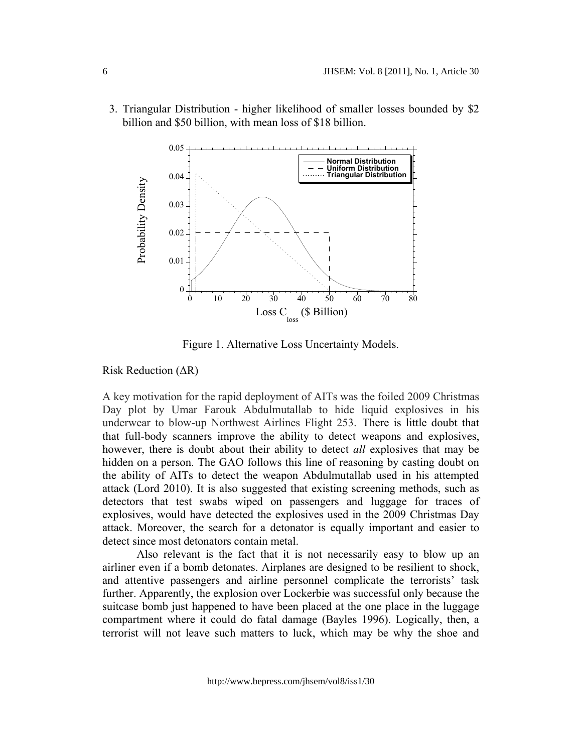3. Triangular Distribution - higher likelihood of smaller losses bounded by \$2 billion and \$50 billion, with mean loss of \$18 billion.

Figure 1. Alternative Loss Uncertainty Models.

Risk Reduction ($\Delta R$)

A key motivation for the rapid deployment of AITs was the foiled 2009 Christmas Day plot by Umar Farouk Abdulmutallab to hide liquid explosives in his underwear to blow-up Northwest Airlines Flight 253. There is little doubt that that full-body scanners improve the ability to detect weapons and explosives, however, there is doubt about their ability to detect *all* explosives that may be hidden on a person. The GAO follows this line of reasoning by casting doubt on the ability of AITs to detect the weapon Abdulmutallab used in his attempted attack (Lord 2010). It is also suggested that existing screening methods, such as detectors that test swabs wiped on passengers and luggage for traces of explosives, would have detected the explosives used in the 2009 Christmas Day attack. Moreover, the search for a detonator is equally important and easier to detect since most detonators contain metal.

Also relevant is the fact that it is not necessarily easy to blow up an airliner even if a bomb detonates. Airplanes are designed to be resilient to shock, and attentive passengers and airline personnel complicate the terrorists' task further. Apparently, the explosion over Lockerbie was successful only because the suitcase bomb just happened to have been placed at the one place in the luggage compartment where it could do fatal damage (Bayles 1996). Logically, then, a terrorist will not leave such matters to luck, which may be why the shoe and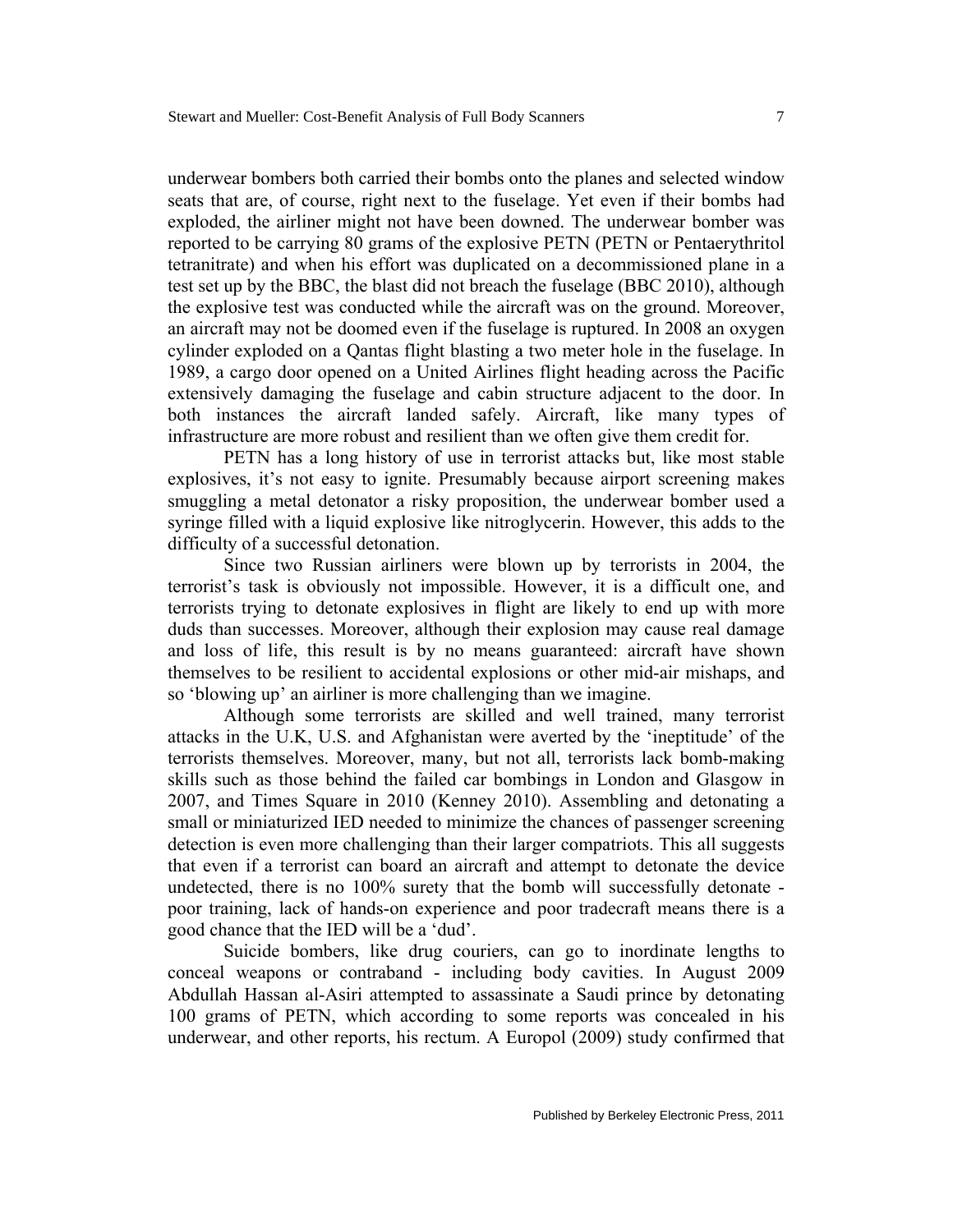underwear bombers both carried their bombs onto the planes and selected window seats that are, of course, right next to the fuselage. Yet even if their bombs had exploded, the airliner might not have been downed. The underwear bomber was reported to be carrying 80 grams of the explosive PETN (PETN or Pentaerythritol tetranitrate) and when his effort was duplicated on a decommissioned plane in a test set up by the BBC, the blast did not breach the fuselage (BBC 2010), although the explosive test was conducted while the aircraft was on the ground. Moreover, an aircraft may not be doomed even if the fuselage is ruptured. In 2008 an oxygen cylinder exploded on a Qantas flight blasting a two meter hole in the fuselage. In 1989, a cargo door opened on a United Airlines flight heading across the Pacific extensively damaging the fuselage and cabin structure adjacent to the door. In both instances the aircraft landed safely. Aircraft, like many types of infrastructure are more robust and resilient than we often give them credit for.

PETN has a long history of use in terrorist attacks but, like most stable explosives, it's not easy to ignite. Presumably because airport screening makes smuggling a metal detonator a risky proposition, the underwear bomber used a syringe filled with a liquid explosive like nitroglycerin. However, this adds to the difficulty of a successful detonation.

Since two Russian airliners were blown up by terrorists in 2004, the terrorist's task is obviously not impossible. However, it is a difficult one, and terrorists trying to detonate explosives in flight are likely to end up with more duds than successes. Moreover, although their explosion may cause real damage and loss of life, this result is by no means guaranteed: aircraft have shown themselves to be resilient to accidental explosions or other mid-air mishaps, and so 'blowing up' an airliner is more challenging than we imagine.

Although some terrorists are skilled and well trained, many terrorist attacks in the U.K, U.S. and Afghanistan were averted by the 'ineptitude' of the terrorists themselves. Moreover, many, but not all, terrorists lack bomb-making skills such as those behind the failed car bombings in London and Glasgow in 2007, and Times Square in 2010 (Kenney 2010). Assembling and detonating a small or miniaturized IED needed to minimize the chances of passenger screening detection is even more challenging than their larger compatriots. This all suggests that even if a terrorist can board an aircraft and attempt to detonate the device undetected, there is no 100% surety that the bomb will successfully detonate - poor training, lack of hands-on experience and poor tradecraft means there is a good chance that the IED will be a 'dud'.

Suicide bombers, like drug couriers, can go to inordinate lengths to conceal weapons or contraband - including body cavities. In August 2009 Abdullah Hassan al-Asiri attempted to assassinate a Saudi prince by detonating 100 grams of PETN, which according to some reports was concealed in his underwear, and other reports, his rectum. A Europol (2009) study confirmed that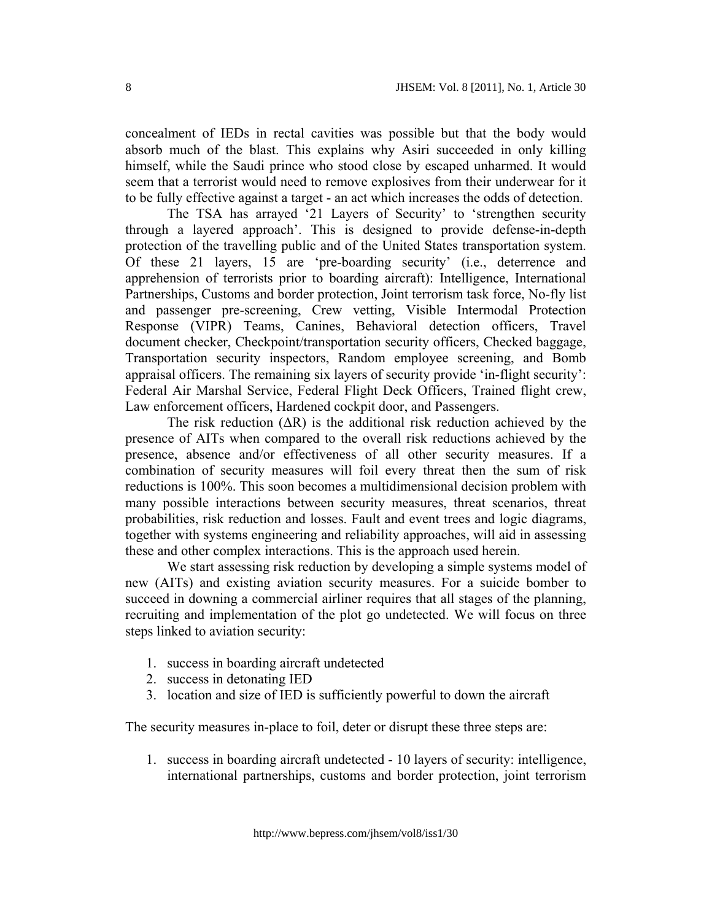concealment of IEDs in rectal cavities was possible but that the body would absorb much of the blast. This explains why Asiri succeeded in only killing himself, while the Saudi prince who stood close by escaped unharmed. It would seem that a terrorist would need to remove explosives from their underwear for it to be fully effective against a target - an act which increases the odds of detection.

The TSA has arrayed '21 Layers of Security' to 'strengthen security through a layered approach'. This is designed to provide defense-in-depth protection of the travelling public and of the United States transportation system. Of these 21 layers, 15 are 'pre-boarding security' (i.e., deterrence and apprehension of terrorists prior to boarding aircraft): Intelligence, International Partnerships, Customs and border protection, Joint terrorism task force, No-fly list and passenger pre-screening, Crew vetting, Visible Intermodal Protection Response (VIPR) Teams, Canines, Behavioral detection officers, Travel document checker, Checkpoint/transportation security officers, Checked baggage, Transportation security inspectors, Random employee screening, and Bomb appraisal officers. The remaining six layers of security provide 'in-flight security': Federal Air Marshal Service, Federal Flight Deck Officers, Trained flight crew, Law enforcement officers, Hardened cockpit door, and Passengers.

The risk reduction ($\Delta R$) is the additional risk reduction achieved by the presence of AITs when compared to the overall risk reductions achieved by the presence, absence and/or effectiveness of all other security measures. If a combination of security measures will foil every threat then the sum of risk reductions is 100%. This soon becomes a multidimensional decision problem with many possible interactions between security measures, threat scenarios, threat probabilities, risk reduction and losses. Fault and event trees and logic diagrams, together with systems engineering and reliability approaches, will aid in assessing these and other complex interactions. This is the approach used herein.

We start assessing risk reduction by developing a simple systems model of new (AITs) and existing aviation security measures. For a suicide bomber to succeed in downing a commercial airliner requires that all stages of the planning, recruiting and implementation of the plot go undetected. We will focus on three steps linked to aviation security:

1. success in boarding aircraft undetected
2. success in detonating IED
3. location and size of IED is sufficiently powerful to down the aircraft

The security measures in-place to foil, deter or disrupt these three steps are:

1. success in boarding aircraft undetected - 10 layers of security: intelligence, international partnerships, customs and border protection, joint terrorism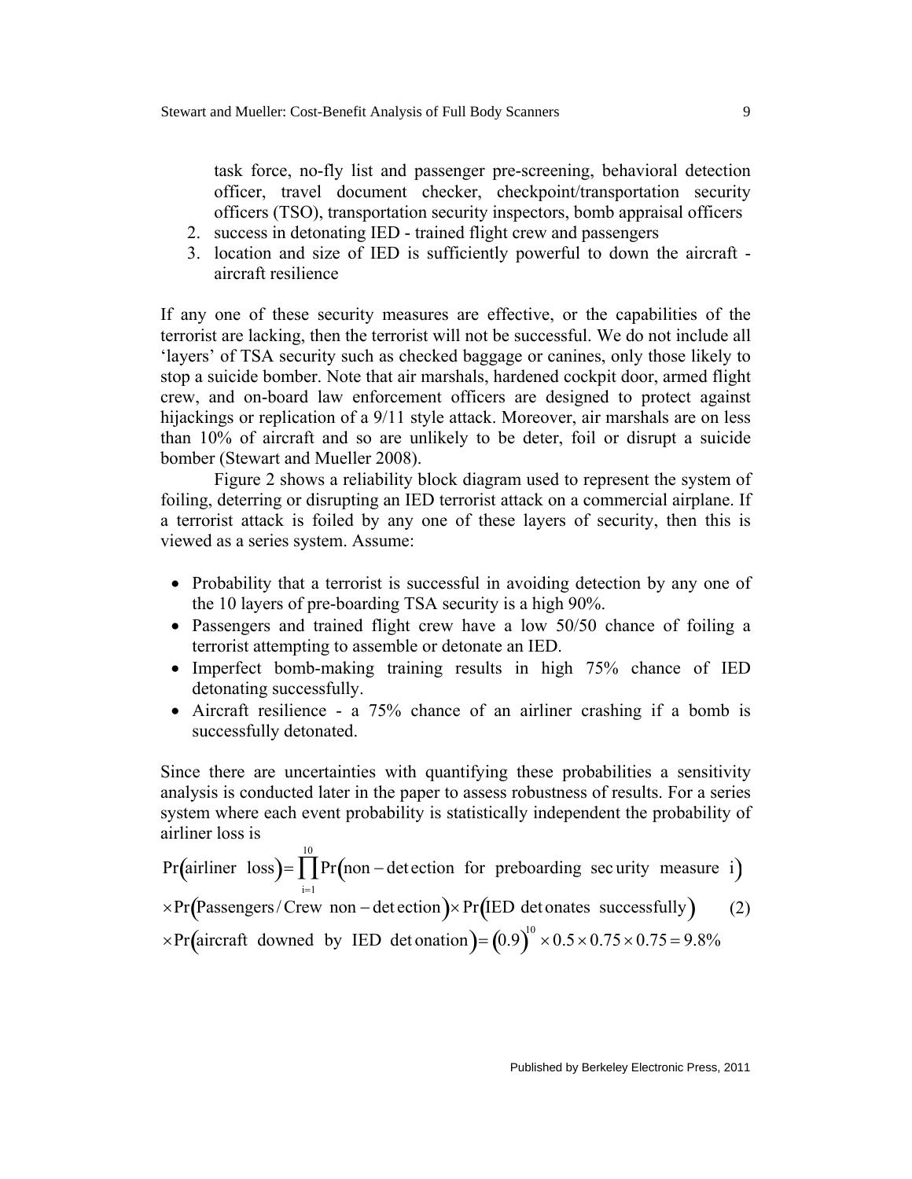task force, no-fly list and passenger pre-screening, behavioral detection officer, travel document checker, checkpoint/transportation security officers (TSO), transportation security inspectors, bomb appraisal officers

2. success in detonating IED - trained flight crew and passengers
3. location and size of IED is sufficiently powerful to down the aircraft - aircraft resilience

If any one of these security measures are effective, or the capabilities of the terrorist are lacking, then the terrorist will not be successful. We do not include all 'layers' of TSA security such as checked baggage or canines, only those likely to stop a suicide bomber. Note that air marshals, hardened cockpit door, armed flight crew, and on-board law enforcement officers are designed to protect against hijackings or replication of a 9/11 style attack. Moreover, air marshals are on less than 10% of aircraft and so are unlikely to be deter, foil or disrupt a suicide bomber (Stewart and Mueller 2008).

Figure 2 shows a reliability block diagram used to represent the system of foiling, deterring or disrupting an IED terrorist attack on a commercial airplane. If a terrorist attack is foiled by any one of these layers of security, then this is viewed as a series system. Assume:

- Probability that a terrorist is successful in avoiding detection by any one of the 10 layers of pre-boarding TSA security is a high 90%.
- Passengers and trained flight crew have a low 50/50 chance of foiling a terrorist attempting to assemble or detonate an IED.
- Imperfect bomb-making training results in high 75% chance of IED detonating successfully.
- Aircraft resilience - a 75% chance of an airliner crashing if a bomb is successfully detonated.

Since there are uncertainties with quantifying these probabilities a sensitivity analysis is conducted later in the paper to assess robustness of results. For a series system where each event probability is statistically independent the probability of airliner loss is

$$
\begin{aligned}
&\Pr(\text{airliner loss}) = \prod_{i=1}^{10} \Pr(\text{non-detection for preboarding security measure i}) \\
&\times \Pr(\text{Passengers/Crew non-detection}) \times \Pr(\text{IED detonates successfully}) \qquad (2) \\
&\times \Pr(\text{aircraft downed by IED detonation}) = (0.9)^{10} \times 0.5 \times 0.75 \times 0.75 = 9.8\%
\end{aligned}
$$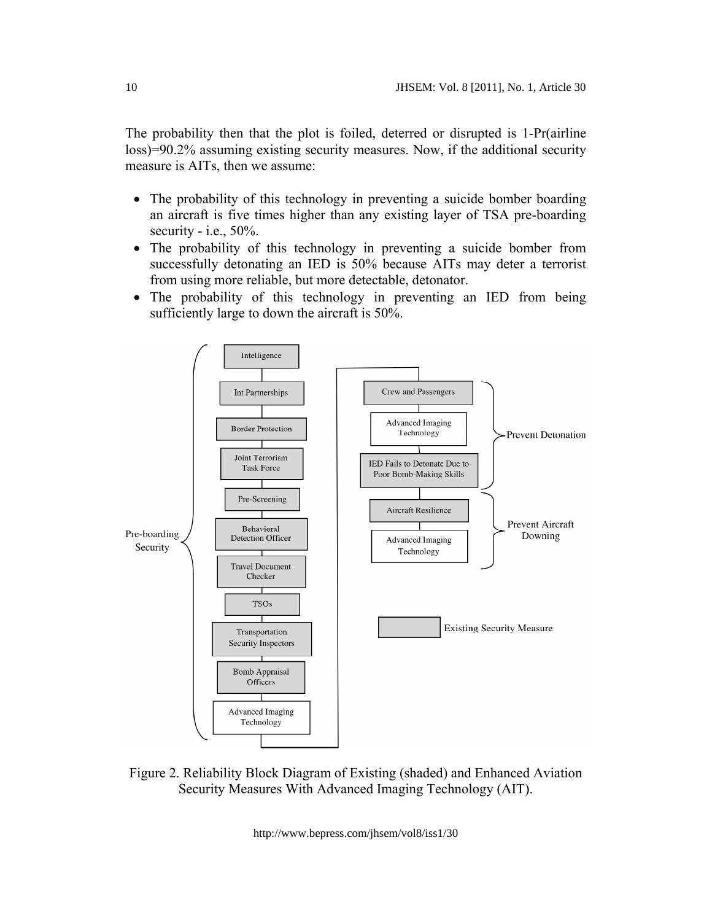The probability then that the plot is foiled, deterred or disrupted is 1-Pr(airline loss)=90.2% assuming existing security measures. Now, if the additional security measure is AITs, then we assume:

- The probability of this technology in preventing a suicide bomber boarding an aircraft is five times higher than any existing layer of TSA pre-boarding security - i.e., 50%.
- The probability of this technology in preventing a suicide bomber from successfully detonating an IED is 50% because AITs may deter a terrorist from using more reliable, but more detectable, detonator.
- The probability of this technology in preventing an IED from being sufficiently large to down the aircraft is 50%.

Figure 2. Reliability Block Diagram of Existing (shaded) and Enhanced Aviation Security Measures With Advanced Imaging Technology (AIT).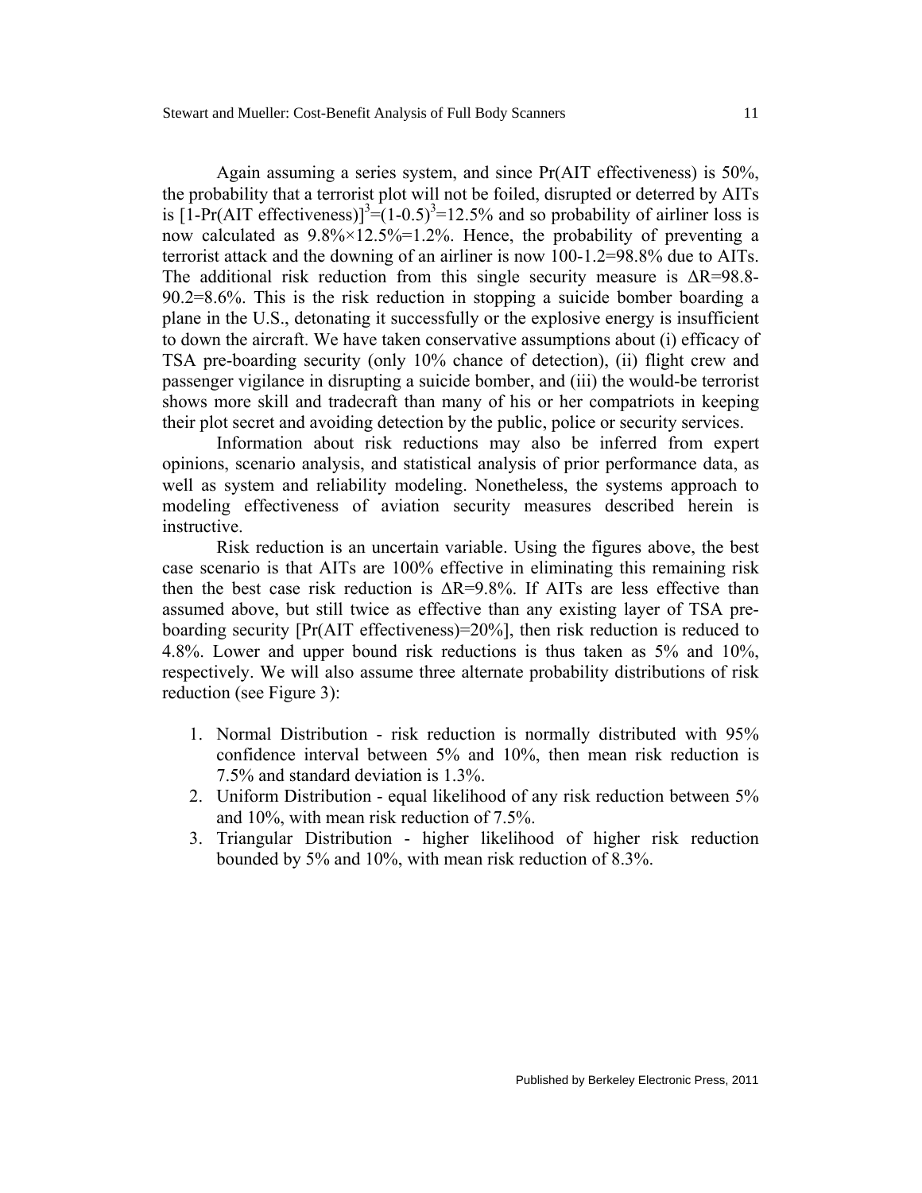Again assuming a series system, and since Pr(AIT effectiveness) is 50%, the probability that a terrorist plot will not be foiled, disrupted or deterred by AITs is $[1\text{-Pr(AIT effectiveness)}]^3=(1\text{-}0.5)^3=12.5\%$ and so probability of airliner loss is now calculated as $9.8\%\times12.5\%=1.2\%$. Hence, the probability of preventing a terrorist attack and the downing of an airliner is now 100-1.2=98.8% due to AITs. The additional risk reduction from this single security measure is $\Delta R$=98.8-90.2=8.6%. This is the risk reduction in stopping a suicide bomber boarding a plane in the U.S., detonating it successfully or the explosive energy is insufficient to down the aircraft. We have taken conservative assumptions about (i) efficacy of TSA pre-boarding security (only 10% chance of detection), (ii) flight crew and passenger vigilance in disrupting a suicide bomber, and (iii) the would-be terrorist shows more skill and tradecraft than many of his or her compatriots in keeping their plot secret and avoiding detection by the public, police or security services.

Information about risk reductions may also be inferred from expert opinions, scenario analysis, and statistical analysis of prior performance data, as well as system and reliability modeling. Nonetheless, the systems approach to modeling effectiveness of aviation security measures described herein is instructive.

Risk reduction is an uncertain variable. Using the figures above, the best case scenario is that AITs are 100% effective in eliminating this remaining risk then the best case risk reduction is $\Delta R$=9.8%. If AITs are less effective than assumed above, but still twice as effective than any existing layer of TSA pre-boarding security [Pr(AIT effectiveness)=20%], then risk reduction is reduced to 4.8%. Lower and upper bound risk reductions is thus taken as 5% and 10%, respectively. We will also assume three alternate probability distributions of risk reduction (see Figure 3):

1. Normal Distribution - risk reduction is normally distributed with 95% confidence interval between 5% and 10%, then mean risk reduction is 7.5% and standard deviation is 1.3%.
2. Uniform Distribution - equal likelihood of any risk reduction between 5% and 10%, with mean risk reduction of 7.5%.
3. Triangular Distribution - higher likelihood of higher risk reduction bounded by 5% and 10%, with mean risk reduction of 8.3%.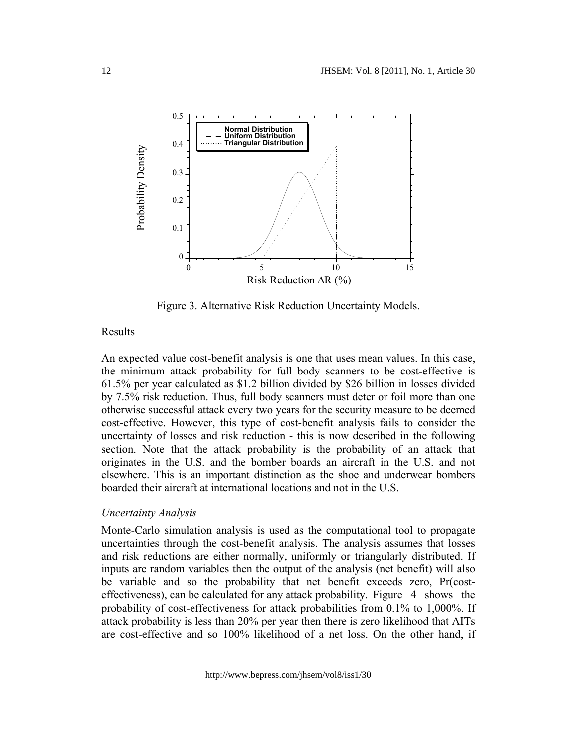Figure 3. Alternative Risk Reduction Uncertainty Models.

Results

An expected value cost-benefit analysis is one that uses mean values. In this case, the minimum attack probability for full body scanners to be cost-effective is 61.5% per year calculated as \$1.2 billion divided by \$26 billion in losses divided by 7.5% risk reduction. Thus, full body scanners must deter or foil more than one otherwise successful attack every two years for the security measure to be deemed cost-effective. However, this type of cost-benefit analysis fails to consider the uncertainty of losses and risk reduction - this is now described in the following section. Note that the attack probability is the probability of an attack that originates in the U.S. and the bomber boards an aircraft in the U.S. and not elsewhere. This is an important distinction as the shoe and underwear bombers boarded their aircraft at international locations and not in the U.S.

*Uncertainty Analysis*

Monte-Carlo simulation analysis is used as the computational tool to propagate uncertainties through the cost-benefit analysis. The analysis assumes that losses and risk reductions are either normally, uniformly or triangularly distributed. If inputs are random variables then the output of the analysis (net benefit) will also be variable and so the probability that net benefit exceeds zero, Pr(cost-effectiveness), can be calculated for any attack probability. Figure 4 shows the probability of cost-effectiveness for attack probabilities from 0.1% to 1,000%. If attack probability is less than 20% per year then there is zero likelihood that AITs are cost-effective and so 100% likelihood of a net loss. On the other hand, if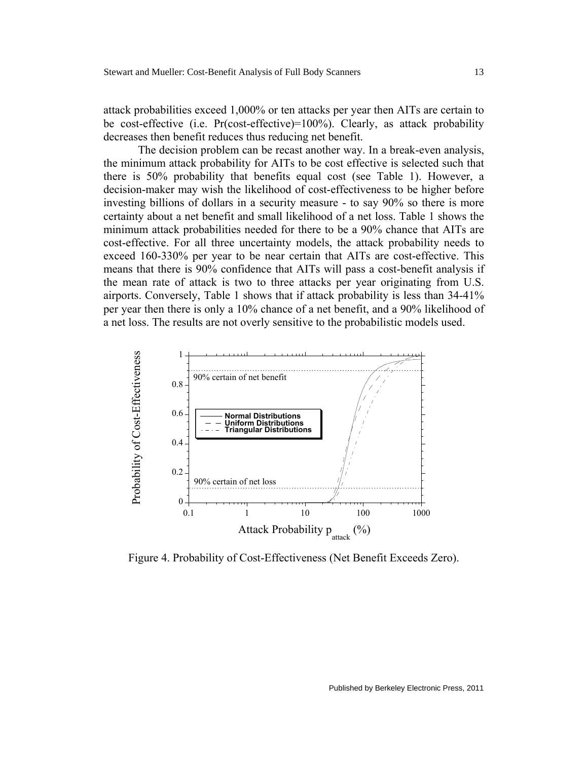attack probabilities exceed 1,000% or ten attacks per year then AITs are certain to be cost-effective (i.e. Pr(cost-effective)=100%). Clearly, as attack probability decreases then benefit reduces thus reducing net benefit.

The decision problem can be recast another way. In a break-even analysis, the minimum attack probability for AITs to be cost effective is selected such that there is 50% probability that benefits equal cost (see Table 1). However, a decision-maker may wish the likelihood of cost-effectiveness to be higher before investing billions of dollars in a security measure - to say 90% so there is more certainty about a net benefit and small likelihood of a net loss. Table 1 shows the minimum attack probabilities needed for there to be a 90% chance that AITs are cost-effective. For all three uncertainty models, the attack probability needs to exceed 160-330% per year to be near certain that AITs are cost-effective. This means that there is 90% confidence that AITs will pass a cost-benefit analysis if the mean rate of attack is two to three attacks per year originating from U.S. airports. Conversely, Table 1 shows that if attack probability is less than 34-41% per year then there is only a 10% chance of a net benefit, and a 90% likelihood of a net loss. The results are not overly sensitive to the probabilistic models used.

Figure 4. Probability of Cost-Effectiveness (Net Benefit Exceeds Zero).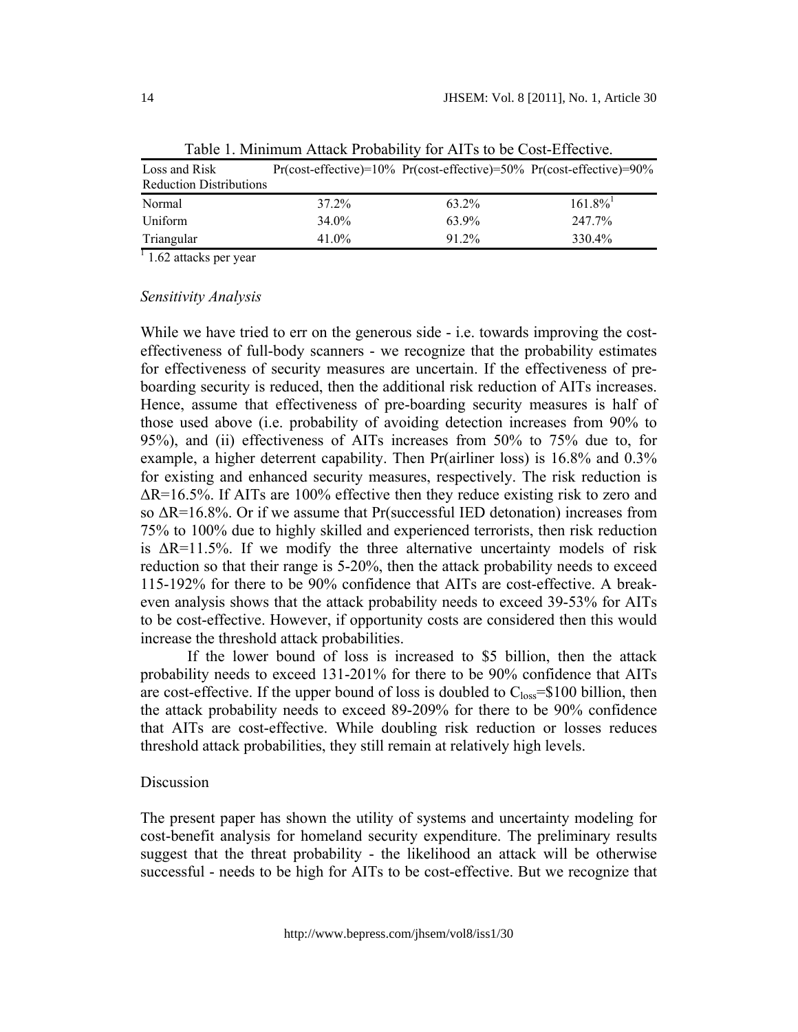Table 1. Minimum Attack Probability for AITs to be Cost-Effective.

| Loss and Risk Reduction Distributions | Pr(cost-effective)=10% | Pr(cost-effective)=50% | Pr(cost-effective)=90% |
|---|---|---|---|
| Normal | 37.2% | 63.2% | 161.8%[1] |
| Uniform | 34.0% | 63.9% | 247.7% |
| Triangular | 41.0% | 91.2% | 330.4% |

[1] 1.62 attacks per year

*Sensitivity Analysis*

While we have tried to err on the generous side - i.e. towards improving the cost-effectiveness of full-body scanners - we recognize that the probability estimates for effectiveness of security measures are uncertain. If the effectiveness of pre-boarding security is reduced, then the additional risk reduction of AITs increases. Hence, assume that effectiveness of pre-boarding security measures is half of those used above (i.e. probability of avoiding detection increases from 90% to 95%), and (ii) effectiveness of AITs increases from 50% to 75% due to, for example, a higher deterrent capability. Then Pr(airliner loss) is 16.8% and 0.3% for existing and enhanced security measures, respectively. The risk reduction is $\Delta R$=16.5%. If AITs are 100% effective then they reduce existing risk to zero and so $\Delta R$=16.8%. Or if we assume that Pr(successful IED detonation) increases from 75% to 100% due to highly skilled and experienced terrorists, then risk reduction is $\Delta R$=11.5%. If we modify the three alternative uncertainty models of risk reduction so that their range is 5-20%, then the attack probability needs to exceed 115-192% for there to be 90% confidence that AITs are cost-effective. A break-even analysis shows that the attack probability needs to exceed 39-53% for AITs to be cost-effective. However, if opportunity costs are considered then this would increase the threshold attack probabilities.

If the lower bound of loss is increased to \$5 billion, then the attack probability needs to exceed 131-201% for there to be 90% confidence that AITs are cost-effective. If the upper bound of loss is doubled to $C_{loss}$=\$100 billion, then the attack probability needs to exceed 89-209% for there to be 90% confidence that AITs are cost-effective. While doubling risk reduction or losses reduces threshold attack probabilities, they still remain at relatively high levels.

## Discussion

The present paper has shown the utility of systems and uncertainty modeling for cost-benefit analysis for homeland security expenditure. The preliminary results suggest that the threat probability - the likelihood an attack will be otherwise successful - needs to be high for AITs to be cost-effective. But we recognize that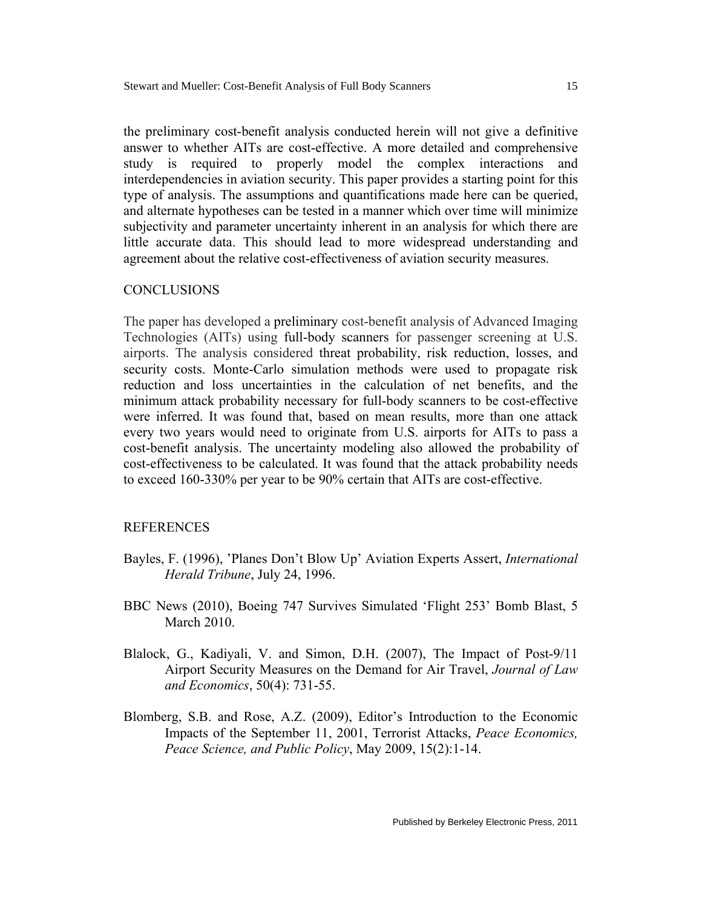the preliminary cost-benefit analysis conducted herein will not give a definitive answer to whether AITs are cost-effective. A more detailed and comprehensive study is required to properly model the complex interactions and interdependencies in aviation security. This paper provides a starting point for this type of analysis. The assumptions and quantifications made here can be queried, and alternate hypotheses can be tested in a manner which over time will minimize subjectivity and parameter uncertainty inherent in an analysis for which there are little accurate data. This should lead to more widespread understanding and agreement about the relative cost-effectiveness of aviation security measures.

## CONCLUSIONS

The paper has developed a preliminary cost-benefit analysis of Advanced Imaging Technologies (AITs) using full-body scanners for passenger screening at U.S. airports. The analysis considered threat probability, risk reduction, losses, and security costs. Monte-Carlo simulation methods were used to propagate risk reduction and loss uncertainties in the calculation of net benefits, and the minimum attack probability necessary for full-body scanners to be cost-effective were inferred. It was found that, based on mean results, more than one attack every two years would need to originate from U.S. airports for AITs to pass a cost-benefit analysis. The uncertainty modeling also allowed the probability of cost-effectiveness to be calculated. It was found that the attack probability needs to exceed 160-330% per year to be 90% certain that AITs are cost-effective.

## REFERENCES

Bayles, F. (1996), 'Planes Don't Blow Up' Aviation Experts Assert, *International Herald Tribune*, July 24, 1996.

BBC News (2010), Boeing 747 Survives Simulated 'Flight 253' Bomb Blast, 5 March 2010.

Blalock, G., Kadiyali, V. and Simon, D.H. (2007), The Impact of Post-9/11 Airport Security Measures on the Demand for Air Travel, *Journal of Law and Economics*, 50(4): 731-55.

Blomberg, S.B. and Rose, A.Z. (2009), Editor's Introduction to the Economic Impacts of the September 11, 2001, Terrorist Attacks, *Peace Economics, Peace Science, and Public Policy*, May 2009, 15(2):1-14.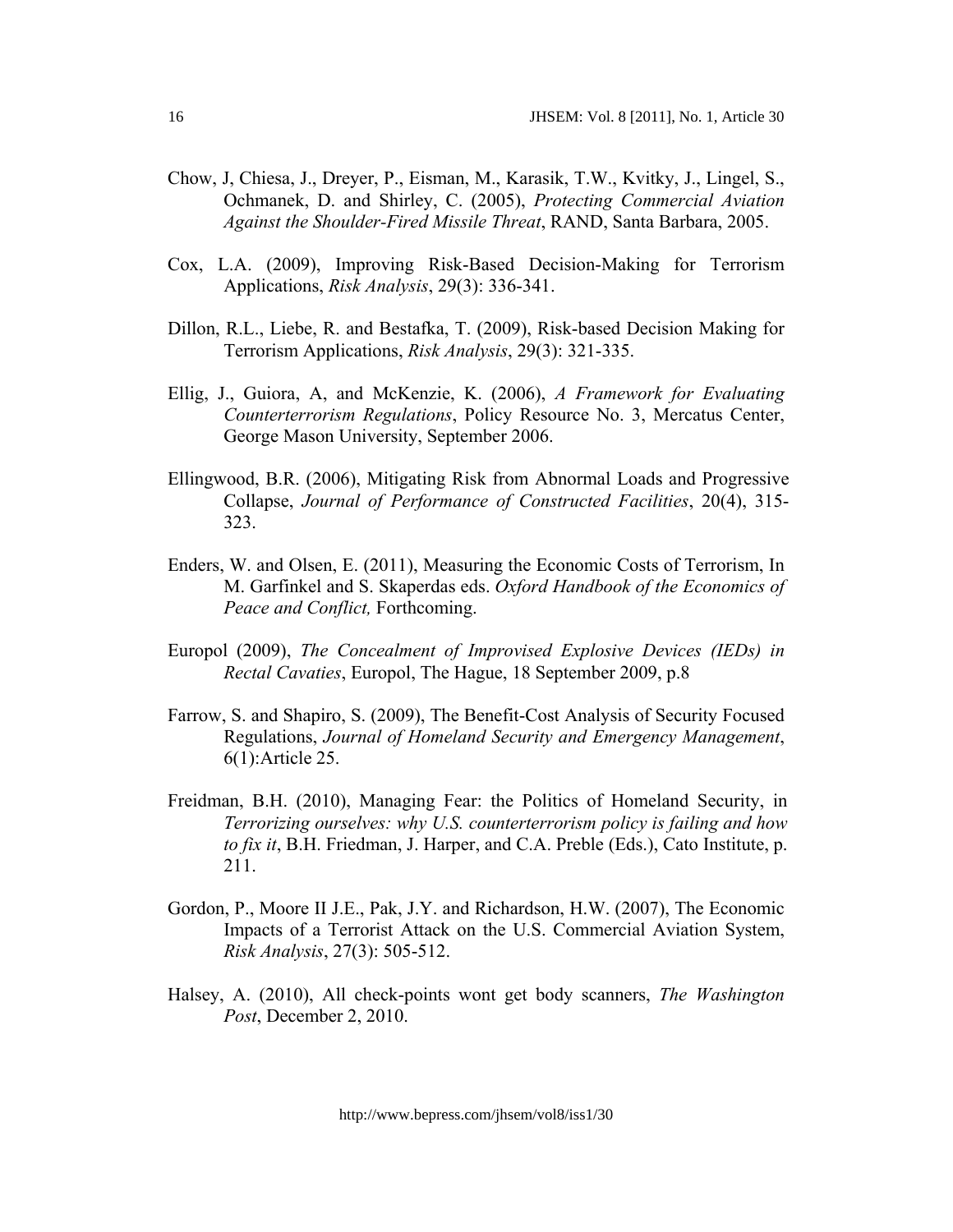Chow, J, Chiesa, J., Dreyer, P., Eisman, M., Karasik, T.W., Kvitky, J., Lingel, S., Ochmanek, D. and Shirley, C. (2005), *Protecting Commercial Aviation Against the Shoulder-Fired Missile Threat*, RAND, Santa Barbara, 2005.

Cox, L.A. (2009), Improving Risk-Based Decision-Making for Terrorism Applications, *Risk Analysis*, 29(3): 336-341.

Dillon, R.L., Liebe, R. and Bestafka, T. (2009), Risk-based Decision Making for Terrorism Applications, *Risk Analysis*, 29(3): 321-335.

Ellig, J., Guiora, A, and McKenzie, K. (2006), *A Framework for Evaluating Counterterrorism Regulations*, Policy Resource No. 3, Mercatus Center, George Mason University, September 2006.

Ellingwood, B.R. (2006), Mitigating Risk from Abnormal Loads and Progressive Collapse, *Journal of Performance of Constructed Facilities*, 20(4), 315-323.

Enders, W. and Olsen, E. (2011), Measuring the Economic Costs of Terrorism, In M. Garfinkel and S. Skaperdas eds. *Oxford Handbook of the Economics of Peace and Conflict,* Forthcoming.

Europol (2009), *The Concealment of Improvised Explosive Devices (IEDs) in Rectal Cavaties*, Europol, The Hague, 18 September 2009, p.8

Farrow, S. and Shapiro, S. (2009), The Benefit-Cost Analysis of Security Focused Regulations, *Journal of Homeland Security and Emergency Management*, 6(1):Article 25.

Freidman, B.H. (2010), Managing Fear: the Politics of Homeland Security, in *Terrorizing ourselves: why U.S. counterterrorism policy is failing and how to fix it*, B.H. Friedman, J. Harper, and C.A. Preble (Eds.), Cato Institute, p. 211.

Gordon, P., Moore II J.E., Pak, J.Y. and Richardson, H.W. (2007), The Economic Impacts of a Terrorist Attack on the U.S. Commercial Aviation System, *Risk Analysis*, 27(3): 505-512.

Halsey, A. (2010), All check-points wont get body scanners, *The Washington Post*, December 2, 2010.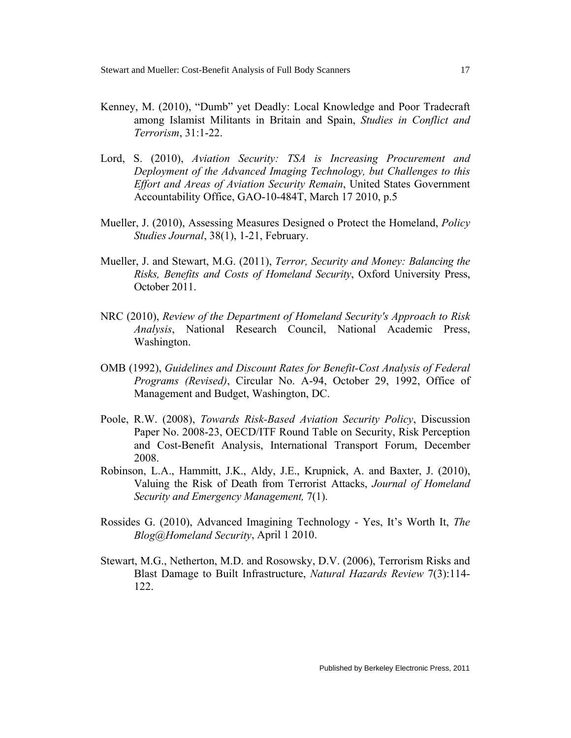Kenney, M. (2010), "Dumb" yet Deadly: Local Knowledge and Poor Tradecraft among Islamist Militants in Britain and Spain, *Studies in Conflict and Terrorism*, 31:1-22.

Lord, S. (2010), *Aviation Security: TSA is Increasing Procurement and Deployment of the Advanced Imaging Technology, but Challenges to this Effort and Areas of Aviation Security Remain*, United States Government Accountability Office, GAO-10-484T, March 17 2010, p.5

Mueller, J. (2010), Assessing Measures Designed o Protect the Homeland, *Policy Studies Journal*, 38(1), 1-21, February.

Mueller, J. and Stewart, M.G. (2011), *Terror, Security and Money: Balancing the Risks, Benefits and Costs of Homeland Security*, Oxford University Press, October 2011.

NRC (2010), *Review of the Department of Homeland Security's Approach to Risk Analysis*, National Research Council, National Academic Press, Washington.

OMB (1992), *Guidelines and Discount Rates for Benefit-Cost Analysis of Federal Programs (Revised)*, Circular No. A-94, October 29, 1992, Office of Management and Budget, Washington, DC.

Poole, R.W. (2008), *Towards Risk-Based Aviation Security Policy*, Discussion Paper No. 2008-23, OECD/ITF Round Table on Security, Risk Perception and Cost-Benefit Analysis, International Transport Forum, December 2008.

Robinson, L.A., Hammitt, J.K., Aldy, J.E., Krupnick, A. and Baxter, J. (2010), Valuing the Risk of Death from Terrorist Attacks, *Journal of Homeland Security and Emergency Management,* 7(1).

Rossides G. (2010), Advanced Imagining Technology - Yes, It's Worth It, *The Blog@Homeland Security*, April 1 2010.

Stewart, M.G., Netherton, M.D. and Rosowsky, D.V. (2006), Terrorism Risks and Blast Damage to Built Infrastructure, *Natural Hazards Review* 7(3):114-122.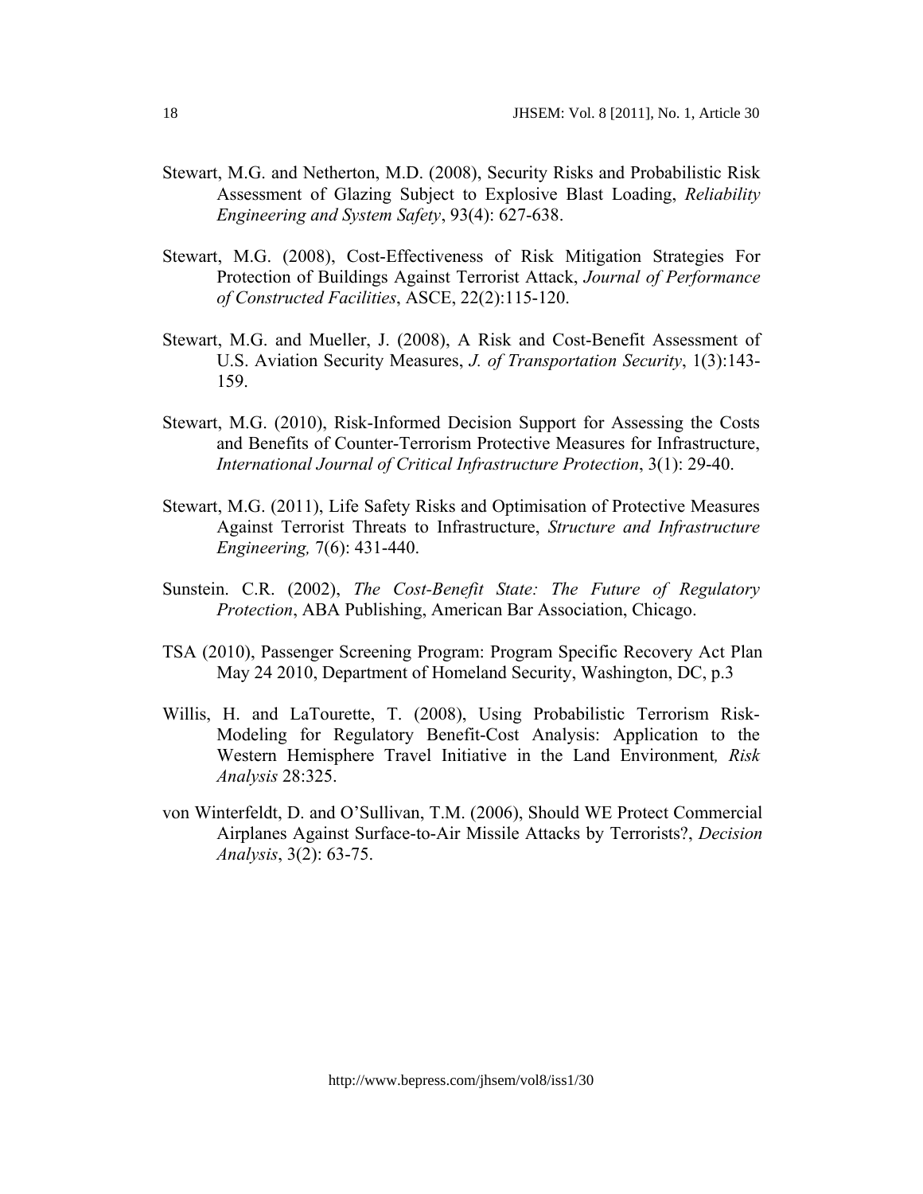Stewart, M.G. and Netherton, M.D. (2008), Security Risks and Probabilistic Risk Assessment of Glazing Subject to Explosive Blast Loading, *Reliability Engineering and System Safety*, 93(4): 627-638.

Stewart, M.G. (2008), Cost-Effectiveness of Risk Mitigation Strategies For Protection of Buildings Against Terrorist Attack, *Journal of Performance of Constructed Facilities*, ASCE, 22(2):115-120.

Stewart, M.G. and Mueller, J. (2008), A Risk and Cost-Benefit Assessment of U.S. Aviation Security Measures, *J. of Transportation Security*, 1(3):143-159.

Stewart, M.G. (2010), Risk-Informed Decision Support for Assessing the Costs and Benefits of Counter-Terrorism Protective Measures for Infrastructure, *International Journal of Critical Infrastructure Protection*, 3(1): 29-40.

Stewart, M.G. (2011), Life Safety Risks and Optimisation of Protective Measures Against Terrorist Threats to Infrastructure, *Structure and Infrastructure Engineering,* 7(6): 431-440.

Sunstein. C.R. (2002), *The Cost-Benefit State: The Future of Regulatory Protection*, ABA Publishing, American Bar Association, Chicago.

TSA (2010), Passenger Screening Program: Program Specific Recovery Act Plan May 24 2010, Department of Homeland Security, Washington, DC, p.3

Willis, H. and LaTourette, T. (2008), Using Probabilistic Terrorism Risk-Modeling for Regulatory Benefit-Cost Analysis: Application to the Western Hemisphere Travel Initiative in the Land Environment*, Risk Analysis* 28:325.

von Winterfeldt, D. and O'Sullivan, T.M. (2006), Should WE Protect Commercial Airplanes Against Surface-to-Air Missile Attacks by Terrorists?, *Decision Analysis*, 3(2): 63-75.